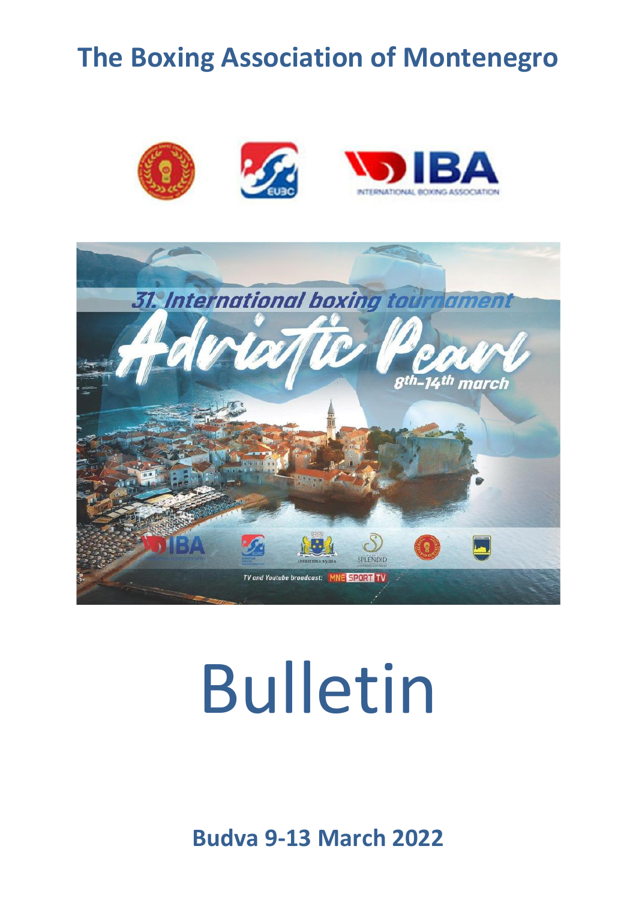# The Boxing Association of Montenegro

31. International boxing tournament

Adriatic Pearl

8th-14th march

TV and Youtube broadcast: MNE SPORT TV

# Bulletin

**Budva 9-13 March 2022**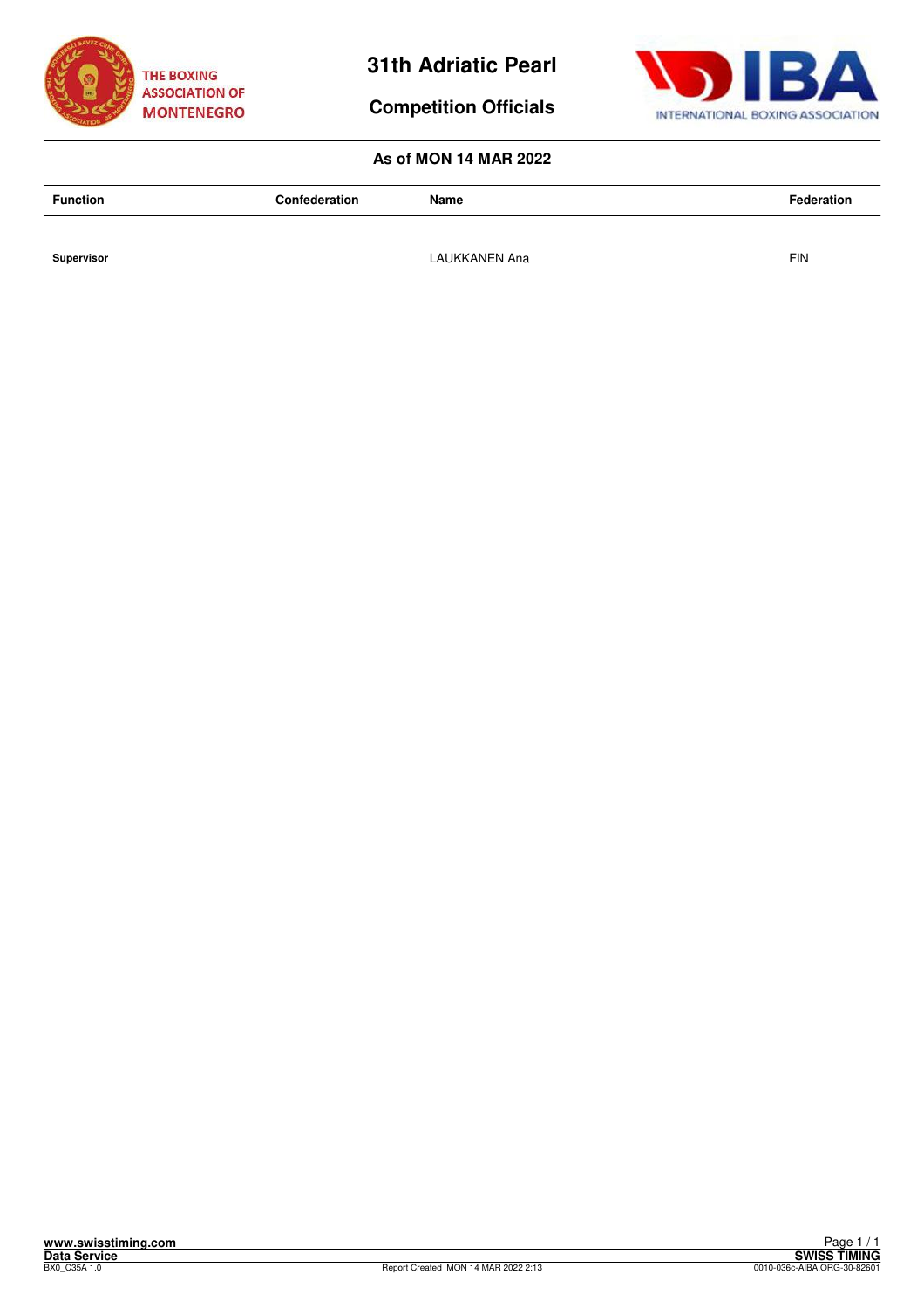# 31th Adriatic Pearl

## Competition Officials

**As of MON 14 MAR 2022**

| Function | Confederation | Name | Federation |
|---|---|---|---|
| **Supervisor** | | LAUKKANEN Ana | FIN |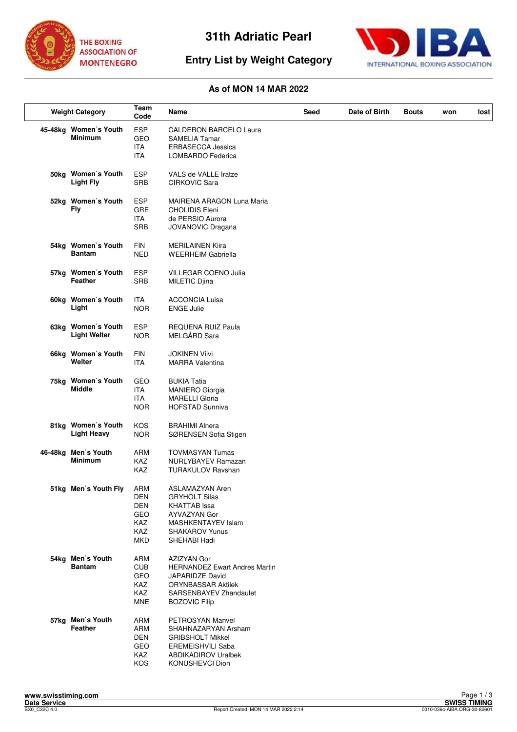# 31th Adriatic Pearl

THE BOXING ASSOCIATION OF MONTENEGRO

INTERNATIONAL BOXING ASSOCIATION

## Entry List by Weight Category

**As of MON 14 MAR 2022**

| Weight Category | | Team Code | Name | Seed | Date of Birth | Bouts | won | lost |
|---|---|---|---|---|---|---|---|---|
| 45-48kg | Women`s Youth Minimum | ESP | CALDERON BARCELO Laura | | | | | |
| | | GEO | SAMELIA Tamar | | | | | |
| | | ITA | ERBASECCA Jessica | | | | | |
| | | ITA | LOMBARDO Federica | | | | | |
| 50kg | Women`s Youth Light Fly | ESP | VALS de VALLE Iratze | | | | | |
| | | SRB | CIRKOVIC Sara | | | | | |
| 52kg | Women`s Youth Fly | ESP | MAIRENA ARAGON Luna Maria | | | | | |
| | | GRE | CHOLIDIS Eleni | | | | | |
| | | ITA | de PERSIO Aurora | | | | | |
| | | SRB | JOVANOVIC Dragana | | | | | |
| 54kg | Women`s Youth Bantam | FIN | MERILAINEN Kiira | | | | | |
| | | NED | WEERHEIM Gabriella | | | | | |
| 57kg | Women`s Youth Feather | ESP | VILLEGAR COENO Julia | | | | | |
| | | SRB | MILETIC Djina | | | | | |
| 60kg | Women`s Youth Light | ITA | ACCONCIA Luisa | | | | | |
| | | NOR | ENGE Julie | | | | | |
| 63kg | Women`s Youth Light Welter | ESP | REQUENA RUIZ Paula | | | | | |
| | | NOR | MELGÅRD Sara | | | | | |
| 66kg | Women`s Youth Welter | FIN | JOKINEN Viivi | | | | | |
| | | ITA | MARRA Valentina | | | | | |
| 75kg | Women`s Youth Middle | GEO | BUKIA Tatia | | | | | |
| | | ITA | MANIERO Giorgia | | | | | |
| | | ITA | MARELLI Gloria | | | | | |
| | | NOR | HOFSTAD Sunniva | | | | | |
| 81kg | Women`s Youth Light Heavy | KOS | BRAHIMI Alnera | | | | | |
| | | NOR | SØRENSEN Sofia Stigen | | | | | |
| 46-48kg | Men`s Youth Minimum | ARM | TOVMASYAN Tumas | | | | | |
| | | KAZ | NURLYBAYEV Ramazan | | | | | |
| | | KAZ | TURAKULOV Ravshan | | | | | |
| 51kg | Men`s Youth Fly | ARM | ASLAMAZYAN Aren | | | | | |
| | | DEN | GRYHOLT Silas | | | | | |
| | | DEN | KHATTAB Issa | | | | | |
| | | GEO | AYVAZYAN Gor | | | | | |
| | | KAZ | MASHKENTAYEV Islam | | | | | |
| | | KAZ | SHAKAROV Yunus | | | | | |
| | | MKD | SHEHABI Hadi | | | | | |
| 54kg | Men`s Youth Bantam | ARM | AZIZYAN Gor | | | | | |
| | | CUB | HERNANDEZ Ewart Andres Martin | | | | | |
| | | GEO | JAPARIDZE David | | | | | |
| | | KAZ | ORYNBASSAR Aktilek | | | | | |
| | | KAZ | SARSENBAYEV Zhandaulet | | | | | |
| | | MNE | BOZOVIC Filip | | | | | |
| 57kg | Men`s Youth Feather | ARM | PETROSYAN Manvel | | | | | |
| | | ARM | SHAHNAZARYAN Arsham | | | | | |
| | | DEN | GRIBSHOLT Mikkel | | | | | |
| | | GEO | EREMEISHVILI Saba | | | | | |
| | | KAZ | ABDIKADIROV Uralbek | | | | | |
| | | KOS | KONUSHEVCI Dion | | | | | |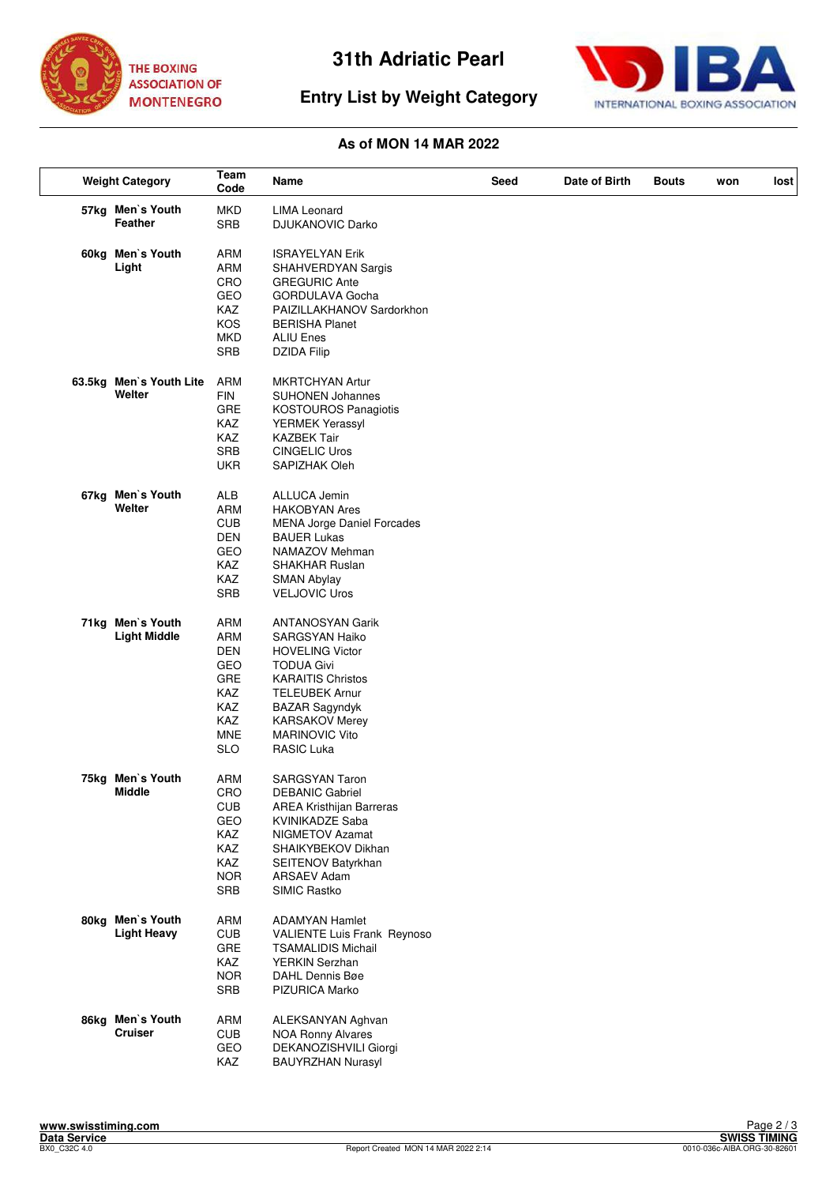# 31th Adriatic Pearl

## Entry List by Weight Category

**As of MON 14 MAR 2022**

| Weight Category | Team Code | Name | Seed | Date of Birth | Bouts | won | lost |
|---|---|---|---|---|---|---|---|
| **57kg Men`s Youth Feather** | MKD | LIMA Leonard | | | | | |
| | SRB | DJUKANOVIC Darko | | | | | |
| **60kg Men`s Youth Light** | ARM | ISRAYELYAN Erik | | | | | |
| | ARM | SHAHVERDYAN Sargis | | | | | |
| | CRO | GREGURIC Ante | | | | | |
| | GEO | GORDULAVA Gocha | | | | | |
| | KAZ | PAIZILLAKHANOV Sardorkhon | | | | | |
| | KOS | BERISHA Planet | | | | | |
| | MKD | ALIU Enes | | | | | |
| | SRB | DZIDA Filip | | | | | |
| **63.5kg Men`s Youth Lite Welter** | ARM | MKRTCHYAN Artur | | | | | |
| | FIN | SUHONEN Johannes | | | | | |
| | GRE | KOSTOUROS Panagiotis | | | | | |
| | KAZ | YERMEK Yerassyl | | | | | |
| | KAZ | KAZBEK Tair | | | | | |
| | SRB | CINGELIC Uros | | | | | |
| | UKR | SAPIZHAK Oleh | | | | | |
| **67kg Men`s Youth Welter** | ALB | ALLUCA Jemin | | | | | |
| | ARM | HAKOBYAN Ares | | | | | |
| | CUB | MENA Jorge Daniel Forcades | | | | | |
| | DEN | BAUER Lukas | | | | | |
| | GEO | NAMAZOV Mehman | | | | | |
| | KAZ | SHAKHAR Ruslan | | | | | |
| | KAZ | SMAN Abylay | | | | | |
| | SRB | VELJOVIC Uros | | | | | |
| **71kg Men`s Youth Light Middle** | ARM | ANTANOSYAN Garik | | | | | |
| | ARM | SARGSYAN Haiko | | | | | |
| | DEN | HOVELING Victor | | | | | |
| | GEO | TODUA Givi | | | | | |
| | GRE | KARAITIS Christos | | | | | |
| | KAZ | TELEUBEK Arnur | | | | | |
| | KAZ | BAZAR Sagyndyk | | | | | |
| | KAZ | KARSAKOV Merey | | | | | |
| | MNE | MARINOVIC Vito | | | | | |
| | SLO | RASIC Luka | | | | | |
| **75kg Men`s Youth Middle** | ARM | SARGSYAN Taron | | | | | |
| | CRO | DEBANIC Gabriel | | | | | |
| | CUB | AREA Kristhijan Barreras | | | | | |
| | GEO | KVINIKADZE Saba | | | | | |
| | KAZ | NIGMETOV Azamat | | | | | |
| | KAZ | SHAIKYBEKOV Dikhan | | | | | |
| | KAZ | SEITENOV Batyrkhan | | | | | |
| | NOR | ARSAEV Adam | | | | | |
| | SRB | SIMIC Rastko | | | | | |
| **80kg Men`s Youth Light Heavy** | ARM | ADAMYAN Hamlet | | | | | |
| | CUB | VALIENTE Luis Frank Reynoso | | | | | |
| | GRE | TSAMALIDIS Michail | | | | | |
| | KAZ | YERKIN Serzhan | | | | | |
| | NOR | DAHL Dennis Bøe | | | | | |
| | SRB | PIZURICA Marko | | | | | |
| **86kg Men`s Youth Cruiser** | ARM | ALEKSANYAN Aghvan | | | | | |
| | CUB | NOA Ronny Alvares | | | | | |
| | GEO | DEKANOZISHVILI Giorgi | | | | | |
| | KAZ | BAUYRZHAN Nurasyl | | | | | |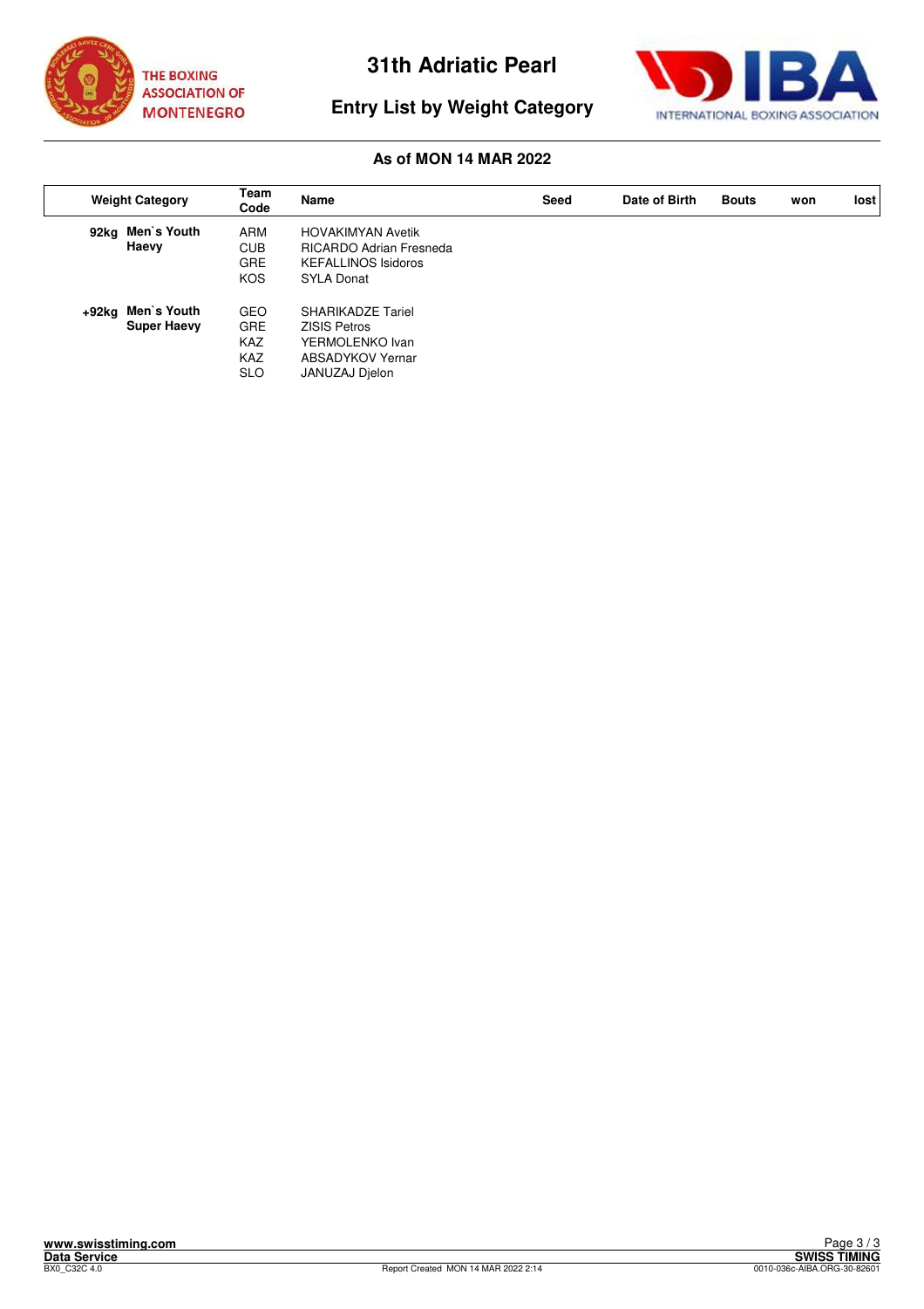# 31th Adriatic Pearl

## Entry List by Weight Category

### As of MON 14 MAR 2022

| Weight Category | Team Code | Name | Seed | Date of Birth | Bouts | won | lost |
|---|---|---|---|---|---|---|---|
| 92kg Men`s Youth Haevy | ARM | HOVAKIMYAN Avetik | | | | | |
| | CUB | RICARDO Adrian Fresneda | | | | | |
| | GRE | KEFALLINOS Isidoros | | | | | |
| | KOS | SYLA Donat | | | | | |
| +92kg Men`s Youth Super Haevy | GEO | SHARIKADZE Tariel | | | | | |
| | GRE | ZISIS Petros | | | | | |
| | KAZ | YERMOLENKO Ivan | | | | | |
| | KAZ | ABSADYKOV Yernar | | | | | |
| | SLO | JANUZAJ Djelon | | | | | |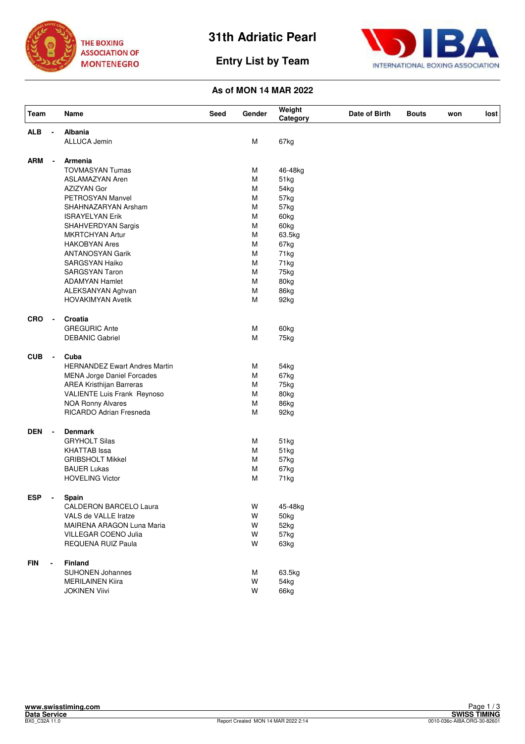# 31th Adriatic Pearl

## Entry List by Team

**As of MON 14 MAR 2022**

| Team | Name | Seed | Gender | Weight Category | Date of Birth | Bouts | won | lost |
|---|---|---|---|---|---|---|---|---|
| **ALB -** | **Albania** | | | | | | | |
| | ALLUCA Jemin | | M | 67kg | | | | |
| **ARM -** | **Armenia** | | | | | | | |
| | TOVMASYAN Tumas | | M | 46-48kg | | | | |
| | ASLAMAZYAN Aren | | M | 51kg | | | | |
| | AZIZYAN Gor | | M | 54kg | | | | |
| | PETROSYAN Manvel | | M | 57kg | | | | |
| | SHAHNAZARYAN Arsham | | M | 57kg | | | | |
| | ISRAYELYAN Erik | | M | 60kg | | | | |
| | SHAHVERDYAN Sargis | | M | 60kg | | | | |
| | MKRTCHYAN Artur | | M | 63.5kg | | | | |
| | HAKOBYAN Ares | | M | 67kg | | | | |
| | ANTANOSYAN Garik | | M | 71kg | | | | |
| | SARGSYAN Haiko | | M | 71kg | | | | |
| | SARGSYAN Taron | | M | 75kg | | | | |
| | ADAMYAN Hamlet | | M | 80kg | | | | |
| | ALEKSANYAN Aghvan | | M | 86kg | | | | |
| | HOVAKIMYAN Avetik | | M | 92kg | | | | |
| **CRO -** | **Croatia** | | | | | | | |
| | GREGURIC Ante | | M | 60kg | | | | |
| | DEBANIC Gabriel | | M | 75kg | | | | |
| **CUB -** | **Cuba** | | | | | | | |
| | HERNANDEZ Ewart Andres Martin | | M | 54kg | | | | |
| | MENA Jorge Daniel Forcades | | M | 67kg | | | | |
| | AREA Kristhijan Barreras | | M | 75kg | | | | |
| | VALIENTE Luis Frank Reynoso | | M | 80kg | | | | |
| | NOA Ronny Alvares | | M | 86kg | | | | |
| | RICARDO Adrian Fresneda | | M | 92kg | | | | |
| **DEN -** | **Denmark** | | | | | | | |
| | GRYHOLT Silas | | M | 51kg | | | | |
| | KHATTAB Issa | | M | 51kg | | | | |
| | GRIBSHOLT Mikkel | | M | 57kg | | | | |
| | BAUER Lukas | | M | 67kg | | | | |
| | HOVELING Victor | | M | 71kg | | | | |
| **ESP -** | **Spain** | | | | | | | |
| | CALDERON BARCELO Laura | | W | 45-48kg | | | | |
| | VALS de VALLE Iratze | | W | 50kg | | | | |
| | MAIRENA ARAGON Luna Maria | | W | 52kg | | | | |
| | VILLEGAR COENO Julia | | W | 57kg | | | | |
| | REQUENA RUIZ Paula | | W | 63kg | | | | |
| **FIN -** | **Finland** | | | | | | | |
| | SUHONEN Johannes | | M | 63.5kg | | | | |
| | MERILAINEN Kiira | | W | 54kg | | | | |
| | JOKINEN Viivi | | W | 66kg | | | | |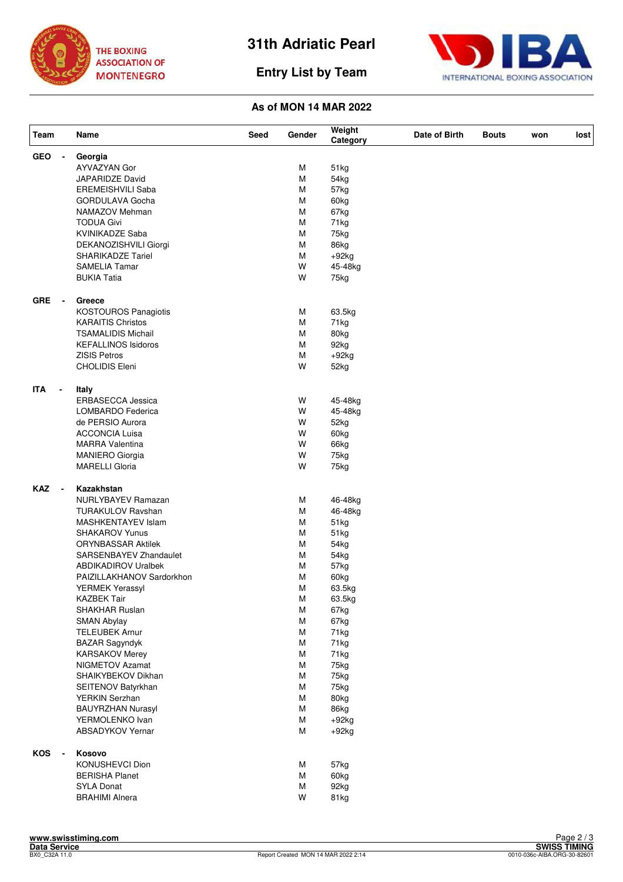# 31th Adriatic Pearl

## Entry List by Team

THE BOXING ASSOCIATION OF MONTENEGRO

INTERNATIONAL BOXING ASSOCIATION

### As of MON 14 MAR 2022

| Team | Name | Seed | Gender | Weight Category | Date of Birth | Bouts | won | lost |
|---|---|---|---|---|---|---|---|---|
| **GEO -** | **Georgia** | | | | | | | |
| | AYVAZYAN Gor | | M | 51kg | | | | |
| | JAPARIDZE David | | M | 54kg | | | | |
| | EREMEISHVILI Saba | | M | 57kg | | | | |
| | GORDULAVA Gocha | | M | 60kg | | | | |
| | NAMAZOV Mehman | | M | 67kg | | | | |
| | TODUA Givi | | M | 71kg | | | | |
| | KVINIKADZE Saba | | M | 75kg | | | | |
| | DEKANOZISHVILI Giorgi | | M | 86kg | | | | |
| | SHARIKADZE Tariel | | M | +92kg | | | | |
| | SAMELIA Tamar | | W | 45-48kg | | | | |
| | BUKIA Tatia | | W | 75kg | | | | |
| **GRE -** | **Greece** | | | | | | | |
| | KOSTOUROS Panagiotis | | M | 63.5kg | | | | |
| | KARAITIS Christos | | M | 71kg | | | | |
| | TSAMALIDIS Michail | | M | 80kg | | | | |
| | KEFALLINOS Isidoros | | M | 92kg | | | | |
| | ZISIS Petros | | M | +92kg | | | | |
| | CHOLIDIS Eleni | | W | 52kg | | | | |
| **ITA -** | **Italy** | | | | | | | |
| | ERBASECCA Jessica | | W | 45-48kg | | | | |
| | LOMBARDO Federica | | W | 45-48kg | | | | |
| | de PERSIO Aurora | | W | 52kg | | | | |
| | ACCONCIA Luisa | | W | 60kg | | | | |
| | MARRA Valentina | | W | 66kg | | | | |
| | MANIERO Giorgia | | W | 75kg | | | | |
| | MARELLI Gloria | | W | 75kg | | | | |
| **KAZ -** | **Kazakhstan** | | | | | | | |
| | NURLYBAYEV Ramazan | | M | 46-48kg | | | | |
| | TURAKULOV Ravshan | | M | 46-48kg | | | | |
| | MASHKENTAYEV Islam | | M | 51kg | | | | |
| | SHAKAROV Yunus | | M | 51kg | | | | |
| | ORYNBASSAR Aktilek | | M | 54kg | | | | |
| | SARSENBAYEV Zhandaulet | | M | 54kg | | | | |
| | ABDIKADIROV Uralbek | | M | 57kg | | | | |
| | PAIZILLAKHANOV Sardorkhon | | M | 60kg | | | | |
| | YERMEK Yerassyl | | M | 63.5kg | | | | |
| | KAZBEK Tair | | M | 63.5kg | | | | |
| | SHAKHAR Ruslan | | M | 67kg | | | | |
| | SMAN Abylay | | M | 67kg | | | | |
| | TELEUBEK Arnur | | M | 71kg | | | | |
| | BAZAR Sagyndyk | | M | 71kg | | | | |
| | KARSAKOV Merey | | M | 71kg | | | | |
| | NIGMETOV Azamat | | M | 75kg | | | | |
| | SHAIKYBEKOV Dikhan | | M | 75kg | | | | |
| | SEITENOV Batyrkhan | | M | 75kg | | | | |
| | YERKIN Serzhan | | M | 80kg | | | | |
| | BAUYRZHAN Nurasyl | | M | 86kg | | | | |
| | YERMOLENKO Ivan | | M | +92kg | | | | |
| | ABSADYKOV Yernar | | M | +92kg | | | | |
| **KOS -** | **Kosovo** | | | | | | | |
| | KONUSHEVCI Dion | | M | 57kg | | | | |
| | BERISHA Planet | | M | 60kg | | | | |
| | SYLA Donat | | M | 92kg | | | | |
| | BRAHIMI Alnera | | W | 81kg | | | | |

www.swisstiming.com
Data Service
BX0_C32A 11.0

Report Created MON 14 MAR 2022 2:14

SWISS TIMING
0010-036c-AIBA.ORG-30-82601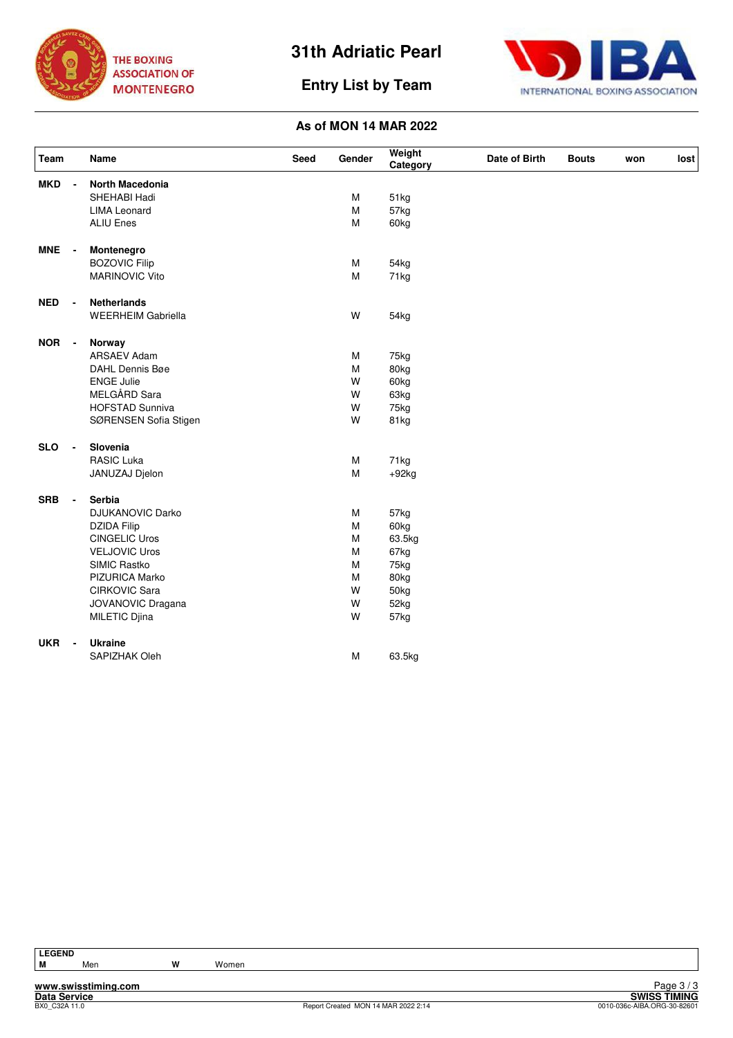# 31th Adriatic Pearl

## Entry List by Team

THE BOXING ASSOCIATION OF MONTENEGRO

INTERNATIONAL BOXING ASSOCIATION

### As of MON 14 MAR 2022

| Team | | Name | Seed | Gender | Weight Category | Date of Birth | Bouts | won | lost |
|---|---|---|---|---|---|---|---|---|---|
| **MKD** | - | **North Macedonia** | | | | | | | |
| | | SHEHABI Hadi | | M | 51kg | | | | |
| | | LIMA Leonard | | M | 57kg | | | | |
| | | ALIU Enes | | M | 60kg | | | | |
| **MNE** | - | **Montenegro** | | | | | | | |
| | | BOZOVIC Filip | | M | 54kg | | | | |
| | | MARINOVIC Vito | | M | 71kg | | | | |
| **NED** | - | **Netherlands** | | | | | | | |
| | | WEERHEIM Gabriella | | W | 54kg | | | | |
| **NOR** | - | **Norway** | | | | | | | |
| | | ARSAEV Adam | | M | 75kg | | | | |
| | | DAHL Dennis Bøe | | M | 80kg | | | | |
| | | ENGE Julie | | W | 60kg | | | | |
| | | MELGÅRD Sara | | W | 63kg | | | | |
| | | HOFSTAD Sunniva | | W | 75kg | | | | |
| | | SØRENSEN Sofia Stigen | | W | 81kg | | | | |
| **SLO** | - | **Slovenia** | | | | | | | |
| | | RASIC Luka | | M | 71kg | | | | |
| | | JANUZAJ Djelon | | M | +92kg | | | | |
| **SRB** | - | **Serbia** | | | | | | | |
| | | DJUKANOVIC Darko | | M | 57kg | | | | |
| | | DZIDA Filip | | M | 60kg | | | | |
| | | CINGELIC Uros | | M | 63.5kg | | | | |
| | | VELJOVIC Uros | | M | 67kg | | | | |
| | | SIMIC Rastko | | M | 75kg | | | | |
| | | PIZURICA Marko | | M | 80kg | | | | |
| | | CIRKOVIC Sara | | W | 50kg | | | | |
| | | JOVANOVIC Dragana | | W | 52kg | | | | |
| | | MILETIC Djina | | W | 57kg | | | | |
| **UKR** | - | **Ukraine** | | | | | | | |
| | | SAPIZHAK Oleh | | M | 63.5kg | | | | |

| LEGEND | | | |
|---|---|---|---|
| **M** | Men | **W** | Women |

www.swisstiming.com
Data Service
BX0_C32A 11.0

Report Created MON 14 MAR 2022 2:14

SWISS TIMING
0010-036c-AIBA.ORG-30-82601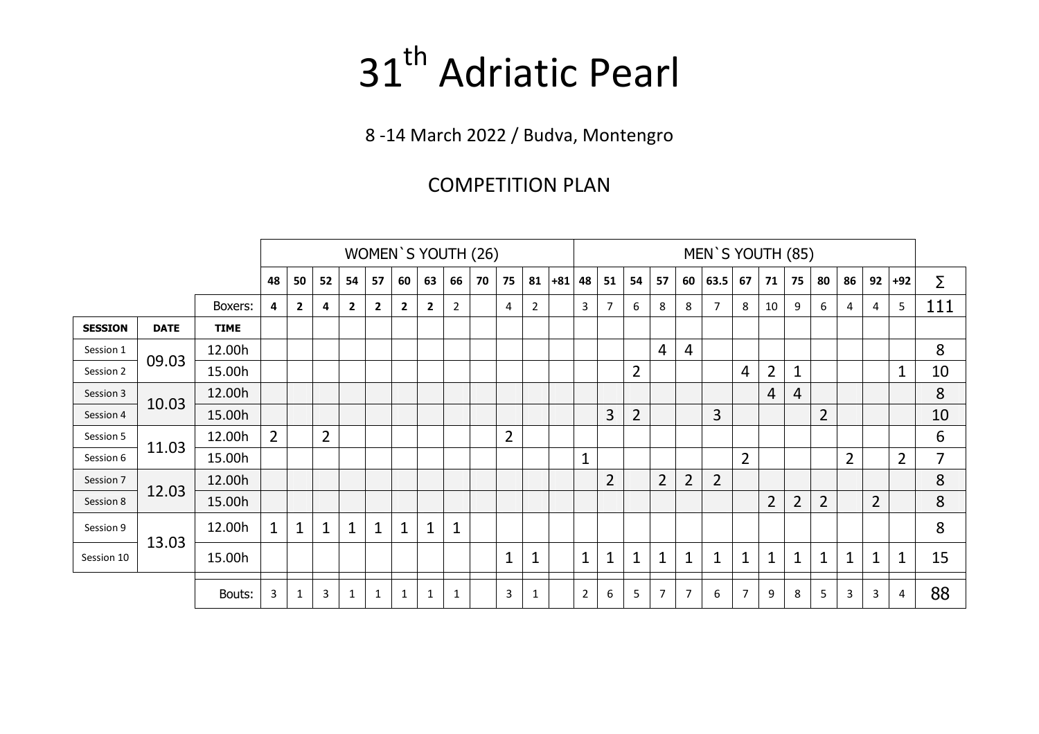# 31th Adriatic Pearl

8 -14 March 2022 / Budva, Montengro

## COMPETITION PLAN

| | | | WOMEN`S YOUTH (26) | | | | | | | | | | | | MEN`S YOUTH (85) | | | | | | | | | | | | | |
|---|---|---|---|---|---|---|---|---|---|---|---|---|---|---|---|---|---|---|---|---|---|---|---|---|---|---|---|---|
| | | | 48 | 50 | 52 | 54 | 57 | 60 | 63 | 66 | 70 | 75 | 81 | +81 | 48 | 51 | 54 | 57 | 60 | 63.5 | 67 | 71 | 75 | 80 | 86 | 92 | +92 | ∑ |
| | | Boxers: | 4 | 2 | 4 | 2 | 2 | 2 | 2 | 2 | | 4 | 2 | | 3 | 7 | 6 | 8 | 8 | 7 | 8 | 10 | 9 | 6 | 4 | 4 | 5 | 111 |
| **SESSION** | **DATE** | **TIME** | | | | | | | | | | | | | | | | | | | | | | | | | | |
| Session 1 | 09.03 | 12.00h | | | | | | | | | | | | | | | | 4 | 4 | | | | | | | | | 8 |
| Session 2 | | 15.00h | | | | | | | | | | | | | | | 2 | | | | 4 | 2 | 1 | | | | 1 | 10 |
| Session 3 | 10.03 | 12.00h | | | | | | | | | | | | | | | | | | | | 4 | 4 | | | | | 8 |
| Session 4 | | 15.00h | | | | | | | | | | | | | | 3 | 2 | | | 3 | | | | 2 | | | | 10 |
| Session 5 | 11.03 | 12.00h | 2 | | 2 | | | | | | | 2 | | | | | | | | | | | | | | | | 6 |
| Session 6 | | 15.00h | | | | | | | | | | | | | 1 | | | | | | 2 | | | | 2 | | 2 | 7 |
| Session 7 | 12.03 | 12.00h | | | | | | | | | | | | | | 2 | | 2 | 2 | 2 | | | | | | | | 8 |
| Session 8 | | 15.00h | | | | | | | | | | | | | | | | | | | | 2 | 2 | 2 | | 2 | | 8 |
| Session 9 | 13.03 | 12.00h | 1 | 1 | 1 | 1 | 1 | 1 | 1 | 1 | | | | | | | | | | | | | | | | | | 8 |
| Session 10 | | 15.00h | | | | | | | | | | 1 | 1 | | 1 | 1 | 1 | 1 | 1 | 1 | 1 | 1 | 1 | 1 | 1 | 1 | 1 | 15 |
| | | Bouts: | 3 | 1 | 3 | 1 | 1 | 1 | 1 | 1 | | 3 | 1 | | 2 | 6 | 5 | 7 | 7 | 6 | 7 | 9 | 8 | 5 | 3 | 3 | 4 | 88 |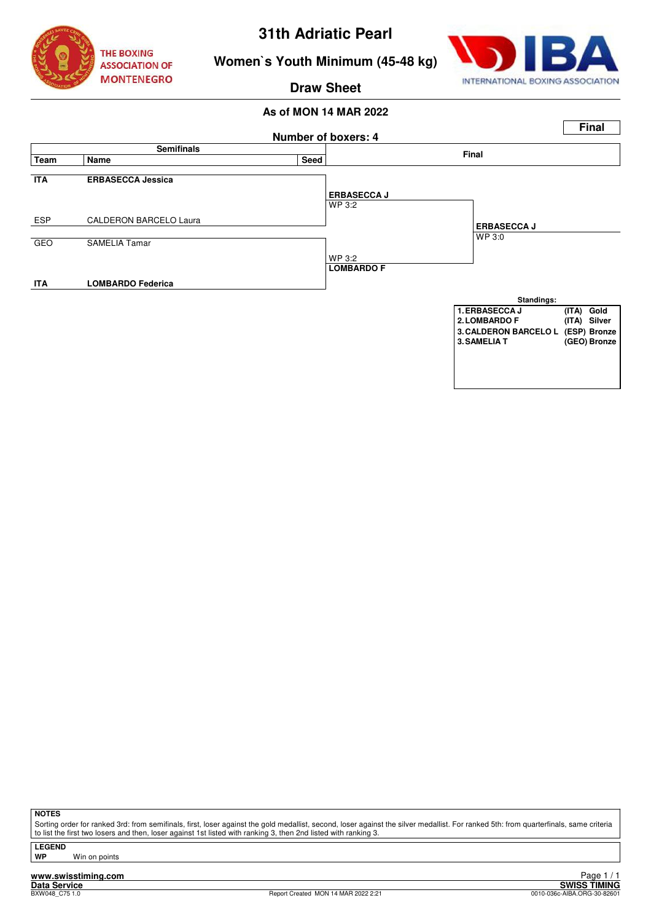# 31th Adriatic Pearl

## Women`s Youth Minimum (45-48 kg)

## Draw Sheet

**As of MON 14 MAR 2022**

**Final**

**Number of boxers: 4**

| Semifinals | | | Final | |
|---|---|---|---|---|
| **Team** | **Name** | **Seed** | | |
| **ITA** | **ERBASECCA Jessica** | | **ERBASECCA J** WP 3:2 | |
| ESP | CALDERON BARCELO Laura | | | **ERBASECCA J** WP 3:0 |
| GEO | SAMELIA Tamar | | WP 3:2 **LOMBARDO F** | |
| **ITA** | **LOMBARDO Federica** | | | |

**Standings:**

| | | |
|---|---|---|
| 1. ERBASECCA J | (ITA) | Gold |
| 2. LOMBARDO F | (ITA) | Silver |
| 3. CALDERON BARCELO L | (ESP) | Bronze |
| 3. SAMELIA T | (GEO) | Bronze |

**NOTES**

Sorting order for ranked 3rd: from semifinals, first, loser against the gold medallist, second, loser against the silver medallist. For ranked 5th: from quarterfinals, same criteria to list the first two losers and then, loser against 1st listed with ranking 3, then 2nd listed with ranking 3.

**LEGEND**

**WP** Win on points

www.swisstiming.com
Data Service
BXW048_C75 1.0
Report Created MON 14 MAR 2022 2:21
SWISS TIMING
0010-036c-AIBA.ORG-30-82601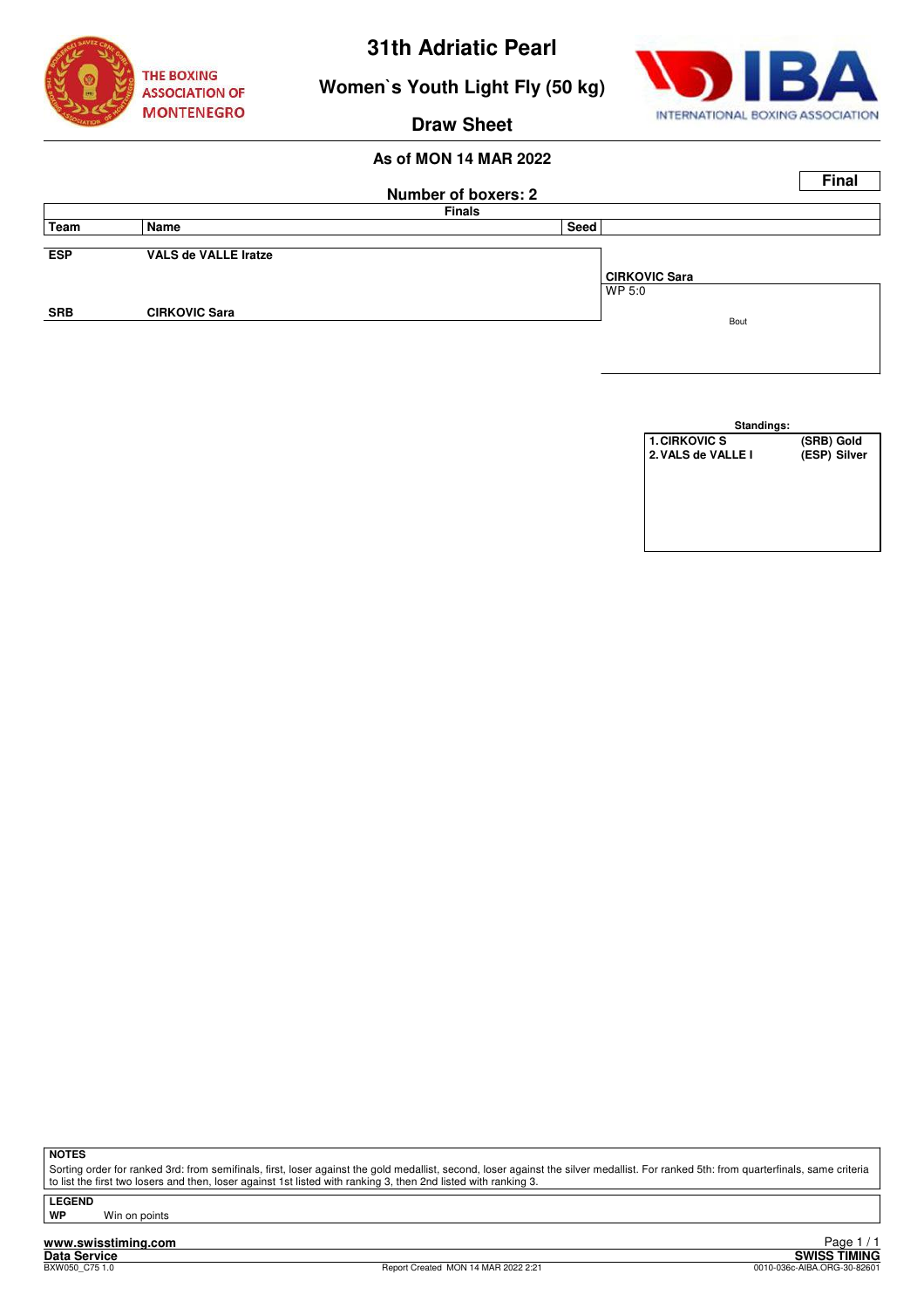# 31th Adriatic Pearl

## Women`s Youth Light Fly (50 kg)

## Draw Sheet

**As of MON 14 MAR 2022**

**Final**

**Number of boxers: 2**

| Team | Name | Seed | Finals |
|---|---|---|---|
| ESP | VALS de VALLE Iratze | | |
| | | | CIRKOVIC Sara |
| | | | WP 5:0 |
| SRB | CIRKOVIC Sara | | |

Bout

**Standings:**

| | |
|---|---|
| 1. CIRKOVIC S | (SRB) Gold |
| 2. VALS de VALLE I | (ESP) Silver |

**NOTES**

Sorting order for ranked 3rd: from semifinals, first, loser against the gold medallist, second, loser against the silver medallist. For ranked 5th: from quarterfinals, same criteria to list the first two losers and then, loser against 1st listed with ranking 3, then 2nd listed with ranking 3.

**LEGEND**

**WP** Win on points

www.swisstiming.com
Data Service
BXW050_C75 1.0
Report Created MON 14 MAR 2022 2:21
SWISS TIMING
0010-036c-AIBA.ORG-30-82601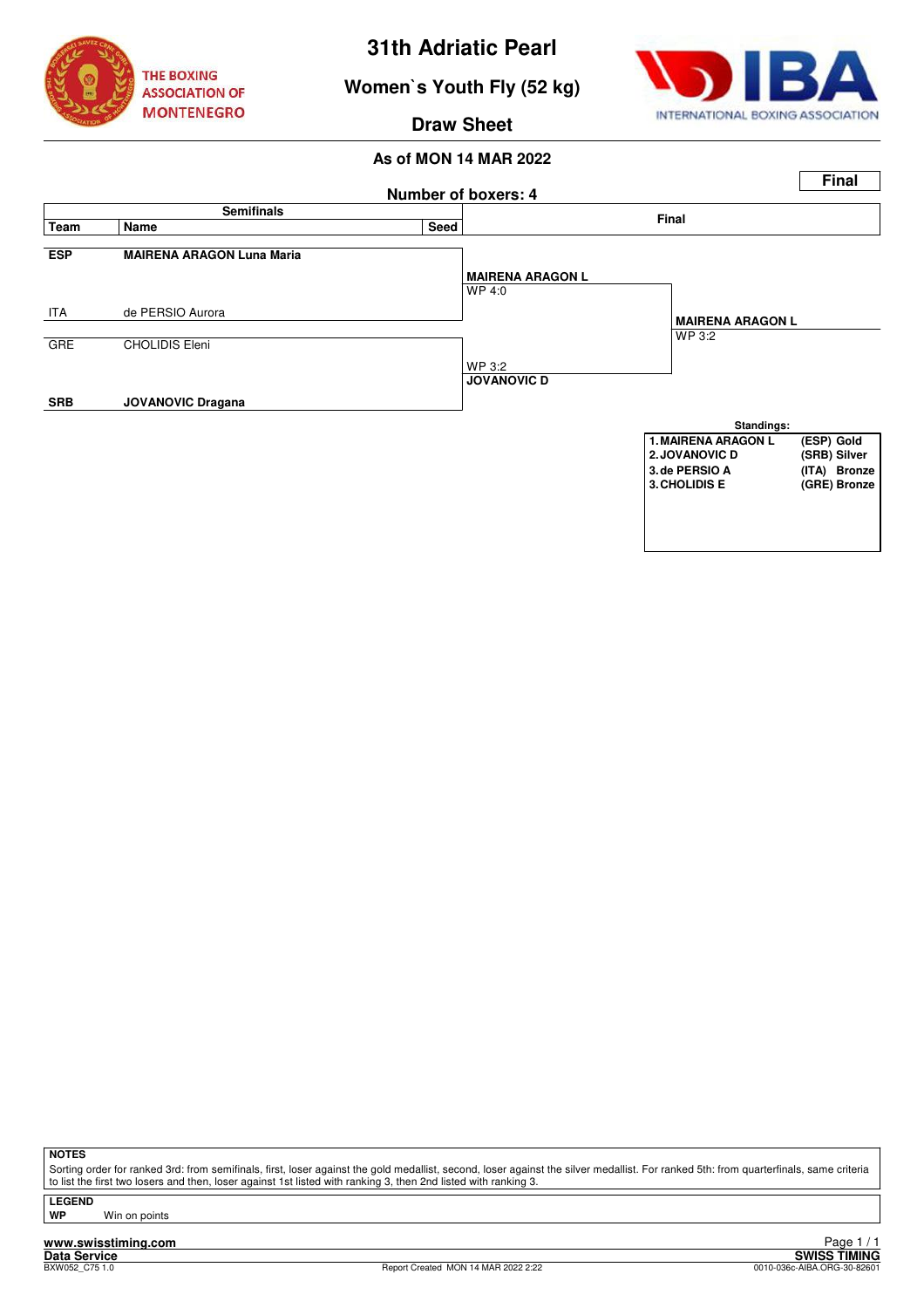# 31th Adriatic Pearl

## Women`s Youth Fly (52 kg)

### Draw Sheet

**As of MON 14 MAR 2022**

**Final**

**Number of boxers: 4**

| Team | Name | Seed | Semifinals | Final |
|---|---|---|---|---|
| **ESP** | **MAIRENA ARAGON Luna Maria** | | **MAIRENA ARAGON L** WP 4:0 | |
| ITA | de PERSIO Aurora | | | **MAIRENA ARAGON L** WP 3:2 |
| GRE | CHOLIDIS Eleni | | WP 3:2 **JOVANOVIC D** | |
| **SRB** | **JOVANOVIC Dragana** | | | |

**Standings:**

| | |
|---|---|
| 1. MAIRENA ARAGON L | (ESP) Gold |
| 2. JOVANOVIC D | (SRB) Silver |
| 3. de PERSIO A | (ITA) Bronze |
| 3. CHOLIDIS E | (GRE) Bronze |

**NOTES**

Sorting order for ranked 3rd: from semifinals, first, loser against the gold medallist, second, loser against the silver medallist. For ranked 5th: from quarterfinals, same criteria to list the first two losers and then, loser against 1st listed with ranking 3, then 2nd listed with ranking 3.

**LEGEND**

**WP** Win on points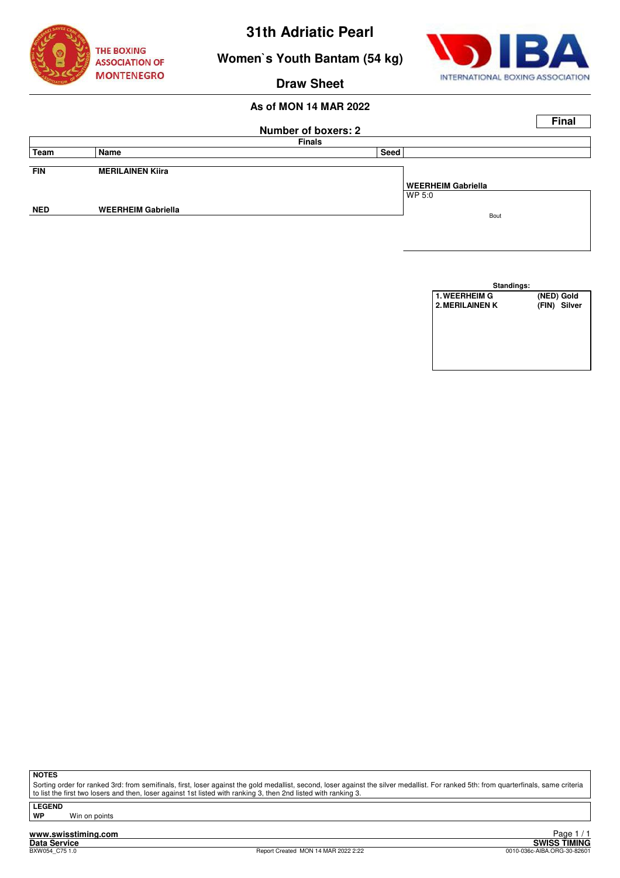THE BOXING ASSOCIATION OF MONTENEGRO

# 31th Adriatic Pearl

## Women`s Youth Bantam (54 kg)

## Draw Sheet

INTERNATIONAL BOXING ASSOCIATION

**As of MON 14 MAR 2022**

**Final**

**Number of boxers: 2**

| Team | Name | Seed | Finals |
|---|---|---|---|
| FIN | MERILAINEN Kiira | | |
| | | | WEERHEIM Gabriella |
| | | | WP 5:0 |
| NED | WEERHEIM Gabriella | | Bout |

**Standings:**

| | | |
|---|---|---|
| 1. WEERHEIM G | (NED) | Gold |
| 2. MERILAINEN K | (FIN) | Silver |

**NOTES**

Sorting order for ranked 3rd: from semifinals, first, loser against the gold medallist, second, loser against the silver medallist. For ranked 5th: from quarterfinals, same criteria to list the first two losers and then, loser against 1st listed with ranking 3, then 2nd listed with ranking 3.

**LEGEND**

**WP** Win on points

www.swisstiming.com
Data Service
BXW054_C75 1.0

Report Created MON 14 MAR 2022 2:22

SWISS TIMING
0010-036c-AIBA.ORG-30-82601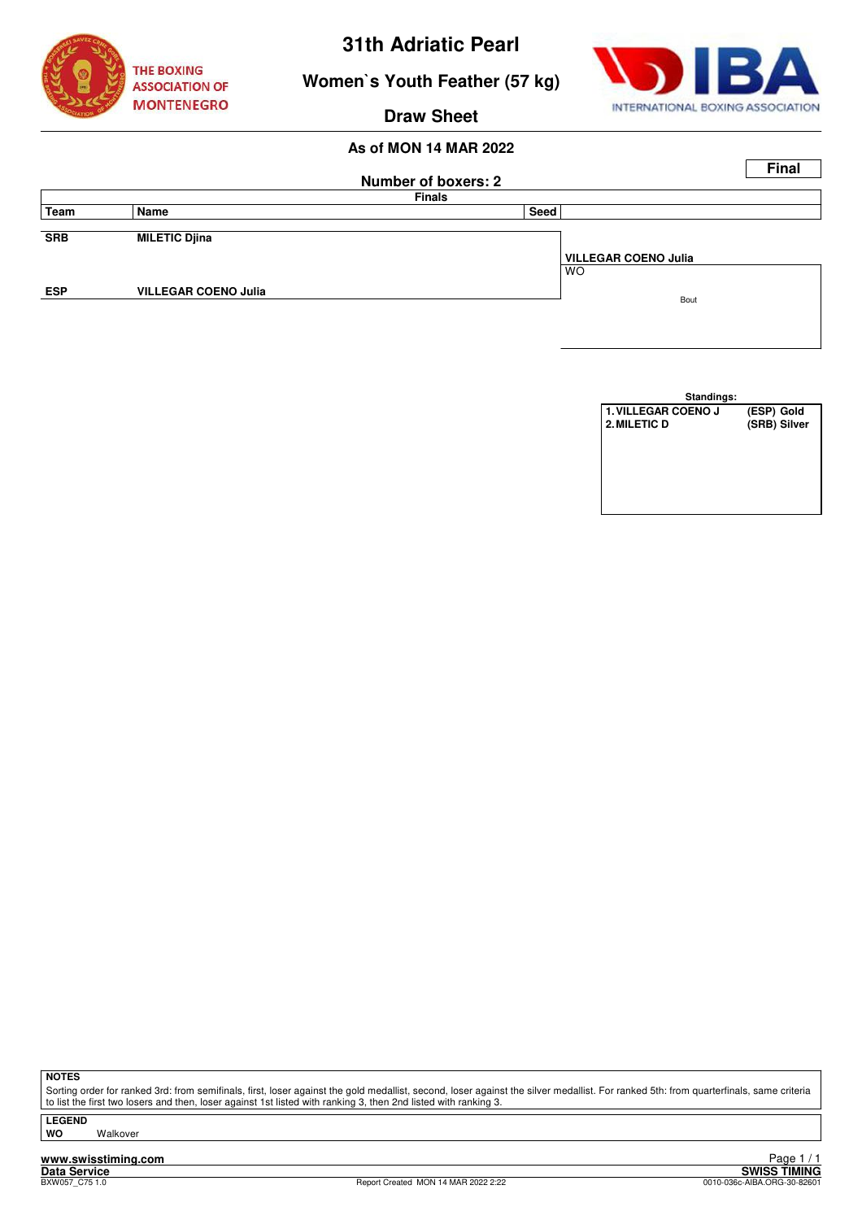# 31th Adriatic Pearl

## Women`s Youth Feather (57 kg)

## Draw Sheet

THE BOXING ASSOCIATION OF MONTENEGRO

IBA INTERNATIONAL BOXING ASSOCIATION

**As of MON 14 MAR 2022**

**Final**

**Number of boxers: 2**

**Finals**

| Team | Name | Seed | |
|---|---|---|---|
| SRB | MILETIC Djina | | VILLEGAR COENO Julia |
| | | | WO |
| ESP | VILLEGAR COENO Julia | | Bout |

**Standings:**

| | | |
|---|---|---|
| 1. VILLEGAR COENO J | (ESP) | Gold |
| 2. MILETIC D | (SRB) | Silver |

**NOTES**

Sorting order for ranked 3rd: from semifinals, first, loser against the gold medallist, second, loser against the silver medallist. For ranked 5th: from quarterfinals, same criteria to list the first two losers and then, loser against 1st listed with ranking 3, then 2nd listed with ranking 3.

**LEGEND**

**WO** Walkover

www.swisstiming.com
Data Service
BXW057_C75 1.0

Report Created MON 14 MAR 2022 2:22

SWISS TIMING
0010-036c-AIBA.ORG-30-82601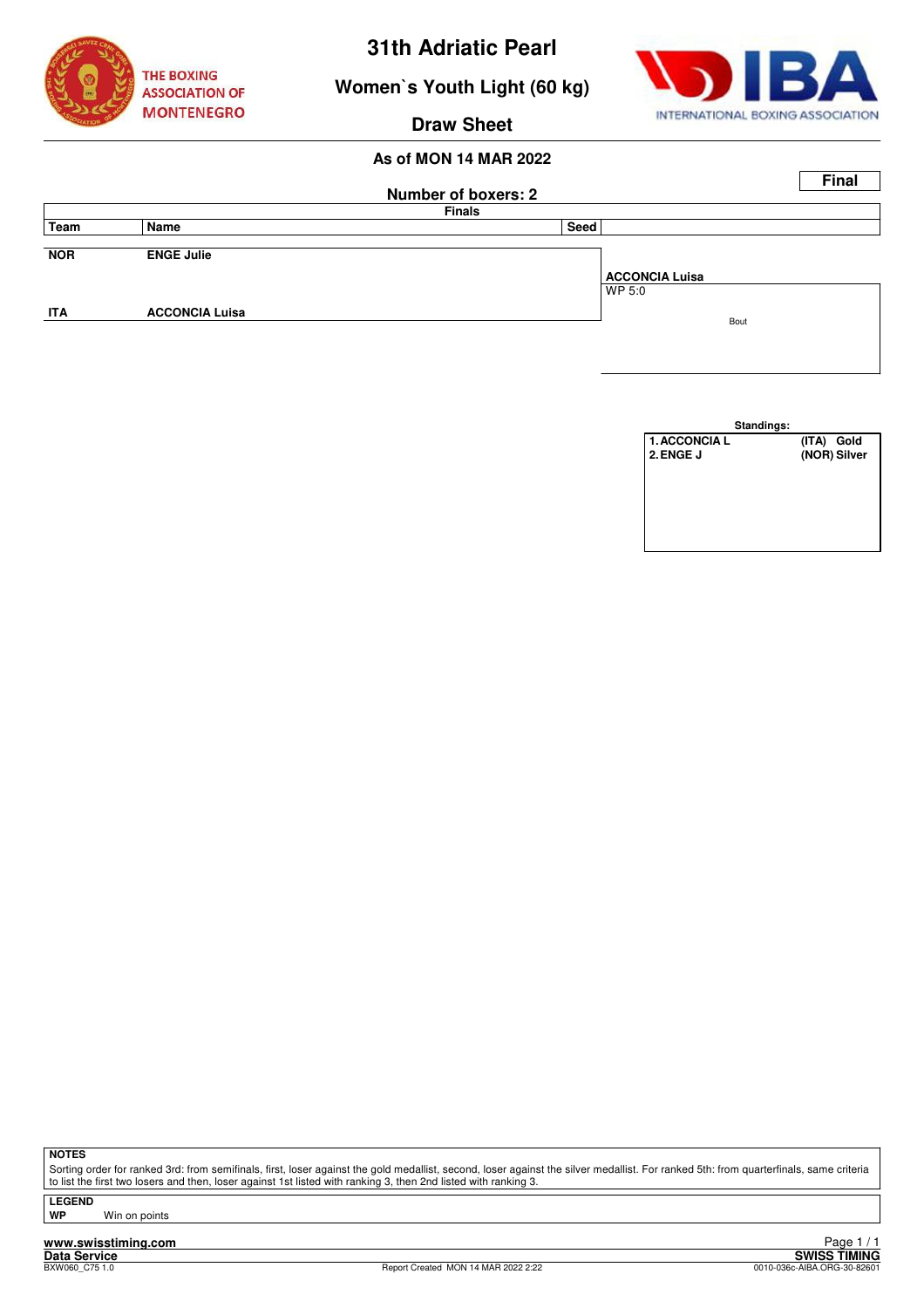THE BOXING ASSOCIATION OF MONTENEGRO

# 31th Adriatic Pearl

## Women`s Youth Light (60 kg)

## Draw Sheet

### As of MON 14 MAR 2022

**Final**

**Number of boxers: 2**

**Finals**

| Team | Name | Seed | |
|---|---|---|---|
| NOR | ENGE Julie | | ACCONCIA Luisa |
| | | | WP 5:0 |
| ITA | ACCONCIA Luisa | | Bout |

**Standings:**

| | |
|---|---|
| 1. ACCONCIA L | (ITA) Gold |
| 2. ENGE J | (NOR) Silver |

**NOTES**

Sorting order for ranked 3rd: from semifinals, first, loser against the gold medallist, second, loser against the silver medallist. For ranked 5th: from quarterfinals, same criteria to list the first two losers and then, loser against 1st listed with ranking 3, then 2nd listed with ranking 3.

**LEGEND**

**WP** Win on points

www.swisstiming.com
Data Service
BXW060_C75 1.0

Report Created MON 14 MAR 2022 2:22

SWISS TIMING
0010-036c-AIBA.ORG-30-82601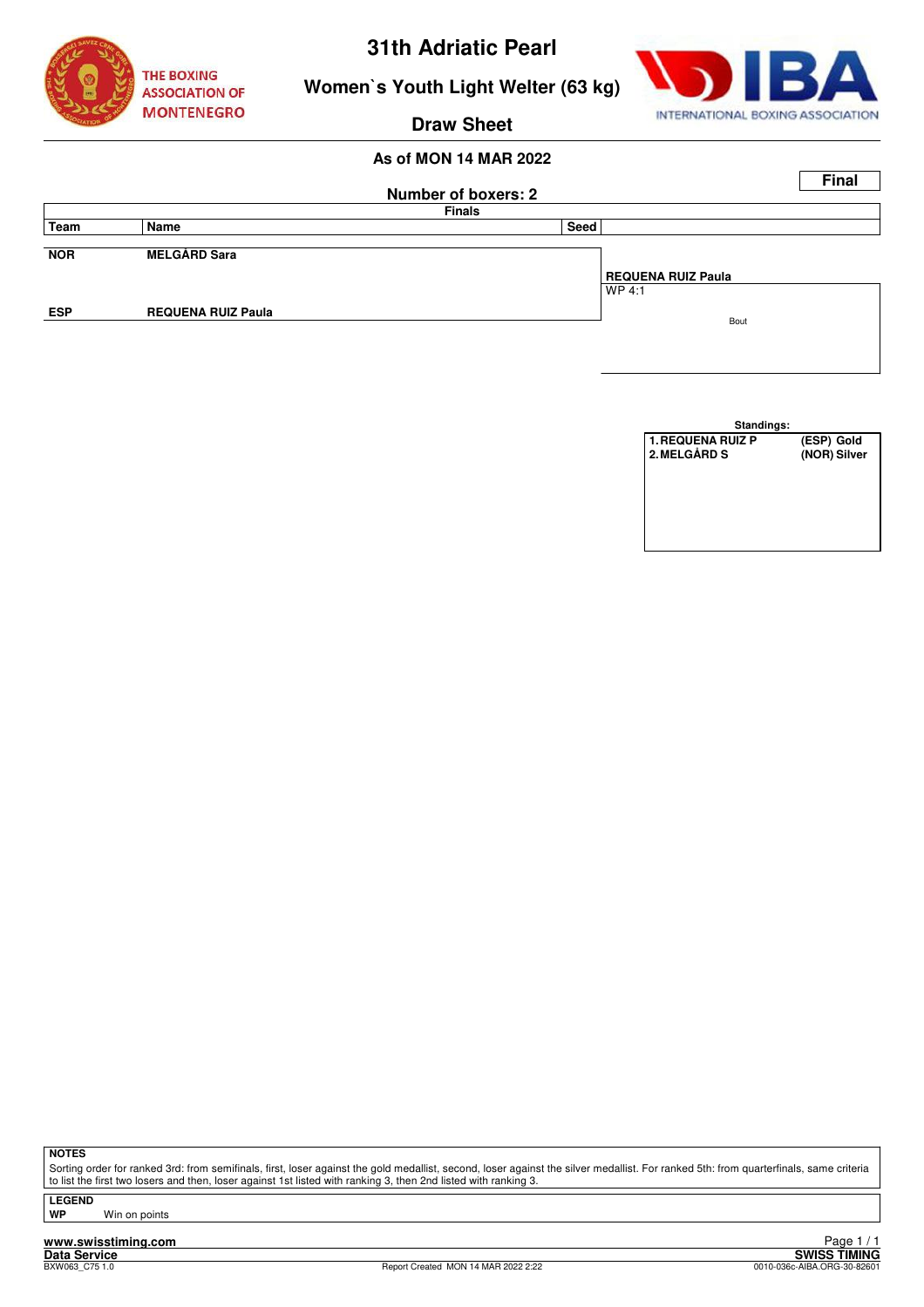# 31th Adriatic Pearl

## Women`s Youth Light Welter (63 kg)

### Draw Sheet

**As of MON 14 MAR 2022**

**Final**

**Number of boxers: 2**

| Team | Name | Seed | Finals |
|---|---|---|---|
| NOR | MELGÅRD Sara | | |
| | | | REQUENA RUIZ Paula |
| | | | WP 4:1 |
| ESP | REQUENA RUIZ Paula | | Bout |

**Standings:**

| | | |
|---|---|---|
| 1. | REQUENA RUIZ P | (ESP) Gold |
| 2. | MELGÅRD S | (NOR) Silver |

**NOTES**

Sorting order for ranked 3rd: from semifinals, first, loser against the gold medallist, second, loser against the silver medallist. For ranked 5th: from quarterfinals, same criteria to list the first two losers and then, loser against 1st listed with ranking 3, then 2nd listed with ranking 3.

**LEGEND**

**WP** Win on points

www.swisstiming.com
Data Service
BXW063_C75 1.0
Report Created MON 14 MAR 2022 2:22
SWISS TIMING
0010-036c-AIBA.ORG-30-82601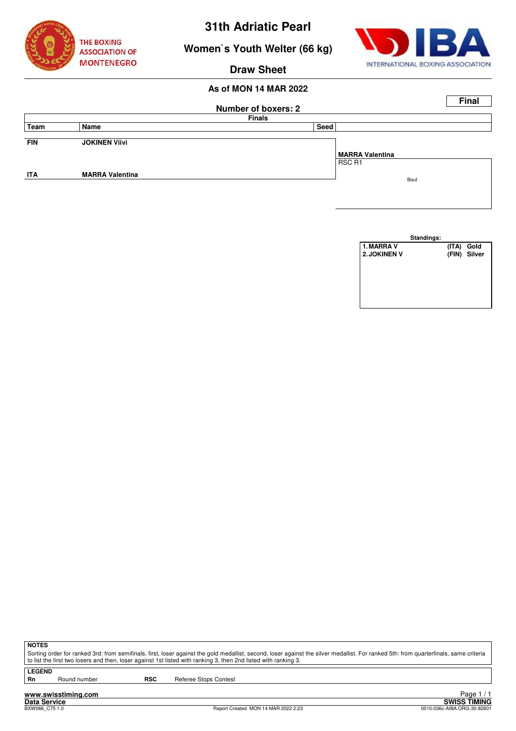# 31th Adriatic Pearl

## Women`s Youth Welter (66 kg)

## Draw Sheet

**As of MON 14 MAR 2022**

**Final**

**Number of boxers: 2**

| Team | Name | Seed | Finals |
|---|---|---|---|
| FIN | JOKINEN Viivi | | |
| | | | **MARRA Valentina** RSC R1 |
| ITA | MARRA Valentina | | |

Bout

**Standings:**

| | | |
|---|---|---|
| 1. MARRA V | (ITA) | Gold |
| 2. JOKINEN V | (FIN) | Silver |

**NOTES**

Sorting order for ranked 3rd: from semifinals, first, loser against the gold medallist, second, loser against the silver medallist. For ranked 5th: from quarterfinals, same criteria to list the first two losers and then, loser against 1st listed with ranking 3, then 2nd listed with ranking 3.

**LEGEND**

| | | | |
|---|---|---|---|
| Rn | Round number | RSC | Referee Stops Contest |

www.swisstiming.com
Data Service
BXW066_C75 1.0

Report Created MON 14 MAR 2022 2:23

SWISS TIMING
0010-036c-AIBA.ORG-30-82601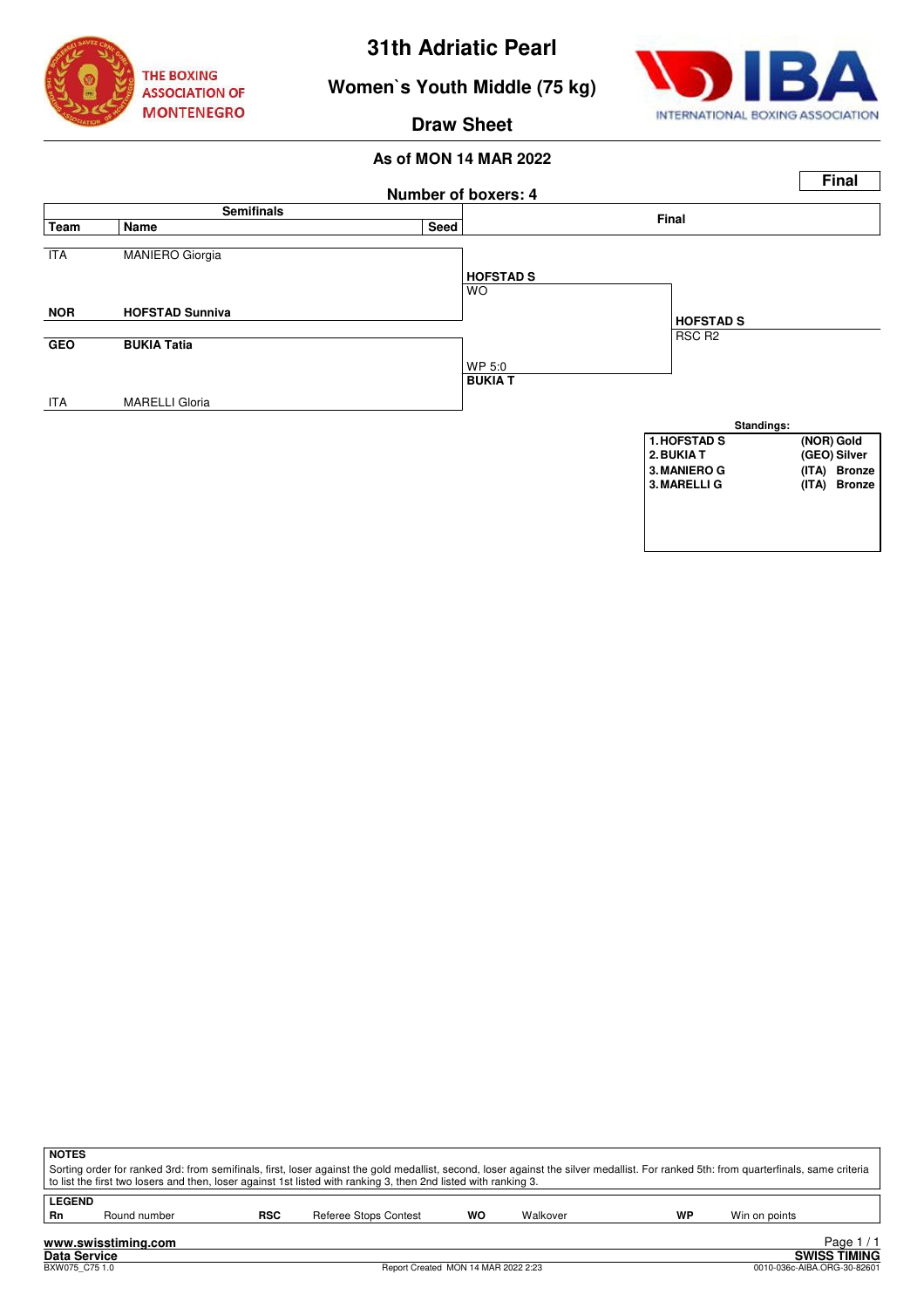THE BOXING ASSOCIATION OF MONTENEGRO

# 31th Adriatic Pearl

## Women`s Youth Middle (75 kg)

## Draw Sheet

INTERNATIONAL BOXING ASSOCIATION

**As of MON 14 MAR 2022**

**Final**

**Number of boxers: 4**

| Team | Name | Seed | Semifinals | Final |
|---|---|---|---|---|
| ITA | MANIERO Giorgia | | | |
| | | | **HOFSTAD S** WO | |
| **NOR** | **HOFSTAD Sunniva** | | | |
| | | | | **HOFSTAD S** RSC R2 |
| **GEO** | **BUKIA Tatia** | | | |
| | | | WP 5:0 **BUKIA T** | |
| ITA | MARELLI Gloria | | | |

**Standings:**

| | | |
|---|---|---|
| **1. HOFSTAD S** | **(NOR)** | **Gold** |
| **2. BUKIA T** | **(GEO)** | **Silver** |
| **3. MANIERO G** | **(ITA)** | **Bronze** |
| **3. MARELLI G** | **(ITA)** | **Bronze** |

**NOTES**

Sorting order for ranked 3rd: from semifinals, first, loser against the gold medallist, second, loser against the silver medallist. For ranked 5th: from quarterfinals, same criteria to list the first two losers and then, loser against 1st listed with ranking 3, then 2nd listed with ranking 3.

**LEGEND**

| | | | | | | | |
|---|---|---|---|---|---|---|---|
| **Rn** | Round number | **RSC** | Referee Stops Contest | **WO** | Walkover | **WP** | Win on points |

**www.swisstiming.com**

**Data Service** **SWISS TIMING**

BXW075_C75 1.0 Report Created MON 14 MAR 2022 2:23 0010-036c-AIBA.ORG-30-82601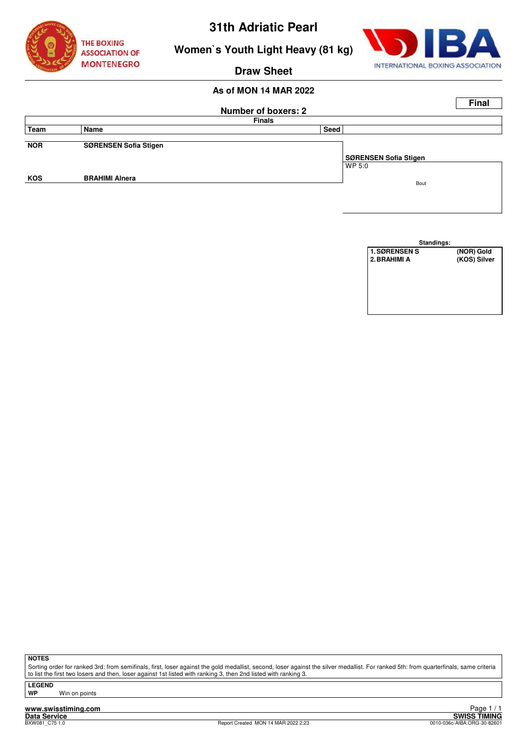# 31th Adriatic Pearl

## Women`s Youth Light Heavy (81 kg)

### Draw Sheet

**As of MON 14 MAR 2022**

**Final**

**Number of boxers: 2**

| Team | Name | Seed | Finals |
|---|---|---|---|
| NOR | SØRENSEN Sofia Stigen | | SØRENSEN Sofia Stigen<br>WP 5:0 |
| KOS | BRAHIMI Alnera | | Bout |

**Standings:**

| | |
|---|---|
| 1. SØRENSEN S | (NOR) Gold |
| 2. BRAHIMI A | (KOS) Silver |

**NOTES**

Sorting order for ranked 3rd: from semifinals, first, loser against the gold medallist, second, loser against the silver medallist. For ranked 5th: from quarterfinals, same criteria to list the first two losers and then, loser against 1st listed with ranking 3, then 2nd listed with ranking 3.

**LEGEND**

| | |
|---|---|
| WP | Win on points |

www.swisstiming.com
Data Service
BXW081_C75 1.0

Report Created MON 14 MAR 2022 2:23

SWISS TIMING
0010-036c-AIBA.ORG-30-82601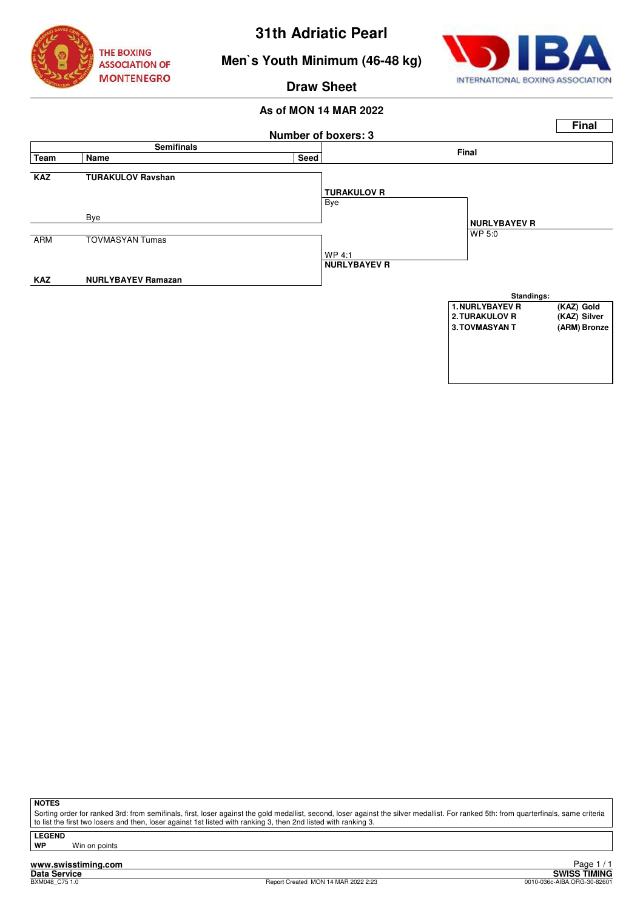# 31th Adriatic Pearl

## Men`s Youth Minimum (46-48 kg)

### Draw Sheet

**As of MON 14 MAR 2022**

**Final**

**Number of boxers: 3**

| Team | Name | Seed | Semifinals | Final |
|---|---|---|---|---|
| **KAZ** | **TURAKULOV Ravshan** | | **TURAKULOV R** Bye | |
| | Bye | | | **NURLYBAYEV R** WP 5:0 |
| ARM | TOVMASYAN Tumas | | WP 4:1 **NURLYBAYEV R** | |
| **KAZ** | **NURLYBAYEV Ramazan** | | | |

**Standings:**

| | |
|---|---|
| **1. NURLYBAYEV R** | **(KAZ) Gold** |
| **2. TURAKULOV R** | **(KAZ) Silver** |
| **3. TOVMASYAN T** | **(ARM) Bronze** |

**NOTES**

Sorting order for ranked 3rd: from semifinals, first, loser against the gold medallist, second, loser against the silver medallist. For ranked 5th: from quarterfinals, same criteria to list the first two losers and then, loser against 1st listed with ranking 3, then 2nd listed with ranking 3.

**LEGEND**

**WP** Win on points

**www.swisstiming.com**

**Data Service** — **SWISS TIMING**

BXM048_C75 1.0 — Report Created MON 14 MAR 2022 2:23 — 0010-036c-AIBA.ORG-30-82601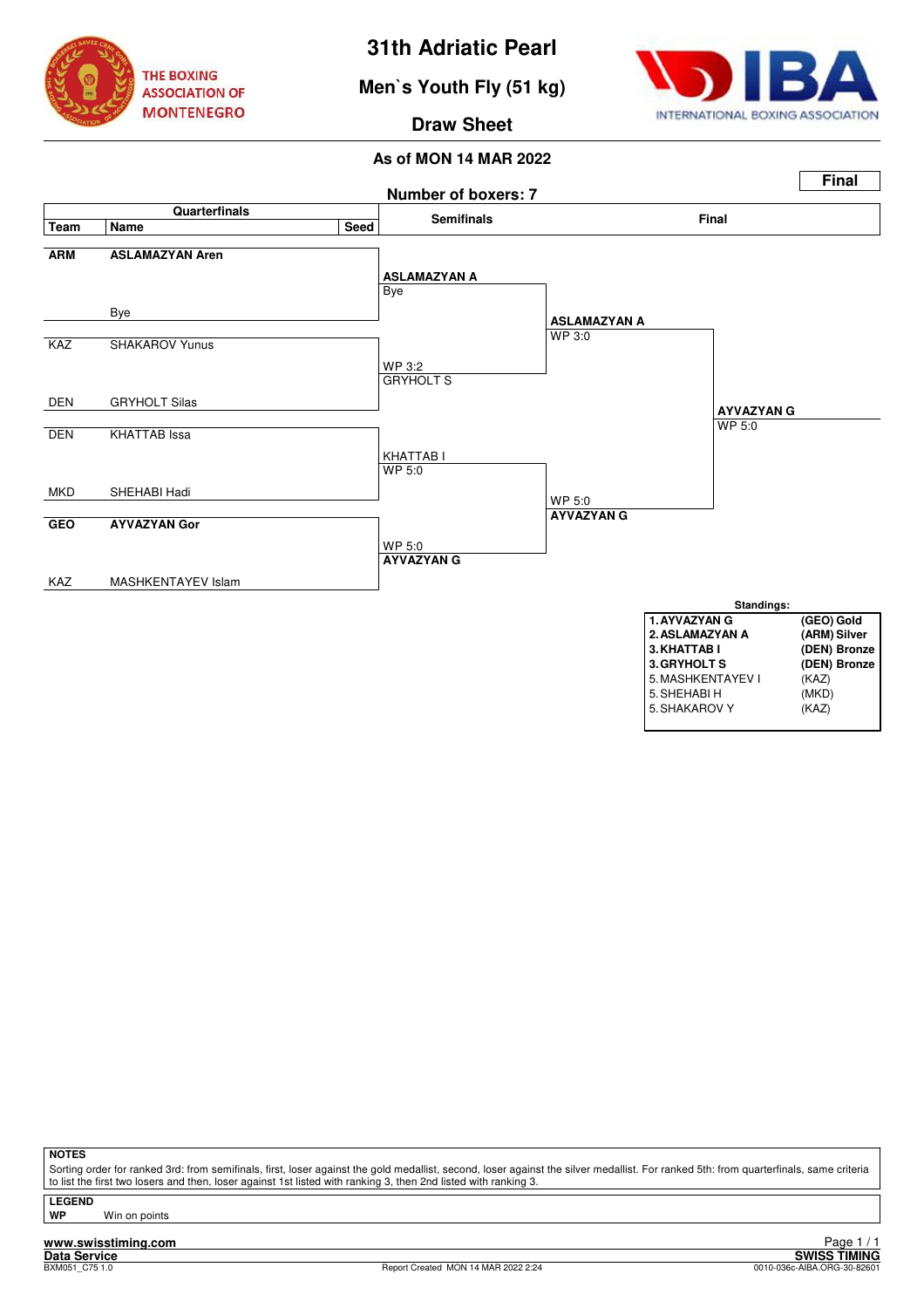# 31th Adriatic Pearl

## Men`s Youth Fly (51 kg)

## Draw Sheet

**As of MON 14 MAR 2022**

**Final**

**Number of boxers: 7**

### Quarterfinals

| Team | Name | Seed |
|---|---|---|
| **ARM** | **ASLAMAZYAN Aren** | |
| | Bye | |
| KAZ | SHAKAROV Yunus | |
| DEN | GRYHOLT Silas | |
| DEN | KHATTAB Issa | |
| MKD | SHEHABI Hadi | |
| **GEO** | **AYVAZYAN Gor** | |
| KAZ | MASHKENTAYEV Islam | |

### Semifinals

- **ASLAMAZYAN A** – Bye
- GRYHOLT S – WP 3:2
- KHATTAB I – WP 5:0
- **AYVAZYAN G** – WP 5:0

### Final

- **ASLAMAZYAN A** – WP 3:0
- **AYVAZYAN G** – WP 5:0

**Winner: AYVAZYAN G** – WP 5:0

### Standings:

| | |
|---|---|
| **1. AYVAZYAN G** | **(GEO) Gold** |
| **2. ASLAMAZYAN A** | **(ARM) Silver** |
| **3. KHATTAB I** | **(DEN) Bronze** |
| **3. GRYHOLT S** | **(DEN) Bronze** |
| 5. MASHKENTAYEV I | (KAZ) |
| 5. SHEHABI H | (MKD) |
| 5. SHAKAROV Y | (KAZ) |

**NOTES**

Sorting order for ranked 3rd: from semifinals, first, loser against the gold medallist, second, loser against the silver medallist. For ranked 5th: from quarterfinals, same criteria to list the first two losers and then, loser against 1st listed with ranking 3, then 2nd listed with ranking 3.

**LEGEND**

**WP** Win on points

www.swisstiming.com
Data Service
BXM051_C75 1.0
Report Created MON 14 MAR 2022 2:24
SWISS TIMING
0010-036c-AIBA.ORG-30-82601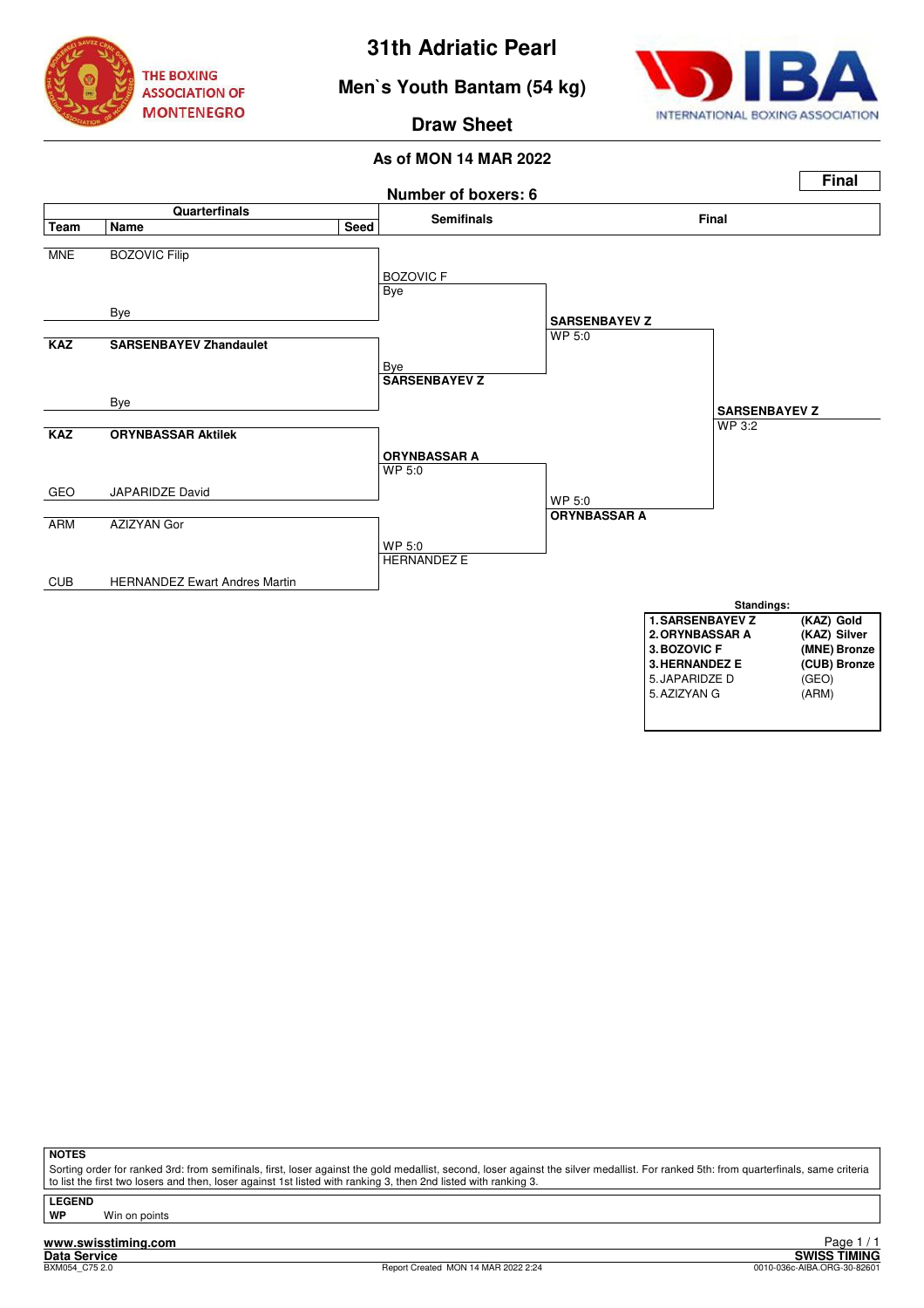# 31th Adriatic Pearl

## Men`s Youth Bantam (54 kg)

## Draw Sheet

THE BOXING ASSOCIATION OF MONTENEGRO

INTERNATIONAL BOXING ASSOCIATION

**As of MON 14 MAR 2022**

**Final**

**Number of boxers: 6**

### Quarterfinals

| Team | Name | Seed |
|---|---|---|
| MNE | BOZOVIC Filip | |
| | Bye | |
| **KAZ** | **SARSENBAYEV Zhandaulet** | |
| | Bye | |
| **KAZ** | **ORYNBASSAR Aktilek** | |
| GEO | JAPARIDZE David | |
| ARM | AZIZYAN Gor | |
| CUB | HERNANDEZ Ewart Andres Martin | |

### Semifinals

- BOZOVIC F vs Bye
- Bye vs **SARSENBAYEV Z**
- **ORYNBASSAR A** WP 5:0 vs JAPARIDZE D
- AZIZYAN G vs HERNANDEZ E — WP 5:0 HERNANDEZ E

Semifinal results:

- **SARSENBAYEV Z** WP 5:0 (vs BOZOVIC F)
- **ORYNBASSAR A** WP 5:0 (vs HERNANDEZ E)

### Final

- **SARSENBAYEV Z** WP 3:2

### Standings:

| | | |
|---|---|---|
| **1.** | **SARSENBAYEV Z** | **(KAZ) Gold** |
| **2.** | **ORYNBASSAR A** | **(KAZ) Silver** |
| **3.** | **BOZOVIC F** | **(MNE) Bronze** |
| **3.** | **HERNANDEZ E** | **(CUB) Bronze** |
| 5. | JAPARIDZE D | (GEO) |
| 5. | AZIZYAN G | (ARM) |

**NOTES**

Sorting order for ranked 3rd: from semifinals, first, loser against the gold medallist, second, loser against the silver medallist. For ranked 5th: from quarterfinals, same criteria to list the first two losers and then, loser against 1st listed with ranking 3, then 2nd listed with ranking 3.

**LEGEND**

**WP** Win on points

www.swisstiming.com
Data Service
BXM054_C75 2.0
Report Created MON 14 MAR 2022 2:24
SWISS TIMING
0010-036c-AIBA.ORG-30-82601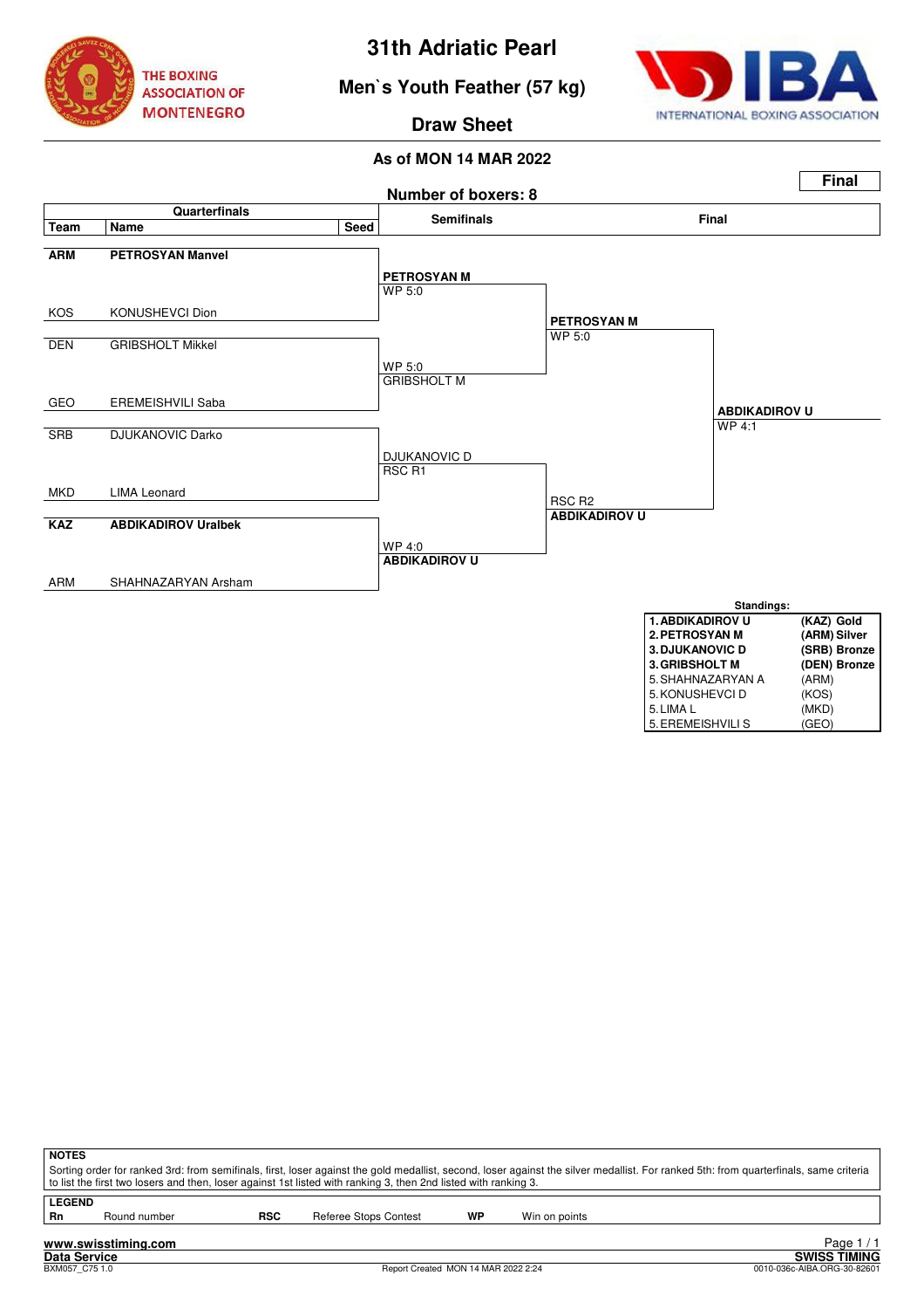# 31th Adriatic Pearl

## Men`s Youth Feather (57 kg)

## Draw Sheet

THE BOXING ASSOCIATION OF MONTENEGRO

IBA INTERNATIONAL BOXING ASSOCIATION

**As of MON 14 MAR 2022**

**Final**

**Number of boxers: 8**

### Quarterfinals

| Team | Name | Seed |
|---|---|---|
| **ARM** | **PETROSYAN Manvel** | |
| KOS | KONUSHEVCI Dion | |
| DEN | GRIBSHOLT Mikkel | |
| GEO | EREMEISHVILI Saba | |
| SRB | DJUKANOVIC Darko | |
| MKD | LIMA Leonard | |
| **KAZ** | **ABDIKADIROV Uralbek** | |
| ARM | SHAHNAZARYAN Arsham | |

### Semifinals

- **PETROSYAN M** – WP 5:0
- GRIBSHOLT M – WP 5:0
- DJUKANOVIC D – RSC R1
- **ABDIKADIROV U** – WP 4:0

### Final

- **PETROSYAN M** – WP 5:0
- **ABDIKADIROV U** – RSC R2

**ABDIKADIROV U** – WP 4:1

### Standings:

| | |
|---|---|
| **1. ABDIKADIROV U** | **(KAZ) Gold** |
| **2. PETROSYAN M** | **(ARM) Silver** |
| **3. DJUKANOVIC D** | **(SRB) Bronze** |
| **3. GRIBSHOLT M** | **(DEN) Bronze** |
| 5. SHAHNAZARYAN A | (ARM) |
| 5. KONUSHEVCI D | (KOS) |
| 5. LIMA L | (MKD) |
| 5. EREMEISHVILI S | (GEO) |

**NOTES**

Sorting order for ranked 3rd: from semifinals, first, loser against the gold medallist, second, loser against the silver medallist. For ranked 5th: from quarterfinals, same criteria to list the first two losers and then, loser against 1st listed with ranking 3, then 2nd listed with ranking 3.

**LEGEND**

| | | | | | |
|---|---|---|---|---|---|
| **Rn** | Round number | **RSC** | Referee Stops Contest | **WP** | Win on points |

www.swisstiming.com
Data Service
BXM057_C75 1.0 — Report Created MON 14 MAR 2022 2:24 — SWISS TIMING — 0010-036c-AIBA.ORG-30-82601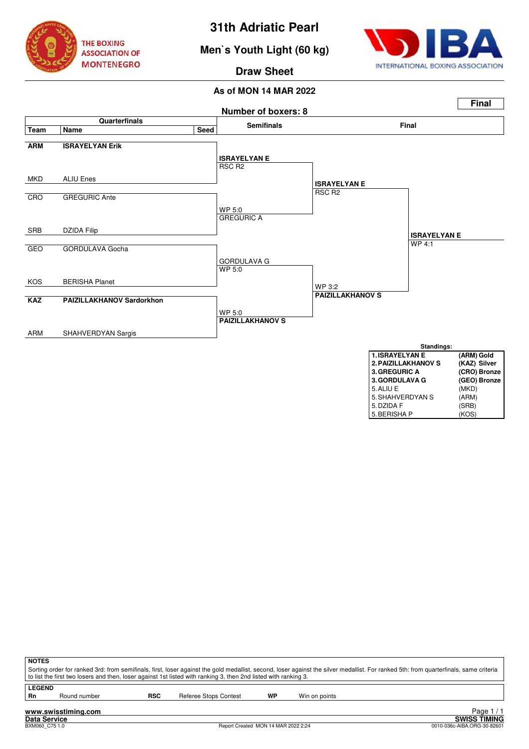# 31th Adriatic Pearl

## Men`s Youth Light (60 kg)

### Draw Sheet

**As of MON 14 MAR 2022**

**Final**

**Number of boxers: 8**

### Quarterfinals

| Team | Name | Seed |
|---|---|---|
| **ARM** | **ISRAYELYAN Erik** | |
| MKD | ALIU Enes | |
| CRO | GREGURIC Ante | |
| SRB | DZIDA Filip | |
| GEO | GORDULAVA Gocha | |
| KOS | BERISHA Planet | |
| **KAZ** | **PAIZILLAKHANOV Sardorkhon** | |
| ARM | SHAHVERDYAN Sargis | |

### Semifinals

| Winner | Result |
|---|---|
| **ISRAYELYAN E** | RSC R2 |
| GREGURIC A | WP 5:0 |
| GORDULAVA G | WP 5:0 |
| **PAIZILLAKHANOV S** | WP 5:0 |

### Final

| Winner | Result |
|---|---|
| **ISRAYELYAN E** | RSC R2 |
| **PAIZILLAKHANOV S** | WP 3:2 |

**Winner: ISRAYELYAN E** — WP 4:1

**Standings:**

| Rank | Name | Team |
|---|---|---|
| **1.** | **ISRAYELYAN E** | **(ARM) Gold** |
| **2.** | **PAIZILLAKHANOV S** | **(KAZ) Silver** |
| **3.** | **GREGURIC A** | **(CRO) Bronze** |
| **3.** | **GORDULAVA G** | **(GEO) Bronze** |
| 5. | ALIU E | (MKD) |
| 5. | SHAHVERDYAN S | (ARM) |
| 5. | DZIDA F | (SRB) |
| 5. | BERISHA P | (KOS) |

**NOTES**

Sorting order for ranked 3rd: from semifinals, first, loser against the gold medallist, second, loser against the silver medallist. For ranked 5th: from quarterfinals, same criteria to list the first two losers and then, loser against 1st listed with ranking 3, then 2nd listed with ranking 3.

**LEGEND**

| | | | | | |
|---|---|---|---|---|---|
| **Rn** | Round number | **RSC** | Referee Stops Contest | **WP** | Win on points |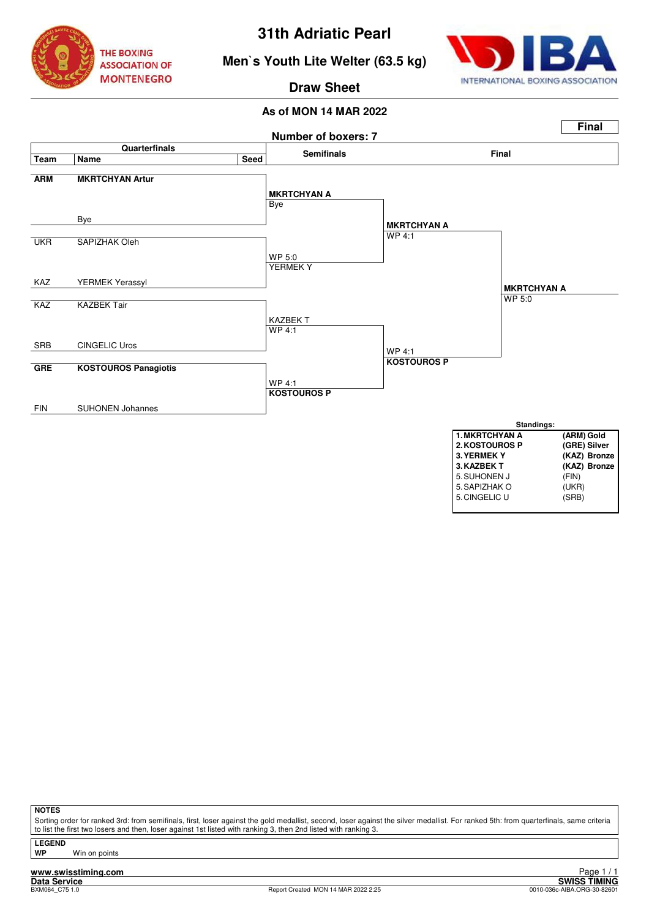# 31th Adriatic Pearl

## Men`s Youth Lite Welter (63.5 kg)

### Draw Sheet

**As of MON 14 MAR 2022**

**Final**

**Number of boxers: 7**

| Team | Name | Seed | Semifinals | | Final |
|---|---|---|---|---|---|
| **ARM** | **MKRTCHYAN Artur** | | | | |
| | | | **MKRTCHYAN A** Bye | | |
| | Bye | | | **MKRTCHYAN A** WP 4:1 | |
| UKR | SAPIZHAK Oleh | | | | |
| | | | WP 5:0 YERMEK Y | | |
| KAZ | YERMEK Yerassyl | | | | **MKRTCHYAN A** WP 5:0 |
| KAZ | KAZBEK Tair | | | | |
| | | | KAZBEK T WP 4:1 | | |
| SRB | CINGELIC Uros | | | WP 4:1 **KOSTOUROS P** | |
| **GRE** | **KOSTOUROS Panagiotis** | | | | |
| | | | WP 4:1 **KOSTOUROS P** | | |
| FIN | SUHONEN Johannes | | | | |

**Standings:**

| Rank | Name | Team / Medal |
|---|---|---|
| **1.** | **MKRTCHYAN A** | **(ARM) Gold** |
| **2.** | **KOSTOUROS P** | **(GRE) Silver** |
| **3.** | **YERMEK Y** | **(KAZ) Bronze** |
| **3.** | **KAZBEK T** | **(KAZ) Bronze** |
| 5. | SUHONEN J | (FIN) |
| 5. | SAPIZHAK O | (UKR) |
| 5. | CINGELIC U | (SRB) |

**NOTES**

Sorting order for ranked 3rd: from semifinals, first, loser against the gold medallist, second, loser against the silver medallist. For ranked 5th: from quarterfinals, same criteria to list the first two losers and then, loser against 1st listed with ranking 3, then 2nd listed with ranking 3.

**LEGEND**

**WP** Win on points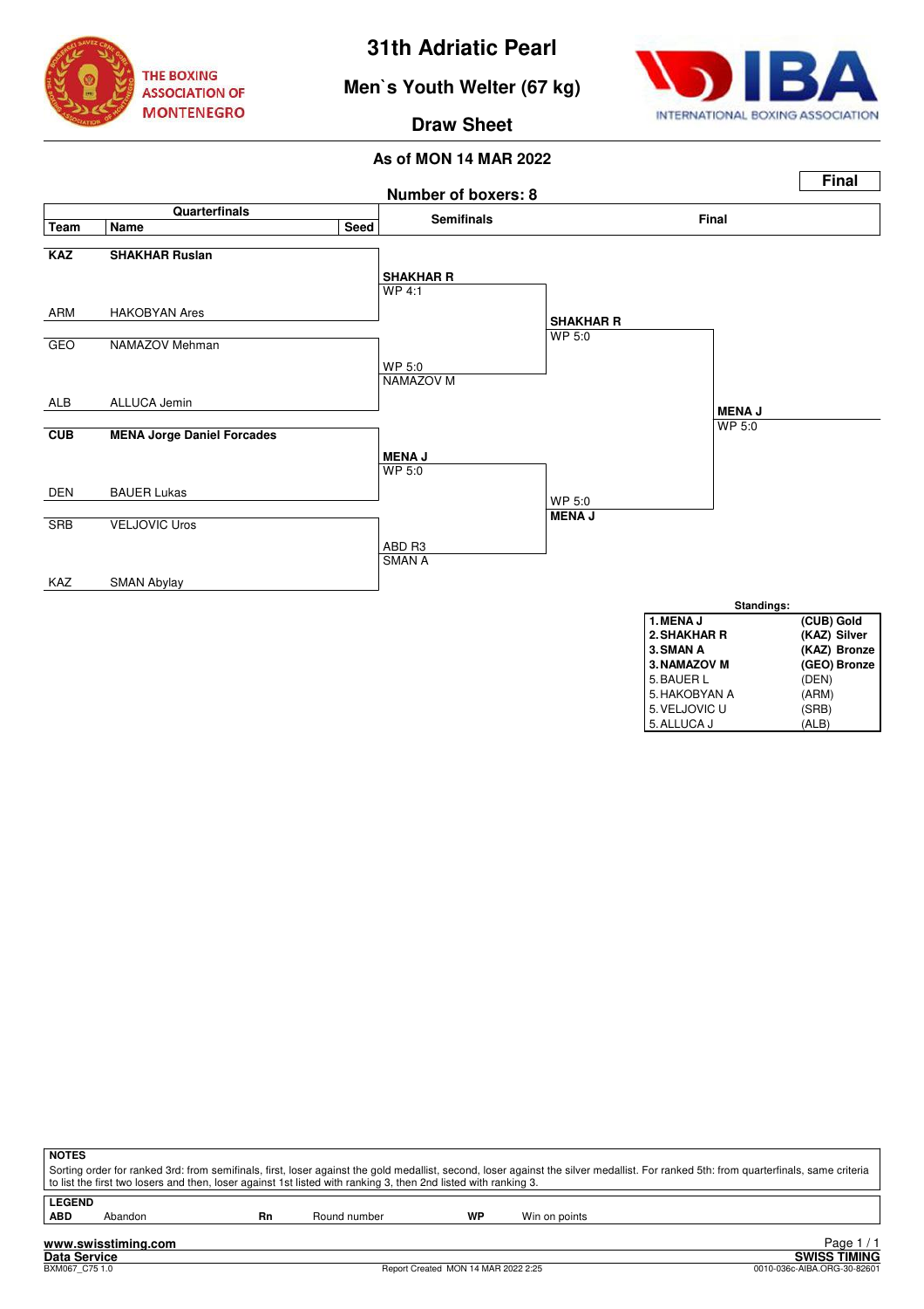# 31th Adriatic Pearl

## Men`s Youth Welter (67 kg)

## Draw Sheet

THE BOXING ASSOCIATION OF MONTENEGRO

INTERNATIONAL BOXING ASSOCIATION

**As of MON 14 MAR 2022**

**Final**

**Number of boxers: 8**

| Team | Name | Seed | Semifinals | Final |
|---|---|---|---|---|
| **KAZ** | **SHAKHAR Ruslan** | | | |
| | | | **SHAKHAR R** WP 4:1 | |
| ARM | HAKOBYAN Ares | | | **SHAKHAR R** WP 5:0 |
| GEO | NAMAZOV Mehman | | | |
| | | | WP 5:0 NAMAZOV M | |
| ALB | ALLUCA Jemin | | | |
| **CUB** | **MENA Jorge Daniel Forcades** | | | |
| | | | **MENA J** WP 5:0 | |
| DEN | BAUER Lukas | | | WP 5:0 **MENA J** |
| SRB | VELJOVIC Uros | | | |
| | | | ABD R3 SMAN A | |
| KAZ | SMAN Abylay | | | |

Final winner: **MENA J** WP 5:0

**Standings:**

| | |
|---|---|
| **1. MENA J** | **(CUB) Gold** |
| **2. SHAKHAR R** | **(KAZ) Silver** |
| **3. SMAN A** | **(KAZ) Bronze** |
| **3. NAMAZOV M** | **(GEO) Bronze** |
| 5. BAUER L | (DEN) |
| 5. HAKOBYAN A | (ARM) |
| 5. VELJOVIC U | (SRB) |
| 5. ALLUCA J | (ALB) |

**NOTES**

Sorting order for ranked 3rd: from semifinals, first, loser against the gold medallist, second, loser against the silver medallist. For ranked 5th: from quarterfinals, same criteria to list the first two losers and then, loser against 1st listed with ranking 3, then 2nd listed with ranking 3.

**LEGEND**

| | | | | | |
|---|---|---|---|---|---|
| **ABD** | Abandon | **Rn** | Round number | **WP** | Win on points |

www.swisstiming.com
Data Service
BXM067_C75 1.0
Report Created MON 14 MAR 2022 2:25
SWISS TIMING
0010-036c-AIBA.ORG-30-82601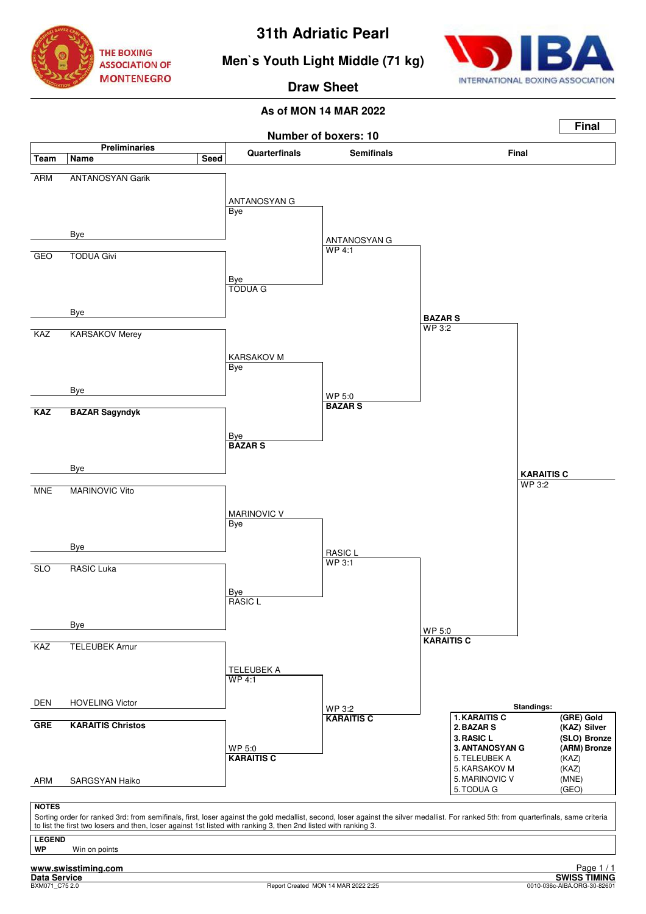# 31th Adriatic Pearl

## Men`s Youth Light Middle (71 kg)

## Draw Sheet

THE BOXING ASSOCIATION OF MONTENEGRO

IBA INTERNATIONAL BOXING ASSOCIATION

**As of MON 14 MAR 2022**

**Number of boxers: 10**

**Final**

### Preliminaries

| Team | Name | Seed |
|---|---|---|
| ARM | ANTANOSYAN Garik | |
| | Bye | |
| GEO | TODUA Givi | |
| | Bye | |
| KAZ | KARSAKOV Merey | |
| | Bye | |
| **KAZ** | **BAZAR Sagyndyk** | |
| | Bye | |
| MNE | MARINOVIC Vito | |
| | Bye | |
| SLO | RASIC Luka | |
| | Bye | |
| KAZ | TELEUBEK Arnur | |
| DEN | HOVELING Victor | |
| **GRE** | **KARAITIS Christos** | |
| ARM | SARGSYAN Haiko | |

### Quarterfinals

- ANTANOSYAN G — Bye
- Bye — TODUA G
- KARSAKOV M — Bye
- Bye — **BAZAR S**
- MARINOVIC V — Bye
- Bye — RASIC L
- TELEUBEK A — WP 4:1
- WP 5:0 — **KARAITIS C**

### Semifinals

- ANTANOSYAN G — WP 4:1
- WP 5:0 — **BAZAR S**
- RASIC L — WP 3:1
- WP 3:2 — **KARAITIS C**

### Final

- **BAZAR S** — WP 3:2
- WP 5:0 — **KARAITIS C**
- **KARAITIS C** — WP 3:2

### Standings:

| | | |
|---|---|---|
| **1.** | **KARAITIS C** | **(GRE) Gold** |
| **2.** | **BAZAR S** | **(KAZ) Silver** |
| **3.** | **RASIC L** | **(SLO) Bronze** |
| **3.** | **ANTANOSYAN G** | **(ARM) Bronze** |
| 5. | TELEUBEK A | (KAZ) |
| 5. | KARSAKOV M | (KAZ) |
| 5. | MARINOVIC V | (MNE) |
| 5. | TODUA G | (GEO) |

**NOTES**

Sorting order for ranked 3rd: from semifinals, first, loser against the gold medallist, second, loser against the silver medallist. For ranked 5th: from quarterfinals, same criteria to list the first two losers and then, loser against 1st listed with ranking 3, then 2nd listed with ranking 3.

**LEGEND**

**WP** Win on points

**www.swisstiming.com**

**Data Service**

BXM071_C75 2.0

Report Created MON 14 MAR 2022 2:25

**SWISS TIMING**

0010-036c-AIBA.ORG-30-82601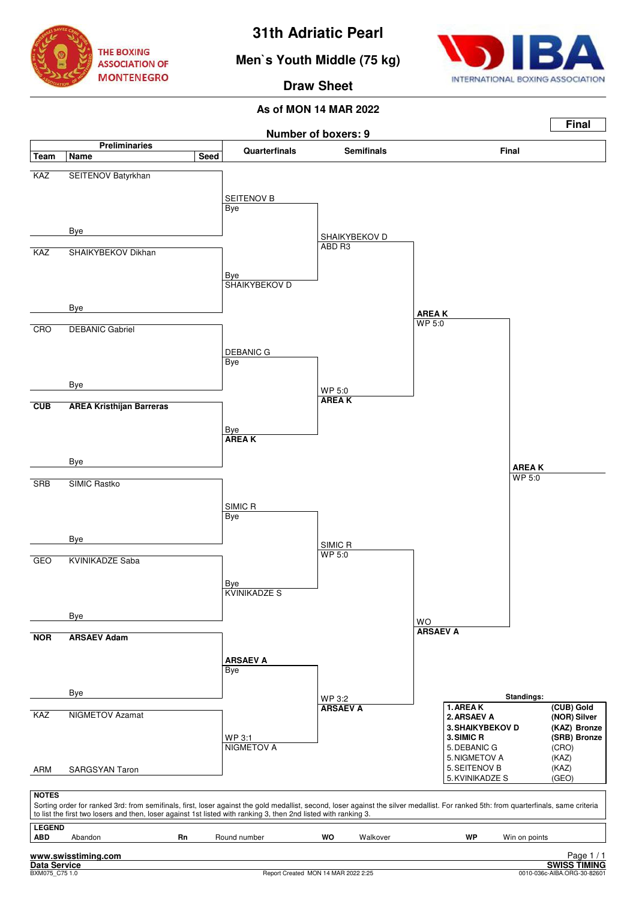# 31th Adriatic Pearl

## Men`s Youth Middle (75 kg)

## Draw Sheet

THE BOXING ASSOCIATION OF MONTENEGRO

IBA INTERNATIONAL BOXING ASSOCIATION

**As of MON 14 MAR 2022**

**Number of boxers: 9**

**Final**

### Preliminaries

| Team | Name | Seed |
|---|---|---|
| KAZ | SEITENOV Batyrkhan | |
| | Bye | |
| KAZ | SHAIKYBEKOV Dikhan | |
| | Bye | |
| CRO | DEBANIC Gabriel | |
| | Bye | |
| **CUB** | **AREA Kristhijan Barreras** | |
| | Bye | |
| SRB | SIMIC Rastko | |
| | Bye | |
| GEO | KVINIKADZE Saba | |
| | Bye | |
| **NOR** | **ARSAEV Adam** | |
| | Bye | |
| KAZ | NIGMETOV Azamat | |
| ARM | SARGSYAN Taron | |

Preliminary result: NIGMETOV A def. SARGSYAN Taron – WP 3:1

### Quarterfinals

| Bout | Winner | Result |
|---|---|---|
| SEITENOV B vs Bye | SEITENOV B | Bye |
| Bye vs SHAIKYBEKOV D | SHAIKYBEKOV D | Bye |
| DEBANIC G vs Bye | DEBANIC G | Bye |
| Bye vs AREA K | **AREA K** | Bye |
| SIMIC R vs Bye | SIMIC R | Bye |
| Bye vs KVINIKADZE S | KVINIKADZE S | Bye |
| ARSAEV A vs Bye | **ARSAEV A** | Bye |
| WP 3:1 | NIGMETOV A | WP 3:1 |

### Semifinals

| Bout | Winner | Result |
|---|---|---|
| SEITENOV B vs SHAIKYBEKOV D | SHAIKYBEKOV D | ABD R3 |
| DEBANIC G vs AREA K | **AREA K** | WP 5:0 |
| SIMIC R vs KVINIKADZE S | SIMIC R | WP 5:0 |
| ARSAEV A vs NIGMETOV A | **ARSAEV A** | WP 3:2 |

### Final

| Bout | Winner | Result |
|---|---|---|
| SHAIKYBEKOV D vs AREA K | **AREA K** | WP 5:0 |
| SIMIC R vs ARSAEV A | **ARSAEV A** | WO |
| AREA K vs ARSAEV A | **AREA K** | WP 5:0 |

### Standings:

| Rank | Name | Team / Medal |
|---|---|---|
| 1. | **AREA K** | **(CUB) Gold** |
| 2. | **ARSAEV A** | **(NOR) Silver** |
| 3. | **SHAIKYBEKOV D** | **(KAZ) Bronze** |
| 3. | **SIMIC R** | **(SRB) Bronze** |
| 5. | DEBANIC G | (CRO) |
| 5. | NIGMETOV A | (KAZ) |
| 5. | SEITENOV B | (KAZ) |
| 5. | KVINIKADZE S | (GEO) |

**NOTES**

Sorting order for ranked 3rd: from semifinals, first, loser against the gold medallist, second, loser against the silver medallist. For ranked 5th: from quarterfinals, same criteria to list the first two losers and then, loser against 1st listed with ranking 3, then 2nd listed with ranking 3.

**LEGEND**

| | | | | | | | |
|---|---|---|---|---|---|---|---|
| **ABD** | Abandon | **Rn** | Round number | **WO** | Walkover | **WP** | Win on points |

www.swisstiming.com
Data Service
BXM075_C75 1.0
Report Created MON 14 MAR 2022 2:25
SWISS TIMING
0010-036c-AIBA.ORG-30-82601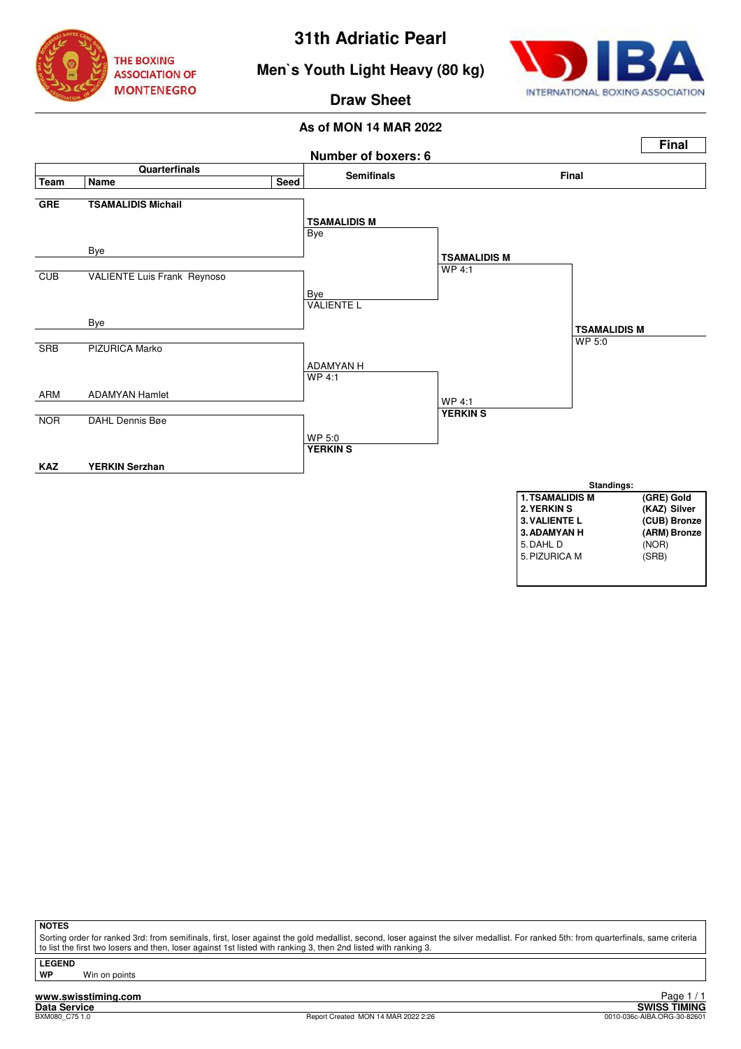# 31th Adriatic Pearl

## Men`s Youth Light Heavy (80 kg)

### Draw Sheet

THE BOXING ASSOCIATION OF MONTENEGRO

INTERNATIONAL BOXING ASSOCIATION

**As of MON 14 MAR 2022**

**Final**

**Number of boxers: 6**

| Team | Name | Seed | Semifinals | Final | |
|---|---|---|---|---|---|
| **GRE** | **TSAMALIDIS Michail** | | | | |
| | | | **TSAMALIDIS M** Bye | | |
| | Bye | | | **TSAMALIDIS M** WP 4:1 | |
| CUB | VALIENTE Luis Frank Reynoso | | | | |
| | | | Bye VALIENTE L | | |
| | Bye | | | | **TSAMALIDIS M** WP 5:0 |
| SRB | PIZURICA Marko | | | | |
| | | | ADAMYAN H WP 4:1 | | |
| ARM | ADAMYAN Hamlet | | | | |
| | | | | WP 4:1 **YERKIN S** | |
| NOR | DAHL Dennis Bøe | | | | |
| | | | WP 5:0 **YERKIN S** | | |
| **KAZ** | **YERKIN Serzhan** | | | | |

**Standings:**

| | |
|---|---|
| **1. TSAMALIDIS M** | **(GRE) Gold** |
| **2. YERKIN S** | **(KAZ) Silver** |
| **3. VALIENTE L** | **(CUB) Bronze** |
| **3. ADAMYAN H** | **(ARM) Bronze** |
| 5. DAHL D | (NOR) |
| 5. PIZURICA M | (SRB) |

**NOTES**

Sorting order for ranked 3rd: from semifinals, first, loser against the gold medallist, second, loser against the silver medallist. For ranked 5th: from quarterfinals, same criteria to list the first two losers and then, loser against 1st listed with ranking 3, then 2nd listed with ranking 3.

**LEGEND**

**WP** Win on points

**www.swisstiming.com**
**Data Service**
BXM080_C75 1.0

Report Created MON 14 MAR 2022 2:26

**SWISS TIMING**
0010-036c-AIBA.ORG-30-82601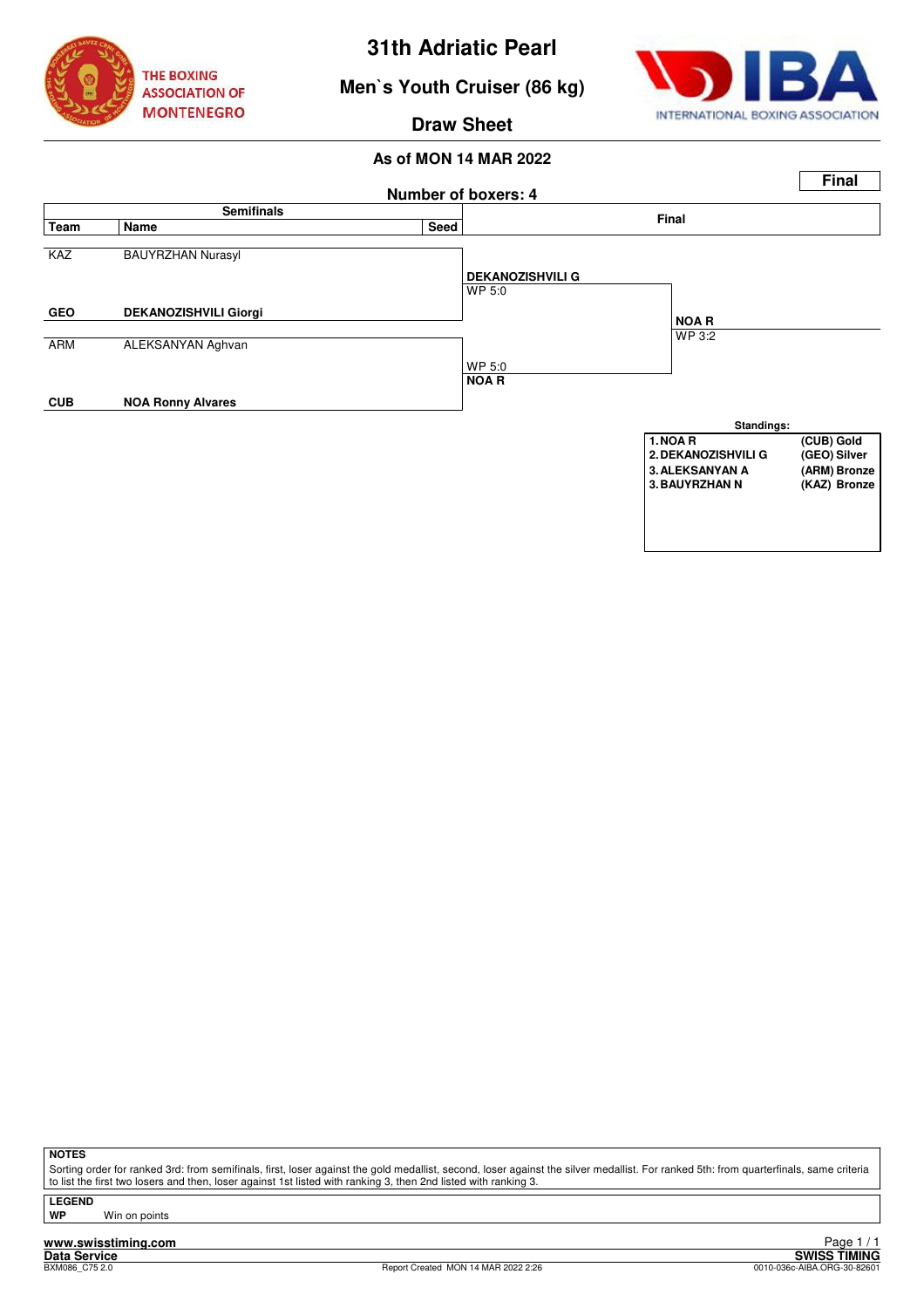THE BOXING ASSOCIATION OF MONTENEGRO

# 31th Adriatic Pearl

## Men`s Youth Cruiser (86 kg)

### Draw Sheet

INTERNATIONAL BOXING ASSOCIATION

**As of MON 14 MAR 2022**

**Final**

**Number of boxers: 4**

| Team | Name | Seed | Semifinals result | Final |
|---|---|---|---|---|
| KAZ | BAUYRZHAN Nurasyl | | | |
| | | | **DEKANOZISHVILI G** WP 5:0 | |
| **GEO** | **DEKANOZISHVILI Giorgi** | | | |
| | | | | **NOA R** WP 3:2 |
| ARM | ALEKSANYAN Aghvan | | | |
| | | | WP 5:0 **NOA R** | |
| **CUB** | **NOA Ronny Alvares** | | | |

**Standings:**

| | | |
|---|---|---|
| **1.** | **NOA R** | **(CUB) Gold** |
| **2.** | **DEKANOZISHVILI G** | **(GEO) Silver** |
| **3.** | **ALEKSANYAN A** | **(ARM) Bronze** |
| **3.** | **BAUYRZHAN N** | **(KAZ) Bronze** |

**NOTES**

Sorting order for ranked 3rd: from semifinals, first, loser against the gold medallist, second, loser against the silver medallist. For ranked 5th: from quarterfinals, same criteria to list the first two losers and then, loser against 1st listed with ranking 3, then 2nd listed with ranking 3.

**LEGEND**

**WP** Win on points

**www.swisstiming.com**
**Data Service**
BXM086_C75 2.0 — Report Created MON 14 MAR 2022 2:26 — **SWISS TIMING** 0010-036c-AIBA.ORG-30-82601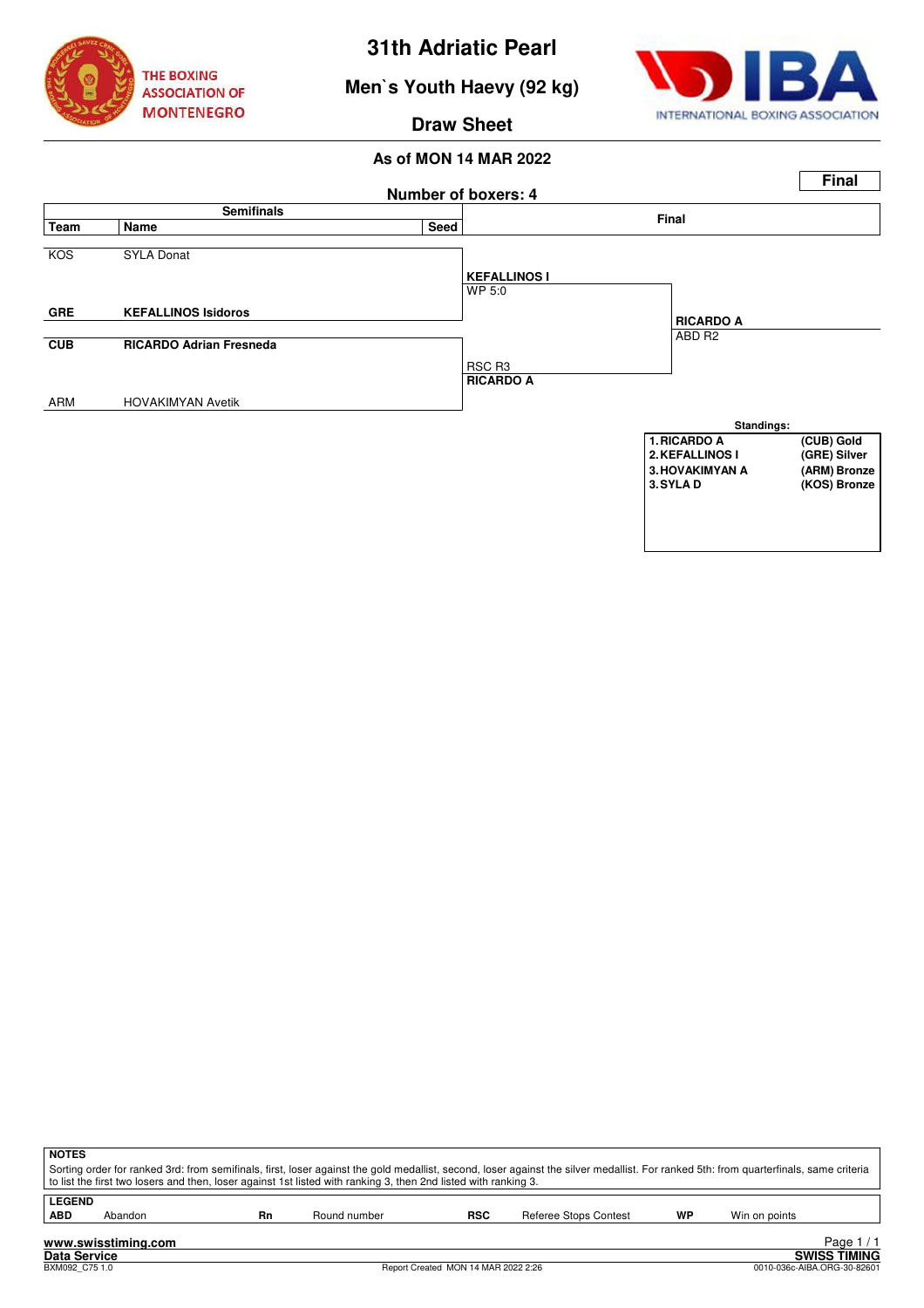# 31th Adriatic Pearl

## Men`s Youth Haevy (92 kg)

## Draw Sheet

### As of MON 14 MAR 2022

**Final**

**Number of boxers: 4**

| Team | Name | Seed | Semifinals | Final |
|---|---|---|---|---|
| KOS | SYLA Donat | | | |
| | | | **KEFALLINOS I** WP 5:0 | |
| **GRE** | **KEFALLINOS Isidoros** | | | **RICARDO A** ABD R2 |
| **CUB** | **RICARDO Adrian Fresneda** | | | |
| | | | RSC R3 **RICARDO A** | |
| ARM | HOVAKIMYAN Avetik | | | |

**Standings:**

| Rank | Name | Medal |
|---|---|---|
| 1. | RICARDO A | (CUB) Gold |
| 2. | KEFALLINOS I | (GRE) Silver |
| 3. | HOVAKIMYAN A | (ARM) Bronze |
| 3. | SYLA D | (KOS) Bronze |

**NOTES**

Sorting order for ranked 3rd: from semifinals, first, loser against the gold medallist, second, loser against the silver medallist. For ranked 5th: from quarterfinals, same criteria to list the first two losers and then, loser against 1st listed with ranking 3, then 2nd listed with ranking 3.

**LEGEND**

| | | | | | | | |
|---|---|---|---|---|---|---|---|
| **ABD** | Abandon | **Rn** | Round number | **RSC** | Referee Stops Contest | **WP** | Win on points |

www.swisstiming.com
Data Service
BXM092_C75 1.0
Report Created MON 14 MAR 2022 2:26
SWISS TIMING
0010-036c-AIBA.ORG-30-82601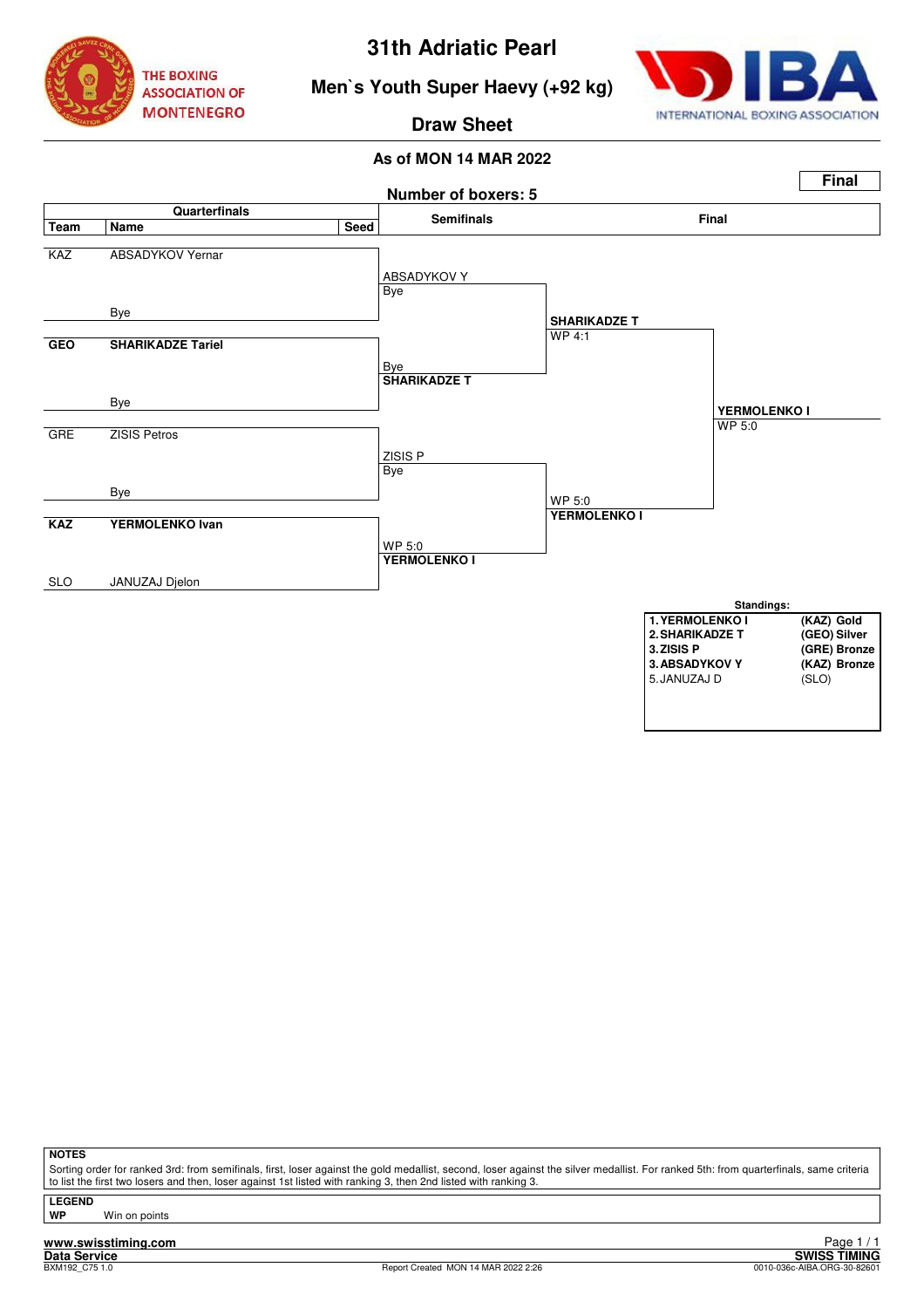# 31th Adriatic Pearl

## Men`s Youth Super Haevy (+92 kg)

### Draw Sheet

**As of MON 14 MAR 2022**

**Final**

**Number of boxers: 5**

| Quarterfinals | | | Semifinals | Final | |
|---|---|---|---|---|---|
| **Team** | **Name** | **Seed** | | | |
| KAZ | ABSADYKOV Yernar | | ABSADYKOV Y | | |
| | Bye | | Bye | SHARIKADZE T | |
| **GEO** | **SHARIKADZE Tariel** | | Bye | WP 4:1 | |
| | Bye | | **SHARIKADZE T** | | **YERMOLENKO I** |
| GRE | ZISIS Petros | | ZISIS P | | WP 5:0 |
| | Bye | | Bye | WP 5:0 | |
| **KAZ** | **YERMOLENKO Ivan** | | WP 5:0 | **YERMOLENKO I** | |
| SLO | JANUZAJ Djelon | | **YERMOLENKO I** | | |

**Standings:**

| | |
|---|---|
| **1. YERMOLENKO I** | **(KAZ) Gold** |
| **2. SHARIKADZE T** | **(GEO) Silver** |
| **3. ZISIS P** | **(GRE) Bronze** |
| **3. ABSADYKOV Y** | **(KAZ) Bronze** |
| 5. JANUZAJ D | (SLO) |

**NOTES**

Sorting order for ranked 3rd: from semifinals, first, loser against the gold medallist, second, loser against the silver medallist. For ranked 5th: from quarterfinals, same criteria to list the first two losers and then, loser against 1st listed with ranking 3, then 2nd listed with ranking 3.

**LEGEND**

**WP** Win on points

www.swisstiming.com
Data Service
BXM192_C75 1.0

Report Created MON 14 MAR 2022 2:26

SWISS TIMING
0010-036c-AIBA.ORG-30-82601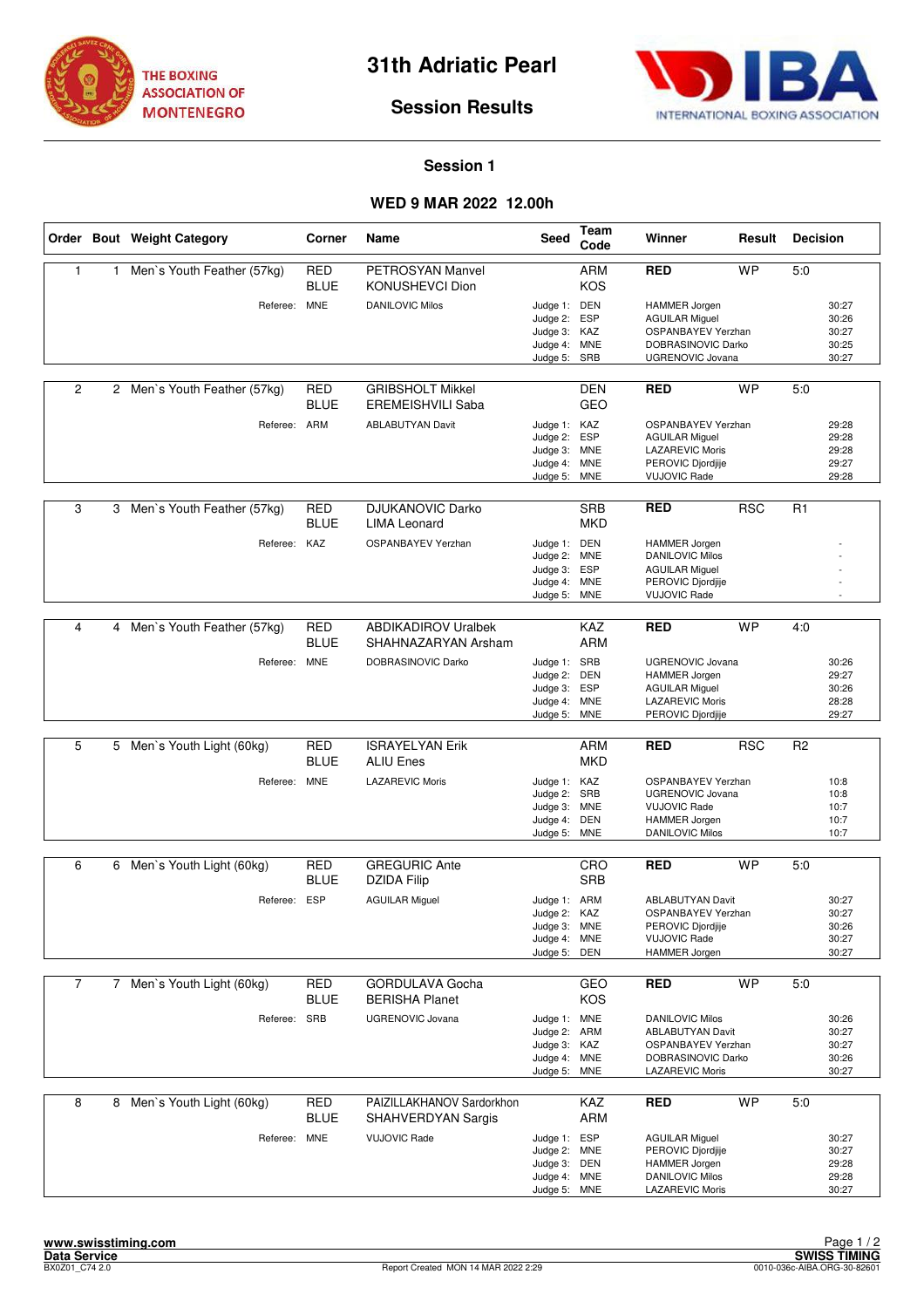# 31th Adriatic Pearl

## Session Results

### Session 1

### WED 9 MAR 2022 12.00h

| Order | Bout | Weight Category | Corner | Name | Seed | Team Code | Winner | Result | Decision |
|---|---|---|---|---|---|---|---|---|---|
| 1 | 1 | Men`s Youth Feather (57kg) | RED | PETROSYAN Manvel | | ARM | RED | WP | 5:0 |
| | | | BLUE | KONUSHEVCI Dion | | KOS | | | |
| | | Referee: | MNE | DANILOVIC Milos | Judge 1: | DEN | HAMMER Jorgen | | 30:27 |
| | | | | | Judge 2: | ESP | AGUILAR Miguel | | 30:26 |
| | | | | | Judge 3: | KAZ | OSPANBAYEV Yerzhan | | 30:27 |
| | | | | | Judge 4: | MNE | DOBRASINOVIC Darko | | 30:25 |
| | | | | | Judge 5: | SRB | UGRENOVIC Jovana | | 30:27 |
| 2 | 2 | Men`s Youth Feather (57kg) | RED | GRIBSHOLT Mikkel | | DEN | RED | WP | 5:0 |
| | | | BLUE | EREMEISHVILI Saba | | GEO | | | |
| | | Referee: | ARM | ABLABUTYAN Davit | Judge 1: | KAZ | OSPANBAYEV Yerzhan | | 29:28 |
| | | | | | Judge 2: | ESP | AGUILAR Miguel | | 29:28 |
| | | | | | Judge 3: | MNE | LAZAREVIC Moris | | 29:28 |
| | | | | | Judge 4: | MNE | PEROVIC Djordjije | | 29:27 |
| | | | | | Judge 5: | MNE | VUJOVIC Rade | | 29:28 |
| 3 | 3 | Men`s Youth Feather (57kg) | RED | DJUKANOVIC Darko | | SRB | RED | RSC | R1 |
| | | | BLUE | LIMA Leonard | | MKD | | | |
| | | Referee: | KAZ | OSPANBAYEV Yerzhan | Judge 1: | DEN | HAMMER Jorgen | | - |
| | | | | | Judge 2: | MNE | DANILOVIC Milos | | - |
| | | | | | Judge 3: | ESP | AGUILAR Miguel | | - |
| | | | | | Judge 4: | MNE | PEROVIC Djordjije | | - |
| | | | | | Judge 5: | MNE | VUJOVIC Rade | | - |
| 4 | 4 | Men`s Youth Feather (57kg) | RED | ABDIKADIROV Uralbek | | KAZ | RED | WP | 4:0 |
| | | | BLUE | SHAHNAZARYAN Arsham | | ARM | | | |
| | | Referee: | MNE | DOBRASINOVIC Darko | Judge 1: | SRB | UGRENOVIC Jovana | | 30:26 |
| | | | | | Judge 2: | DEN | HAMMER Jorgen | | 29:27 |
| | | | | | Judge 3: | ESP | AGUILAR Miguel | | 30:26 |
| | | | | | Judge 4: | MNE | LAZAREVIC Moris | | 28:28 |
| | | | | | Judge 5: | MNE | PEROVIC Djordjije | | 29:27 |
| 5 | 5 | Men`s Youth Light (60kg) | RED | ISRAYELYAN Erik | | ARM | RED | RSC | R2 |
| | | | BLUE | ALIU Enes | | MKD | | | |
| | | Referee: | MNE | LAZAREVIC Moris | Judge 1: | KAZ | OSPANBAYEV Yerzhan | | 10:8 |
| | | | | | Judge 2: | SRB | UGRENOVIC Jovana | | 10:8 |
| | | | | | Judge 3: | MNE | VUJOVIC Rade | | 10:7 |
| | | | | | Judge 4: | DEN | HAMMER Jorgen | | 10:7 |
| | | | | | Judge 5: | MNE | DANILOVIC Milos | | 10:7 |
| 6 | 6 | Men`s Youth Light (60kg) | RED | GREGURIC Ante | | CRO | RED | WP | 5:0 |
| | | | BLUE | DZIDA Filip | | SRB | | | |
| | | Referee: | ESP | AGUILAR Miguel | Judge 1: | ARM | ABLABUTYAN Davit | | 30:27 |
| | | | | | Judge 2: | KAZ | OSPANBAYEV Yerzhan | | 30:27 |
| | | | | | Judge 3: | MNE | PEROVIC Djordjije | | 30:26 |
| | | | | | Judge 4: | MNE | VUJOVIC Rade | | 30:27 |
| | | | | | Judge 5: | DEN | HAMMER Jorgen | | 30:27 |
| 7 | 7 | Men`s Youth Light (60kg) | RED | GORDULAVA Gocha | | GEO | RED | WP | 5:0 |
| | | | BLUE | BERISHA Planet | | KOS | | | |
| | | Referee: | SRB | UGRENOVIC Jovana | Judge 1: | MNE | DANILOVIC Milos | | 30:26 |
| | | | | | Judge 2: | ARM | ABLABUTYAN Davit | | 30:27 |
| | | | | | Judge 3: | KAZ | OSPANBAYEV Yerzhan | | 30:27 |
| | | | | | Judge 4: | MNE | DOBRASINOVIC Darko | | 30:26 |
| | | | | | Judge 5: | MNE | LAZAREVIC Moris | | 30:27 |
| 8 | 8 | Men`s Youth Light (60kg) | RED | PAIZILLAKHANOV Sardorkhon | | KAZ | RED | WP | 5:0 |
| | | | BLUE | SHAHVERDYAN Sargis | | ARM | | | |
| | | Referee: | MNE | VUJOVIC Rade | Judge 1: | ESP | AGUILAR Miguel | | 30:27 |
| | | | | | Judge 2: | MNE | PEROVIC Djordjije | | 30:27 |
| | | | | | Judge 3: | DEN | HAMMER Jorgen | | 29:28 |
| | | | | | Judge 4: | MNE | DANILOVIC Milos | | 29:28 |
| | | | | | Judge 5: | MNE | LAZAREVIC Moris | | 30:27 |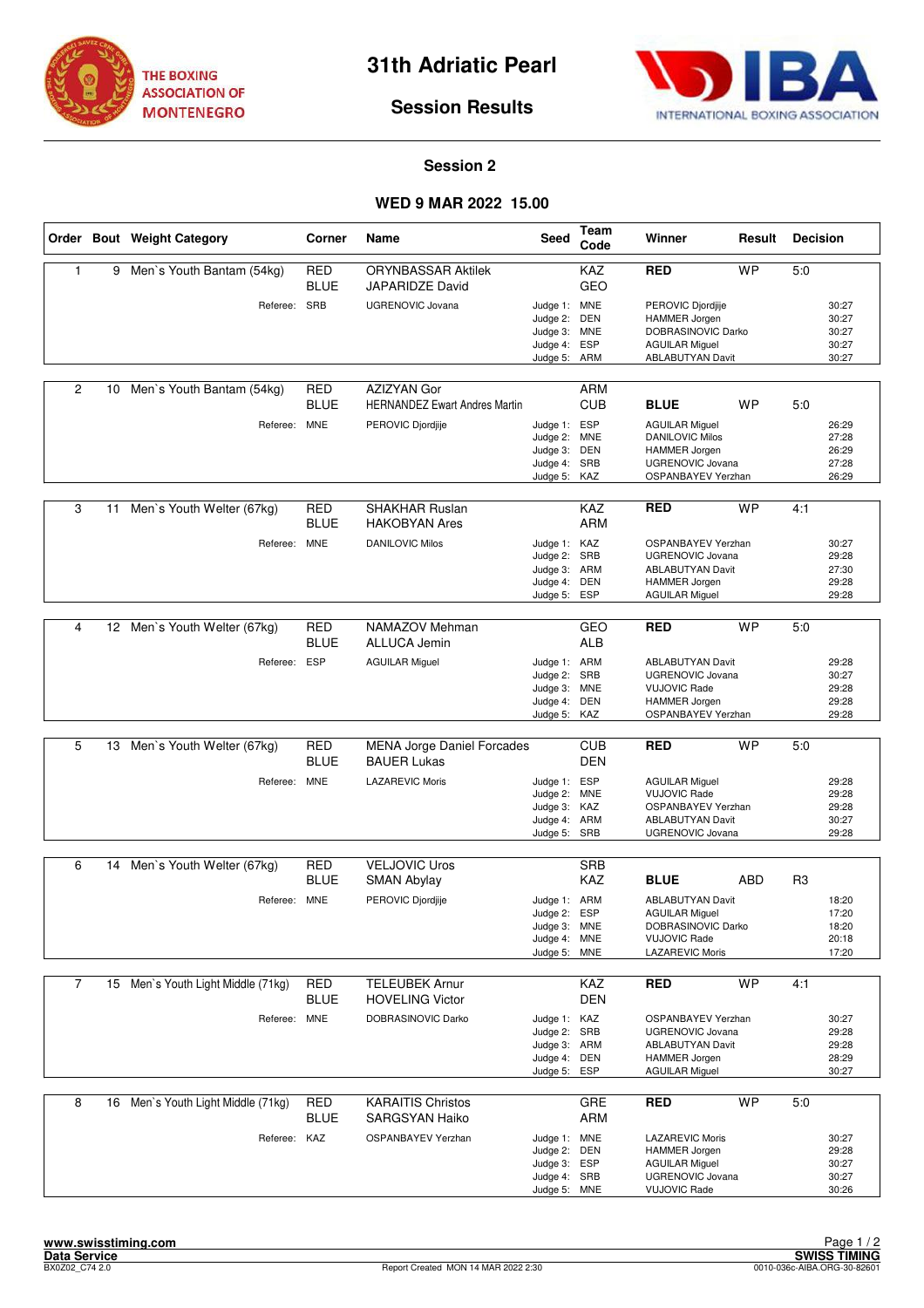# 31th Adriatic Pearl

## Session Results

### Session 2

### WED 9 MAR 2022 15.00

| Order | Bout | Weight Category | Corner | Name | Seed | Team Code | Winner | Result | Decision |
|---|---|---|---|---|---|---|---|---|---|
| 1 | 9 | Men`s Youth Bantam (54kg) | RED | ORYNBASSAR Aktilek | | KAZ | RED | WP | 5:0 |
| | | | BLUE | JAPARIDZE David | | GEO | | | |
| | | Referee: | SRB | UGRENOVIC Jovana | Judge 1: | MNE | PEROVIC Djordjije | | 30:27 |
| | | | | | Judge 2: | DEN | HAMMER Jorgen | | 30:27 |
| | | | | | Judge 3: | MNE | DOBRASINOVIC Darko | | 30:27 |
| | | | | | Judge 4: | ESP | AGUILAR Miguel | | 30:27 |
| | | | | | Judge 5: | ARM | ABLABUTYAN Davit | | 30:27 |
| 2 | 10 | Men`s Youth Bantam (54kg) | RED | AZIZYAN Gor | | ARM | | | |
| | | | BLUE | HERNANDEZ Ewart Andres Martin | | CUB | BLUE | WP | 5:0 |
| | | Referee: | MNE | PEROVIC Djordjije | Judge 1: | ESP | AGUILAR Miguel | | 26:29 |
| | | | | | Judge 2: | MNE | DANILOVIC Milos | | 27:28 |
| | | | | | Judge 3: | DEN | HAMMER Jorgen | | 26:29 |
| | | | | | Judge 4: | SRB | UGRENOVIC Jovana | | 27:28 |
| | | | | | Judge 5: | KAZ | OSPANBAYEV Yerzhan | | 26:29 |
| 3 | 11 | Men`s Youth Welter (67kg) | RED | SHAKHAR Ruslan | | KAZ | RED | WP | 4:1 |
| | | | BLUE | HAKOBYAN Ares | | ARM | | | |
| | | Referee: | MNE | DANILOVIC Milos | Judge 1: | KAZ | OSPANBAYEV Yerzhan | | 30:27 |
| | | | | | Judge 2: | SRB | UGRENOVIC Jovana | | 29:28 |
| | | | | | Judge 3: | ARM | ABLABUTYAN Davit | | 27:30 |
| | | | | | Judge 4: | DEN | HAMMER Jorgen | | 29:28 |
| | | | | | Judge 5: | ESP | AGUILAR Miguel | | 29:28 |
| 4 | 12 | Men`s Youth Welter (67kg) | RED | NAMAZOV Mehman | | GEO | RED | WP | 5:0 |
| | | | BLUE | ALLUCA Jemin | | ALB | | | |
| | | Referee: | ESP | AGUILAR Miguel | Judge 1: | ARM | ABLABUTYAN Davit | | 29:28 |
| | | | | | Judge 2: | SRB | UGRENOVIC Jovana | | 30:27 |
| | | | | | Judge 3: | MNE | VUJOVIC Rade | | 29:28 |
| | | | | | Judge 4: | DEN | HAMMER Jorgen | | 29:28 |
| | | | | | Judge 5: | KAZ | OSPANBAYEV Yerzhan | | 29:28 |
| 5 | 13 | Men`s Youth Welter (67kg) | RED | MENA Jorge Daniel Forcades | | CUB | RED | WP | 5:0 |
| | | | BLUE | BAUER Lukas | | DEN | | | |
| | | Referee: | MNE | LAZAREVIC Moris | Judge 1: | ESP | AGUILAR Miguel | | 29:28 |
| | | | | | Judge 2: | MNE | VUJOVIC Rade | | 29:28 |
| | | | | | Judge 3: | KAZ | OSPANBAYEV Yerzhan | | 29:28 |
| | | | | | Judge 4: | ARM | ABLABUTYAN Davit | | 30:27 |
| | | | | | Judge 5: | SRB | UGRENOVIC Jovana | | 29:28 |
| 6 | 14 | Men`s Youth Welter (67kg) | RED | VELJOVIC Uros | | SRB | | | |
| | | | BLUE | SMAN Abylay | | KAZ | BLUE | ABD | R3 |
| | | Referee: | MNE | PEROVIC Djordjije | Judge 1: | ARM | ABLABUTYAN Davit | | 18:20 |
| | | | | | Judge 2: | ESP | AGUILAR Miguel | | 17:20 |
| | | | | | Judge 3: | MNE | DOBRASINOVIC Darko | | 18:20 |
| | | | | | Judge 4: | MNE | VUJOVIC Rade | | 20:18 |
| | | | | | Judge 5: | MNE | LAZAREVIC Moris | | 17:20 |
| 7 | 15 | Men`s Youth Light Middle (71kg) | RED | TELEUBEK Arnur | | KAZ | RED | WP | 4:1 |
| | | | BLUE | HOVELING Victor | | DEN | | | |
| | | Referee: | MNE | DOBRASINOVIC Darko | Judge 1: | KAZ | OSPANBAYEV Yerzhan | | 30:27 |
| | | | | | Judge 2: | SRB | UGRENOVIC Jovana | | 29:28 |
| | | | | | Judge 3: | ARM | ABLABUTYAN Davit | | 29:28 |
| | | | | | Judge 4: | DEN | HAMMER Jorgen | | 28:29 |
| | | | | | Judge 5: | ESP | AGUILAR Miguel | | 30:27 |
| 8 | 16 | Men`s Youth Light Middle (71kg) | RED | KARAITIS Christos | | GRE | RED | WP | 5:0 |
| | | | BLUE | SARGSYAN Haiko | | ARM | | | |
| | | Referee: | KAZ | OSPANBAYEV Yerzhan | Judge 1: | MNE | LAZAREVIC Moris | | 30:27 |
| | | | | | Judge 2: | DEN | HAMMER Jorgen | | 29:28 |
| | | | | | Judge 3: | ESP | AGUILAR Miguel | | 30:27 |
| | | | | | Judge 4: | SRB | UGRENOVIC Jovana | | 30:27 |
| | | | | | Judge 5: | MNE | VUJOVIC Rade | | 30:26 |

www.swisstiming.com
Data Service
BX0Z02_C74 2.0
Report Created MON 14 MAR 2022 2:30
SWISS TIMING
0010-036c-AIBA.ORG-30-82601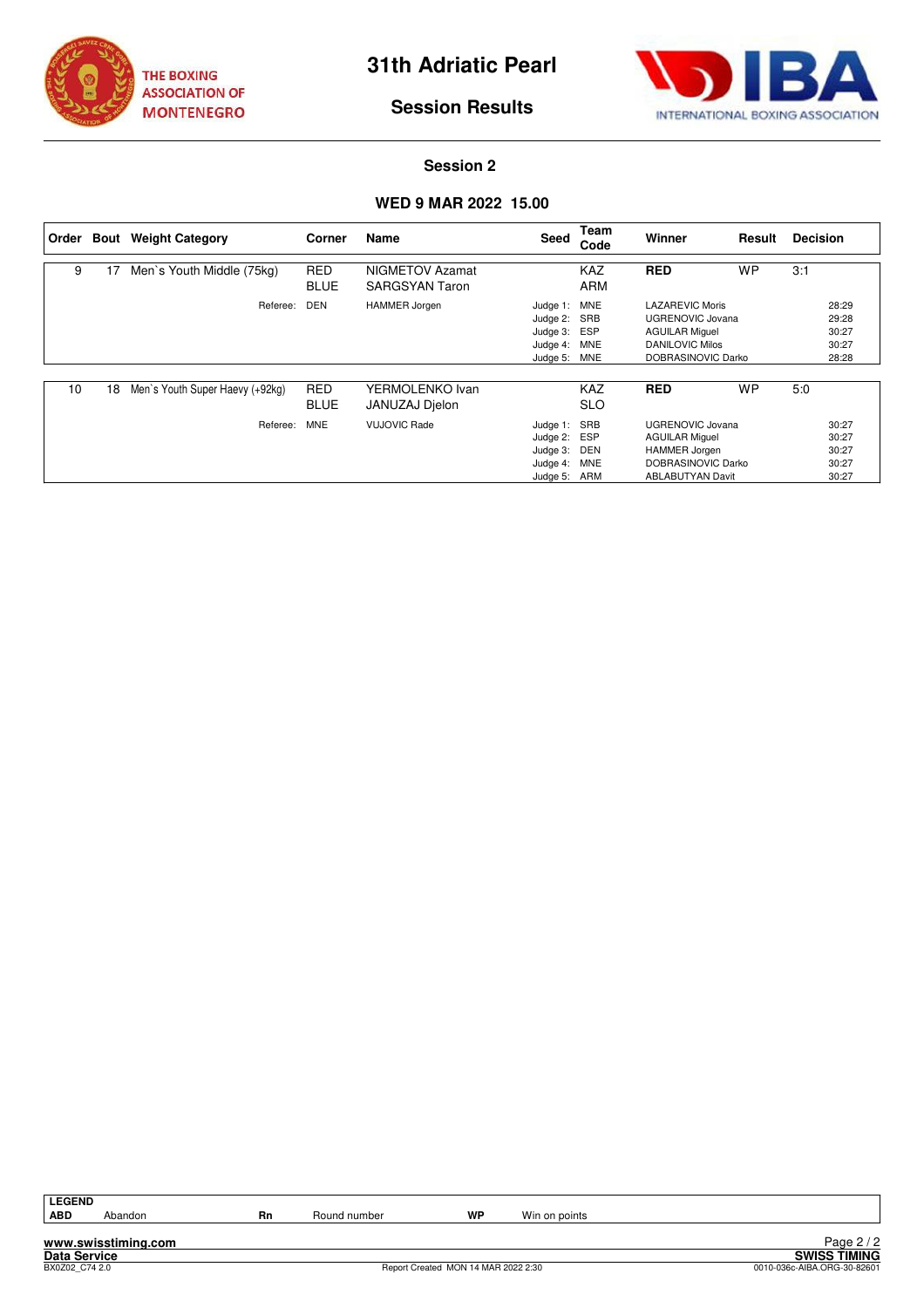THE BOXING ASSOCIATION OF MONTENEGRO

# 31th Adriatic Pearl

## Session Results

INTERNATIONAL BOXING ASSOCIATION

### Session 2

### WED 9 MAR 2022 15.00

| Order | Bout | Weight Category | Corner | Name | Seed | Team Code | Winner | Result | Decision |
|---|---|---|---|---|---|---|---|---|---|
| 9 | 17 | Men`s Youth Middle (75kg) | RED | NIGMETOV Azamat | | KAZ | **RED** | WP | 3:1 |
| | | | BLUE | SARGSYAN Taron | | ARM | | | |
| | | Referee: | DEN | HAMMER Jorgen | Judge 1: | MNE | LAZAREVIC Moris | | 28:29 |
| | | | | | Judge 2: | SRB | UGRENOVIC Jovana | | 29:28 |
| | | | | | Judge 3: | ESP | AGUILAR Miguel | | 30:27 |
| | | | | | Judge 4: | MNE | DANILOVIC Milos | | 30:27 |
| | | | | | Judge 5: | MNE | DOBRASINOVIC Darko | | 28:28 |
| 10 | 18 | Men`s Youth Super Haevy (+92kg) | RED | YERMOLENKO Ivan | | KAZ | **RED** | WP | 5:0 |
| | | | BLUE | JANUZAJ Djelon | | SLO | | | |
| | | Referee: | MNE | VUJOVIC Rade | Judge 1: | SRB | UGRENOVIC Jovana | | 30:27 |
| | | | | | Judge 2: | ESP | AGUILAR Miguel | | 30:27 |
| | | | | | Judge 3: | DEN | HAMMER Jorgen | | 30:27 |
| | | | | | Judge 4: | MNE | DOBRASINOVIC Darko | | 30:27 |
| | | | | | Judge 5: | ARM | ABLABUTYAN Davit | | 30:27 |

| LEGEND | | | | | |
|---|---|---|---|---|---|
| **ABD** | Abandon | **Rn** | Round number | **WP** | Win on points |

www.swisstiming.com
Data Service
BX0Z02_C74 2.0
Report Created MON 14 MAR 2022 2:30
SWISS TIMING
0010-036c-AIBA.ORG-30-82601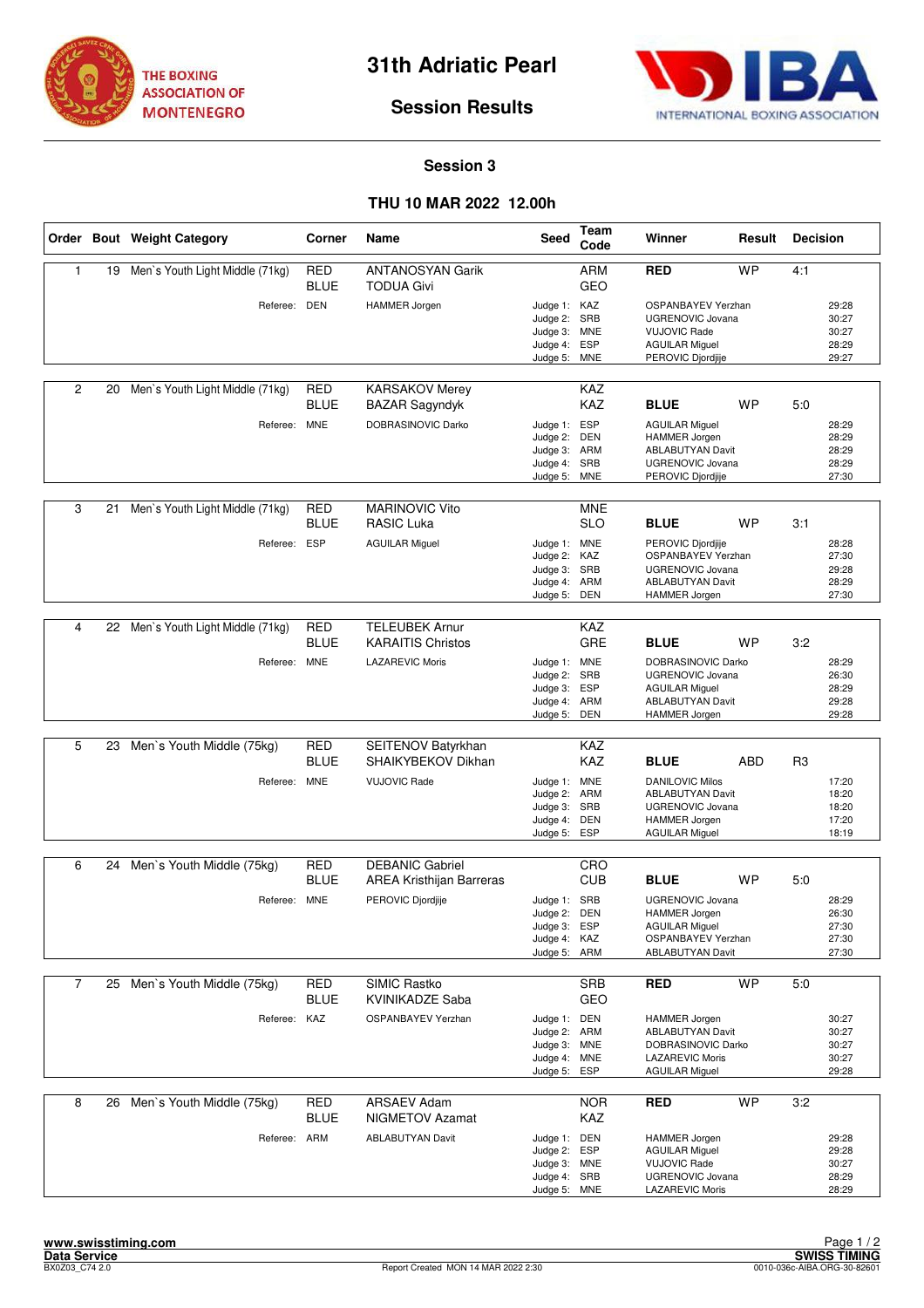THE BOXING ASSOCIATION OF MONTENEGRO

# 31th Adriatic Pearl

## Session Results

INTERNATIONAL BOXING ASSOCIATION

### Session 3

### THU 10 MAR 2022 12.00h

| Order | Bout | Weight Category | Corner | Name | Seed | Team Code | Winner | Result | Decision |
|---|---|---|---|---|---|---|---|---|---|
| 1 | 19 | Men`s Youth Light Middle (71kg) | RED | ANTANOSYAN Garik | | ARM | **RED** | WP | 4:1 |
| | | | BLUE | TODUA Givi | | GEO | | | |
| | | Referee: | DEN | HAMMER Jorgen | Judge 1: | KAZ | OSPANBAYEV Yerzhan | | 29:28 |
| | | | | | Judge 2: | SRB | UGRENOVIC Jovana | | 30:27 |
| | | | | | Judge 3: | MNE | VUJOVIC Rade | | 30:27 |
| | | | | | Judge 4: | ESP | AGUILAR Miguel | | 28:29 |
| | | | | | Judge 5: | MNE | PEROVIC Djordjije | | 29:27 |
| 2 | 20 | Men`s Youth Light Middle (71kg) | RED | KARSAKOV Merey | | KAZ | | | |
| | | | BLUE | BAZAR Sagyndyk | | KAZ | **BLUE** | WP | 5:0 |
| | | Referee: | MNE | DOBRASINOVIC Darko | Judge 1: | ESP | AGUILAR Miguel | | 28:29 |
| | | | | | Judge 2: | DEN | HAMMER Jorgen | | 28:29 |
| | | | | | Judge 3: | ARM | ABLABUTYAN Davit | | 28:29 |
| | | | | | Judge 4: | SRB | UGRENOVIC Jovana | | 28:29 |
| | | | | | Judge 5: | MNE | PEROVIC Djordjije | | 27:30 |
| 3 | 21 | Men`s Youth Light Middle (71kg) | RED | MARINOVIC Vito | | MNE | | | |
| | | | BLUE | RASIC Luka | | SLO | **BLUE** | WP | 3:1 |
| | | Referee: | ESP | AGUILAR Miguel | Judge 1: | MNE | PEROVIC Djordjije | | 28:28 |
| | | | | | Judge 2: | KAZ | OSPANBAYEV Yerzhan | | 27:30 |
| | | | | | Judge 3: | SRB | UGRENOVIC Jovana | | 29:28 |
| | | | | | Judge 4: | ARM | ABLABUTYAN Davit | | 28:29 |
| | | | | | Judge 5: | DEN | HAMMER Jorgen | | 27:30 |
| 4 | 22 | Men`s Youth Light Middle (71kg) | RED | TELEUBEK Arnur | | KAZ | | | |
| | | | BLUE | KARAITIS Christos | | GRE | **BLUE** | WP | 3:2 |
| | | Referee: | MNE | LAZAREVIC Moris | Judge 1: | MNE | DOBRASINOVIC Darko | | 28:29 |
| | | | | | Judge 2: | SRB | UGRENOVIC Jovana | | 26:30 |
| | | | | | Judge 3: | ESP | AGUILAR Miguel | | 28:29 |
| | | | | | Judge 4: | ARM | ABLABUTYAN Davit | | 29:28 |
| | | | | | Judge 5: | DEN | HAMMER Jorgen | | 29:28 |
| 5 | 23 | Men`s Youth Middle (75kg) | RED | SEITENOV Batyrkhan | | KAZ | | | |
| | | | BLUE | SHAIKYBEKOV Dikhan | | KAZ | **BLUE** | ABD | R3 |
| | | Referee: | MNE | VUJOVIC Rade | Judge 1: | MNE | DANILOVIC Milos | | 17:20 |
| | | | | | Judge 2: | ARM | ABLABUTYAN Davit | | 18:20 |
| | | | | | Judge 3: | SRB | UGRENOVIC Jovana | | 18:20 |
| | | | | | Judge 4: | DEN | HAMMER Jorgen | | 17:20 |
| | | | | | Judge 5: | ESP | AGUILAR Miguel | | 18:19 |
| 6 | 24 | Men`s Youth Middle (75kg) | RED | DEBANIC Gabriel | | CRO | | | |
| | | | BLUE | AREA Kristhijan Barreras | | CUB | **BLUE** | WP | 5:0 |
| | | Referee: | MNE | PEROVIC Djordjije | Judge 1: | SRB | UGRENOVIC Jovana | | 28:29 |
| | | | | | Judge 2: | DEN | HAMMER Jorgen | | 26:30 |
| | | | | | Judge 3: | ESP | AGUILAR Miguel | | 27:30 |
| | | | | | Judge 4: | KAZ | OSPANBAYEV Yerzhan | | 27:30 |
| | | | | | Judge 5: | ARM | ABLABUTYAN Davit | | 27:30 |
| 7 | 25 | Men`s Youth Middle (75kg) | RED | SIMIC Rastko | | SRB | **RED** | WP | 5:0 |
| | | | BLUE | KVINIKADZE Saba | | GEO | | | |
| | | Referee: | KAZ | OSPANBAYEV Yerzhan | Judge 1: | DEN | HAMMER Jorgen | | 30:27 |
| | | | | | Judge 2: | ARM | ABLABUTYAN Davit | | 30:27 |
| | | | | | Judge 3: | MNE | DOBRASINOVIC Darko | | 30:27 |
| | | | | | Judge 4: | MNE | LAZAREVIC Moris | | 30:27 |
| | | | | | Judge 5: | ESP | AGUILAR Miguel | | 29:28 |
| 8 | 26 | Men`s Youth Middle (75kg) | RED | ARSAEV Adam | | NOR | **RED** | WP | 3:2 |
| | | | BLUE | NIGMETOV Azamat | | KAZ | | | |
| | | Referee: | ARM | ABLABUTYAN Davit | Judge 1: | DEN | HAMMER Jorgen | | 29:28 |
| | | | | | Judge 2: | ESP | AGUILAR Miguel | | 29:28 |
| | | | | | Judge 3: | MNE | VUJOVIC Rade | | 30:27 |
| | | | | | Judge 4: | SRB | UGRENOVIC Jovana | | 28:29 |
| | | | | | Judge 5: | MNE | LAZAREVIC Moris | | 28:29 |

www.swisstiming.com
Data Service
BX0Z03_C74 2.0 — Report Created MON 14 MAR 2022 2:30 — SWISS TIMING 0010-036c-AIBA.ORG-30-82601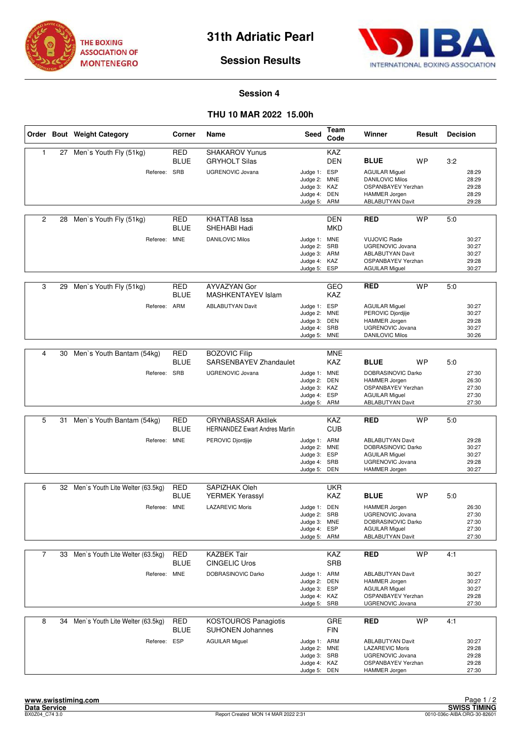THE BOXING ASSOCIATION OF MONTENEGRO

# 31th Adriatic Pearl

## Session Results

INTERNATIONAL BOXING ASSOCIATION

### Session 4

### THU 10 MAR 2022 15.00h

| Order | Bout | Weight Category | Corner | Name | Seed | Team Code | Winner | Result | Decision |
|---|---|---|---|---|---|---|---|---|---|
| 1 | 27 | Men`s Youth Fly (51kg) | RED | SHAKAROV Yunus | | KAZ | | | |
| | | | BLUE | GRYHOLT Silas | | DEN | **BLUE** | WP | 3:2 |
| | | Referee: | SRB | UGRENOVIC Jovana | Judge 1: | ESP | AGUILAR Miguel | | 28:29 |
| | | | | | Judge 2: | MNE | DANILOVIC Milos | | 28:29 |
| | | | | | Judge 3: | KAZ | OSPANBAYEV Yerzhan | | 29:28 |
| | | | | | Judge 4: | DEN | HAMMER Jorgen | | 28:29 |
| | | | | | Judge 5: | ARM | ABLABUTYAN Davit | | 29:28 |
| 2 | 28 | Men`s Youth Fly (51kg) | RED | KHATTAB Issa | | DEN | **RED** | WP | 5:0 |
| | | | BLUE | SHEHABI Hadi | | MKD | | | |
| | | Referee: | MNE | DANILOVIC Milos | Judge 1: | MNE | VUJOVIC Rade | | 30:27 |
| | | | | | Judge 2: | SRB | UGRENOVIC Jovana | | 30:27 |
| | | | | | Judge 3: | ARM | ABLABUTYAN Davit | | 30:27 |
| | | | | | Judge 4: | KAZ | OSPANBAYEV Yerzhan | | 29:28 |
| | | | | | Judge 5: | ESP | AGUILAR Miguel | | 30:27 |
| 3 | 29 | Men`s Youth Fly (51kg) | RED | AYVAZYAN Gor | | GEO | **RED** | WP | 5:0 |
| | | | BLUE | MASHKENTAYEV Islam | | KAZ | | | |
| | | Referee: | ARM | ABLABUTYAN Davit | Judge 1: | ESP | AGUILAR Miguel | | 30:27 |
| | | | | | Judge 2: | MNE | PEROVIC Djordjije | | 30:27 |
| | | | | | Judge 3: | DEN | HAMMER Jorgen | | 29:28 |
| | | | | | Judge 4: | SRB | UGRENOVIC Jovana | | 30:27 |
| | | | | | Judge 5: | MNE | DANILOVIC Milos | | 30:26 |
| 4 | 30 | Men`s Youth Bantam (54kg) | RED | BOZOVIC Filip | | MNE | | | |
| | | | BLUE | SARSENBAYEV Zhandaulet | | KAZ | **BLUE** | WP | 5:0 |
| | | Referee: | SRB | UGRENOVIC Jovana | Judge 1: | MNE | DOBRASINOVIC Darko | | 27:30 |
| | | | | | Judge 2: | DEN | HAMMER Jorgen | | 26:30 |
| | | | | | Judge 3: | KAZ | OSPANBAYEV Yerzhan | | 27:30 |
| | | | | | Judge 4: | ESP | AGUILAR Miguel | | 27:30 |
| | | | | | Judge 5: | ARM | ABLABUTYAN Davit | | 27:30 |
| 5 | 31 | Men`s Youth Bantam (54kg) | RED | ORYNBASSAR Aktilek | | KAZ | **RED** | WP | 5:0 |
| | | | BLUE | HERNANDEZ Ewart Andres Martin | | CUB | | | |
| | | Referee: | MNE | PEROVIC Djordjije | Judge 1: | ARM | ABLABUTYAN Davit | | 29:28 |
| | | | | | Judge 2: | MNE | DOBRASINOVIC Darko | | 30:27 |
| | | | | | Judge 3: | ESP | AGUILAR Miguel | | 30:27 |
| | | | | | Judge 4: | SRB | UGRENOVIC Jovana | | 29:28 |
| | | | | | Judge 5: | DEN | HAMMER Jorgen | | 30:27 |
| 6 | 32 | Men`s Youth Lite Welter (63.5kg) | RED | SAPIZHAK Oleh | | UKR | | | |
| | | | BLUE | YERMEK Yerassyl | | KAZ | **BLUE** | WP | 5:0 |
| | | Referee: | MNE | LAZAREVIC Moris | Judge 1: | DEN | HAMMER Jorgen | | 26:30 |
| | | | | | Judge 2: | SRB | UGRENOVIC Jovana | | 27:30 |
| | | | | | Judge 3: | MNE | DOBRASINOVIC Darko | | 27:30 |
| | | | | | Judge 4: | ESP | AGUILAR Miguel | | 27:30 |
| | | | | | Judge 5: | ARM | ABLABUTYAN Davit | | 27:30 |
| 7 | 33 | Men`s Youth Lite Welter (63.5kg) | RED | KAZBEK Tair | | KAZ | **RED** | WP | 4:1 |
| | | | BLUE | CINGELIC Uros | | SRB | | | |
| | | Referee: | MNE | DOBRASINOVIC Darko | Judge 1: | ARM | ABLABUTYAN Davit | | 30:27 |
| | | | | | Judge 2: | DEN | HAMMER Jorgen | | 30:27 |
| | | | | | Judge 3: | ESP | AGUILAR Miguel | | 30:27 |
| | | | | | Judge 4: | KAZ | OSPANBAYEV Yerzhan | | 29:28 |
| | | | | | Judge 5: | SRB | UGRENOVIC Jovana | | 27:30 |
| 8 | 34 | Men`s Youth Lite Welter (63.5kg) | RED | KOSTOUROS Panagiotis | | GRE | **RED** | WP | 4:1 |
| | | | BLUE | SUHONEN Johannes | | FIN | | | |
| | | Referee: | ESP | AGUILAR Miguel | Judge 1: | ARM | ABLABUTYAN Davit | | 30:27 |
| | | | | | Judge 2: | MNE | LAZAREVIC Moris | | 29:28 |
| | | | | | Judge 3: | SRB | UGRENOVIC Jovana | | 29:28 |
| | | | | | Judge 4: | KAZ | OSPANBAYEV Yerzhan | | 29:28 |
| | | | | | Judge 5: | DEN | HAMMER Jorgen | | 27:30 |

www.swisstiming.com
Data Service
BX0Z04_C74 3.0

Report Created MON 14 MAR 2022 2:31

SWISS TIMING
0010-036c-AIBA.ORG-30-82601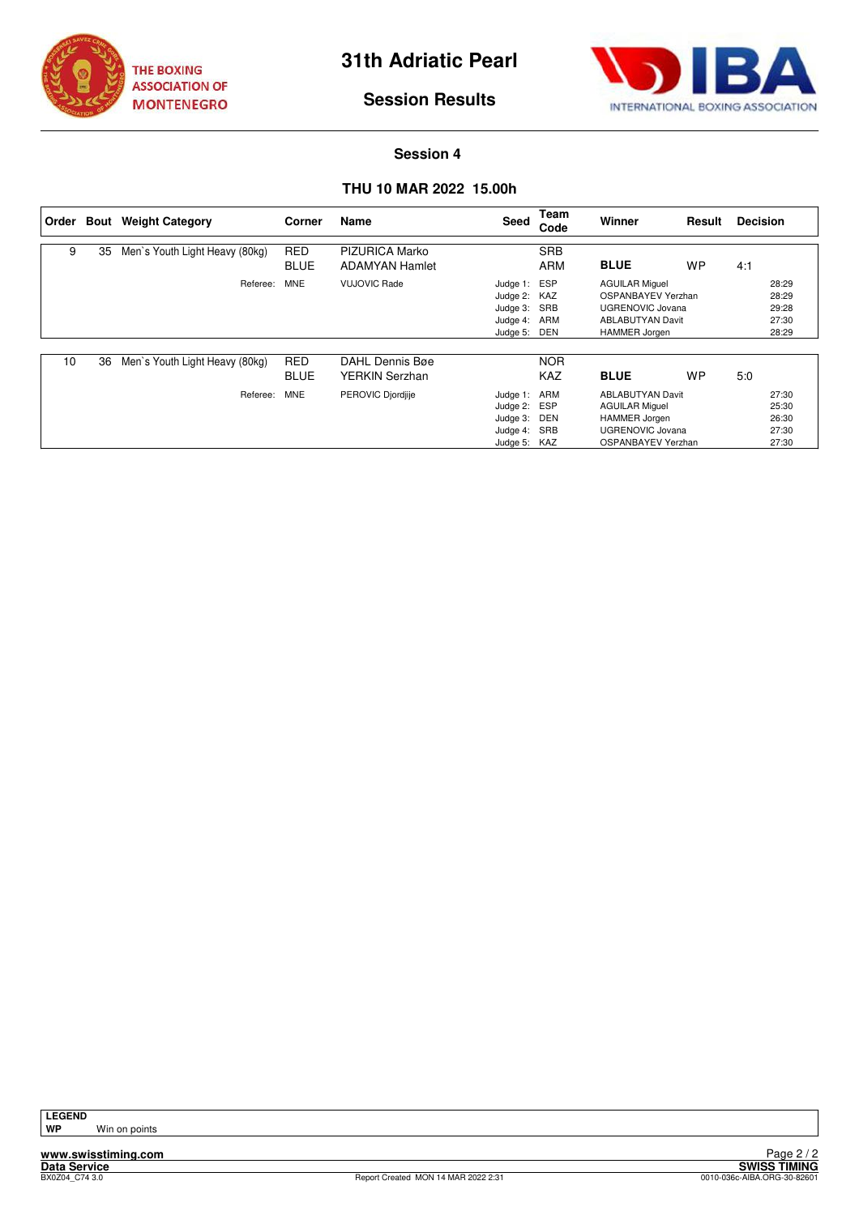THE BOXING ASSOCIATION OF MONTENEGRO

# 31th Adriatic Pearl

## Session Results

INTERNATIONAL BOXING ASSOCIATION

### Session 4

### THU 10 MAR 2022 15.00h

| Order | Bout | Weight Category | Corner | Name | Seed | Team Code | Winner | Result | Decision |
|---|---|---|---|---|---|---|---|---|---|
| 9 | 35 | Men`s Youth Light Heavy (80kg) | RED | PIZURICA Marko | | SRB | | | |
| | | | BLUE | ADAMYAN Hamlet | | ARM | **BLUE** | WP | 4:1 |
| | | Referee: | MNE | VUJOVIC Rade | Judge 1: | ESP | AGUILAR Miguel | | 28:29 |
| | | | | | Judge 2: | KAZ | OSPANBAYEV Yerzhan | | 28:29 |
| | | | | | Judge 3: | SRB | UGRENOVIC Jovana | | 29:28 |
| | | | | | Judge 4: | ARM | ABLABUTYAN Davit | | 27:30 |
| | | | | | Judge 5: | DEN | HAMMER Jorgen | | 28:29 |
| 10 | 36 | Men`s Youth Light Heavy (80kg) | RED | DAHL Dennis Bøe | | NOR | | | |
| | | | BLUE | YERKIN Serzhan | | KAZ | **BLUE** | WP | 5:0 |
| | | Referee: | MNE | PEROVIC Djordjije | Judge 1: | ARM | ABLABUTYAN Davit | | 27:30 |
| | | | | | Judge 2: | ESP | AGUILAR Miguel | | 25:30 |
| | | | | | Judge 3: | DEN | HAMMER Jorgen | | 26:30 |
| | | | | | Judge 4: | SRB | UGRENOVIC Jovana | | 27:30 |
| | | | | | Judge 5: | KAZ | OSPANBAYEV Yerzhan | | 27:30 |

**LEGEND**

**WP** Win on points

**www.swisstiming.com**
**Data Service** — **SWISS TIMING**
BX0Z04_C74 3.0 — Report Created MON 14 MAR 2022 2:31 — 0010-036c-AIBA.ORG-30-82601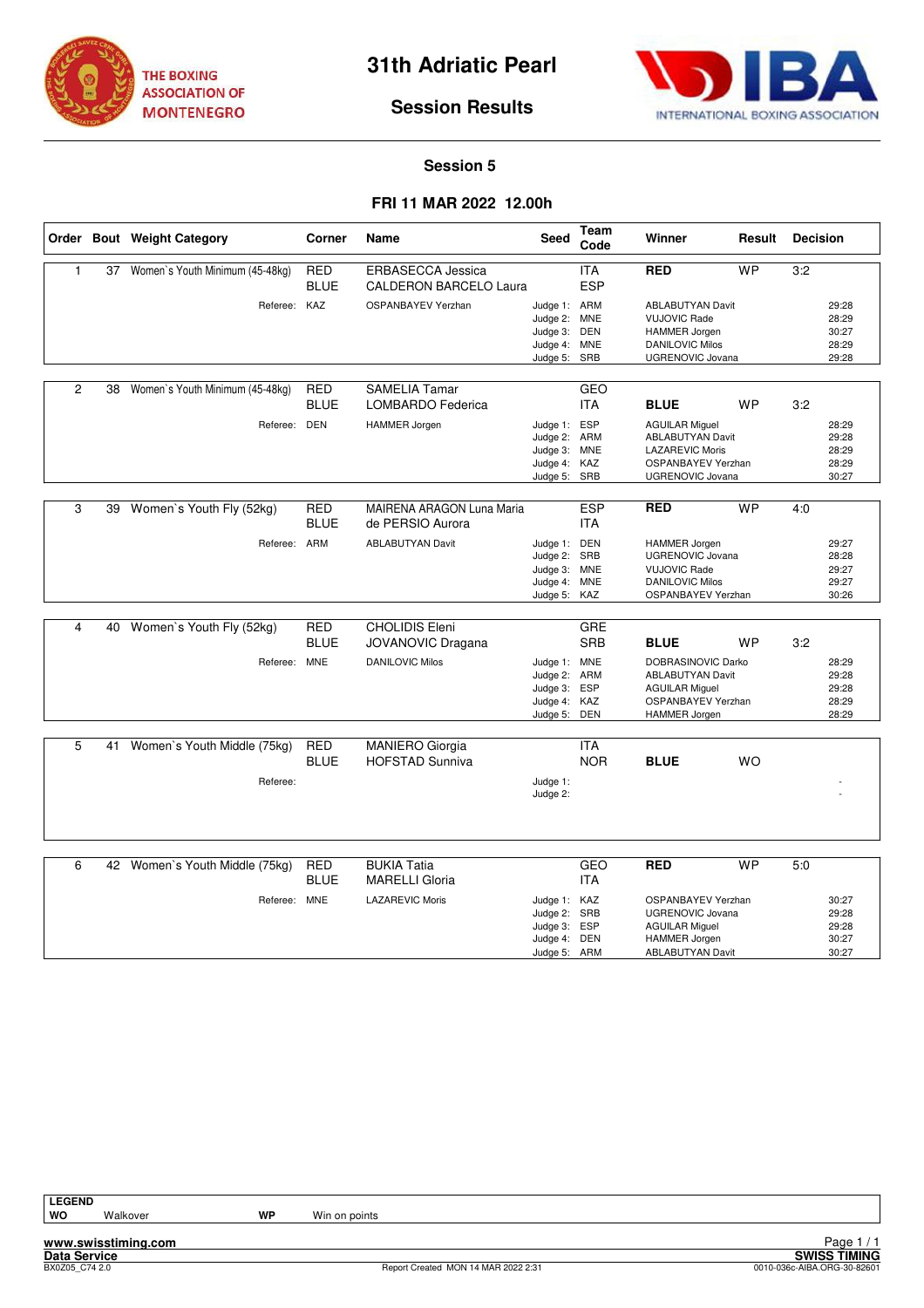# 31th Adriatic Pearl

## Session Results

### Session 5

### FRI 11 MAR 2022 12.00h

| Order | Bout | Weight Category | Corner | Name | Seed | Team Code | Winner | Result | Decision |
|---|---|---|---|---|---|---|---|---|---|
| 1 | 37 | Women`s Youth Minimum (45-48kg) | RED | ERBASECCA Jessica | | ITA | **RED** | WP | 3:2 |
| | | | BLUE | CALDERON BARCELO Laura | | ESP | | | |
| | | Referee: | KAZ | OSPANBAYEV Yerzhan | Judge 1: | ARM | ABLABUTYAN Davit | | 29:28 |
| | | | | | Judge 2: | MNE | VUJOVIC Rade | | 28:29 |
| | | | | | Judge 3: | DEN | HAMMER Jorgen | | 30:27 |
| | | | | | Judge 4: | MNE | DANILOVIC Milos | | 28:29 |
| | | | | | Judge 5: | SRB | UGRENOVIC Jovana | | 29:28 |
| 2 | 38 | Women`s Youth Minimum (45-48kg) | RED | SAMELIA Tamar | | GEO | | | |
| | | | BLUE | LOMBARDO Federica | | ITA | **BLUE** | WP | 3:2 |
| | | Referee: | DEN | HAMMER Jorgen | Judge 1: | ESP | AGUILAR Miguel | | 28:29 |
| | | | | | Judge 2: | ARM | ABLABUTYAN Davit | | 29:28 |
| | | | | | Judge 3: | MNE | LAZAREVIC Moris | | 28:29 |
| | | | | | Judge 4: | KAZ | OSPANBAYEV Yerzhan | | 28:29 |
| | | | | | Judge 5: | SRB | UGRENOVIC Jovana | | 30:27 |
| 3 | 39 | Women`s Youth Fly (52kg) | RED | MAIRENA ARAGON Luna Maria | | ESP | **RED** | WP | 4:0 |
| | | | BLUE | de PERSIO Aurora | | ITA | | | |
| | | Referee: | ARM | ABLABUTYAN Davit | Judge 1: | DEN | HAMMER Jorgen | | 29:27 |
| | | | | | Judge 2: | SRB | UGRENOVIC Jovana | | 28:28 |
| | | | | | Judge 3: | MNE | VUJOVIC Rade | | 29:27 |
| | | | | | Judge 4: | MNE | DANILOVIC Milos | | 29:27 |
| | | | | | Judge 5: | KAZ | OSPANBAYEV Yerzhan | | 30:26 |
| 4 | 40 | Women`s Youth Fly (52kg) | RED | CHOLIDIS Eleni | | GRE | | | |
| | | | BLUE | JOVANOVIC Dragana | | SRB | **BLUE** | WP | 3:2 |
| | | Referee: | MNE | DANILOVIC Milos | Judge 1: | MNE | DOBRASINOVIC Darko | | 28:29 |
| | | | | | Judge 2: | ARM | ABLABUTYAN Davit | | 29:28 |
| | | | | | Judge 3: | ESP | AGUILAR Miguel | | 29:28 |
| | | | | | Judge 4: | KAZ | OSPANBAYEV Yerzhan | | 28:29 |
| | | | | | Judge 5: | DEN | HAMMER Jorgen | | 28:29 |
| 5 | 41 | Women`s Youth Middle (75kg) | RED | MANIERO Giorgia | | ITA | | | |
| | | | BLUE | HOFSTAD Sunniva | | NOR | **BLUE** | WO | |
| | | Referee: | | | Judge 1: | | | | - |
| | | | | | Judge 2: | | | | - |
| 6 | 42 | Women`s Youth Middle (75kg) | RED | BUKIA Tatia | | GEO | **RED** | WP | 5:0 |
| | | | BLUE | MARELLI Gloria | | ITA | | | |
| | | Referee: | MNE | LAZAREVIC Moris | Judge 1: | KAZ | OSPANBAYEV Yerzhan | | 30:27 |
| | | | | | Judge 2: | SRB | UGRENOVIC Jovana | | 29:28 |
| | | | | | Judge 3: | ESP | AGUILAR Miguel | | 29:28 |
| | | | | | Judge 4: | DEN | HAMMER Jorgen | | 30:27 |
| | | | | | Judge 5: | ARM | ABLABUTYAN Davit | | 30:27 |

**LEGEND**

| | | | |
|---|---|---|---|
| **WO** | Walkover | **WP** | Win on points |

www.swisstiming.com
Data Service
BX0Z05_C74 2.0
Report Created MON 14 MAR 2022 2:31
SWISS TIMING
0010-036c-AIBA.ORG-30-82601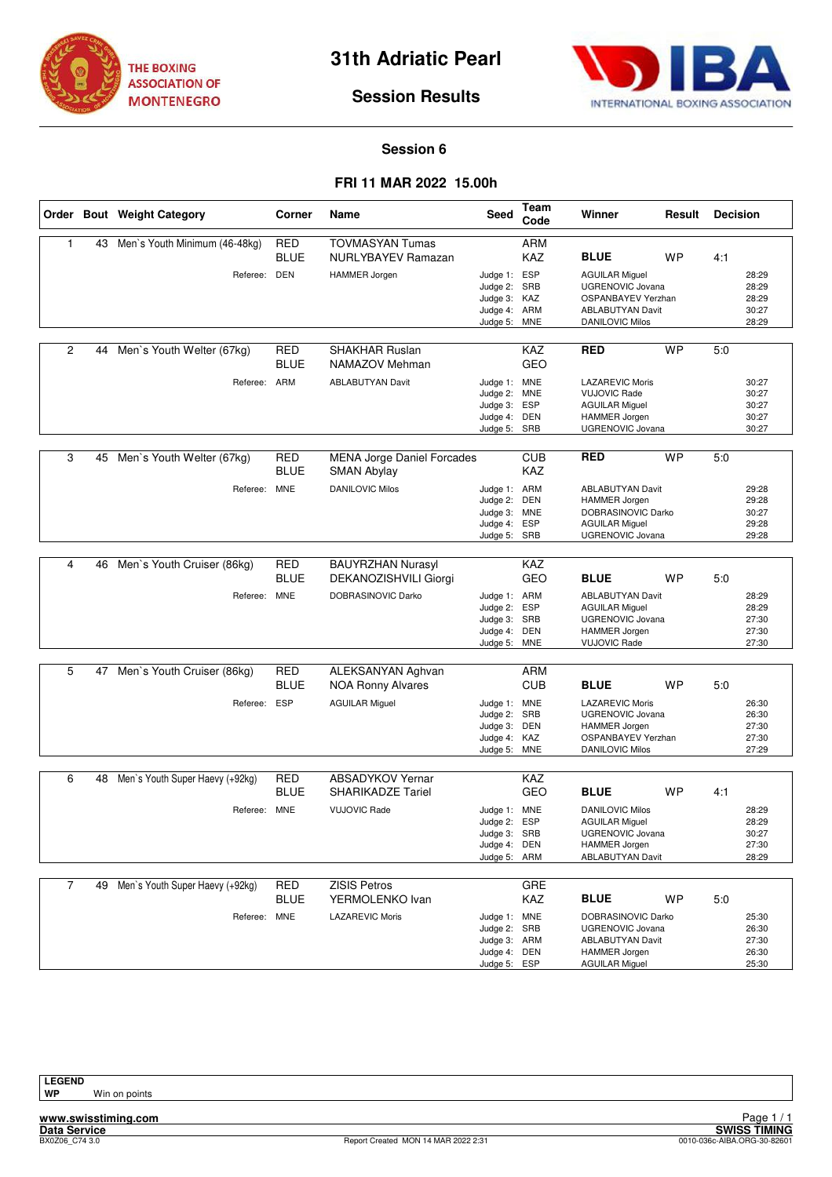# 31th Adriatic Pearl

## Session Results

### Session 6

### FRI 11 MAR 2022 15.00h

| Order | Bout | Weight Category | Corner | Name | Seed | Team Code | Winner | Result | Decision |
|---|---|---|---|---|---|---|---|---|---|
| 1 | 43 | Men`s Youth Minimum (46-48kg) | RED | TOVMASYAN Tumas | | ARM | | | |
| | | | BLUE | NURLYBAYEV Ramazan | | KAZ | **BLUE** | WP | 4:1 |
| | | Referee: | DEN | HAMMER Jorgen | Judge 1: | ESP | AGUILAR Miguel | | 28:29 |
| | | | | | Judge 2: | SRB | UGRENOVIC Jovana | | 28:29 |
| | | | | | Judge 3: | KAZ | OSPANBAYEV Yerzhan | | 28:29 |
| | | | | | Judge 4: | ARM | ABLABUTYAN Davit | | 30:27 |
| | | | | | Judge 5: | MNE | DANILOVIC Milos | | 28:29 |
| 2 | 44 | Men`s Youth Welter (67kg) | RED | SHAKHAR Ruslan | | KAZ | **RED** | WP | 5:0 |
| | | | BLUE | NAMAZOV Mehman | | GEO | | | |
| | | Referee: | ARM | ABLABUTYAN Davit | Judge 1: | MNE | LAZAREVIC Moris | | 30:27 |
| | | | | | Judge 2: | MNE | VUJOVIC Rade | | 30:27 |
| | | | | | Judge 3: | ESP | AGUILAR Miguel | | 30:27 |
| | | | | | Judge 4: | DEN | HAMMER Jorgen | | 30:27 |
| | | | | | Judge 5: | SRB | UGRENOVIC Jovana | | 30:27 |
| 3 | 45 | Men`s Youth Welter (67kg) | RED | MENA Jorge Daniel Forcades | | CUB | **RED** | WP | 5:0 |
| | | | BLUE | SMAN Abylay | | KAZ | | | |
| | | Referee: | MNE | DANILOVIC Milos | Judge 1: | ARM | ABLABUTYAN Davit | | 29:28 |
| | | | | | Judge 2: | DEN | HAMMER Jorgen | | 29:28 |
| | | | | | Judge 3: | MNE | DOBRASINOVIC Darko | | 30:27 |
| | | | | | Judge 4: | ESP | AGUILAR Miguel | | 29:28 |
| | | | | | Judge 5: | SRB | UGRENOVIC Jovana | | 29:28 |
| 4 | 46 | Men`s Youth Cruiser (86kg) | RED | BAUYRZHAN Nurasyl | | KAZ | | | |
| | | | BLUE | DEKANOZISHVILI Giorgi | | GEO | **BLUE** | WP | 5:0 |
| | | Referee: | MNE | DOBRASINOVIC Darko | Judge 1: | ARM | ABLABUTYAN Davit | | 28:29 |
| | | | | | Judge 2: | ESP | AGUILAR Miguel | | 28:29 |
| | | | | | Judge 3: | SRB | UGRENOVIC Jovana | | 27:30 |
| | | | | | Judge 4: | DEN | HAMMER Jorgen | | 27:30 |
| | | | | | Judge 5: | MNE | VUJOVIC Rade | | 27:30 |
| 5 | 47 | Men`s Youth Cruiser (86kg) | RED | ALEKSANYAN Aghvan | | ARM | | | |
| | | | BLUE | NOA Ronny Alvares | | CUB | **BLUE** | WP | 5:0 |
| | | Referee: | ESP | AGUILAR Miguel | Judge 1: | MNE | LAZAREVIC Moris | | 26:30 |
| | | | | | Judge 2: | SRB | UGRENOVIC Jovana | | 26:30 |
| | | | | | Judge 3: | DEN | HAMMER Jorgen | | 27:30 |
| | | | | | Judge 4: | KAZ | OSPANBAYEV Yerzhan | | 27:30 |
| | | | | | Judge 5: | MNE | DANILOVIC Milos | | 27:29 |
| 6 | 48 | Men`s Youth Super Haevy (+92kg) | RED | ABSADYKOV Yernar | | KAZ | | | |
| | | | BLUE | SHARIKADZE Tariel | | GEO | **BLUE** | WP | 4:1 |
| | | Referee: | MNE | VUJOVIC Rade | Judge 1: | MNE | DANILOVIC Milos | | 28:29 |
| | | | | | Judge 2: | ESP | AGUILAR Miguel | | 28:29 |
| | | | | | Judge 3: | SRB | UGRENOVIC Jovana | | 30:27 |
| | | | | | Judge 4: | DEN | HAMMER Jorgen | | 27:30 |
| | | | | | Judge 5: | ARM | ABLABUTYAN Davit | | 28:29 |
| 7 | 49 | Men`s Youth Super Haevy (+92kg) | RED | ZISIS Petros | | GRE | | | |
| | | | BLUE | YERMOLENKO Ivan | | KAZ | **BLUE** | WP | 5:0 |
| | | Referee: | MNE | LAZAREVIC Moris | Judge 1: | MNE | DOBRASINOVIC Darko | | 25:30 |
| | | | | | Judge 2: | SRB | UGRENOVIC Jovana | | 26:30 |
| | | | | | Judge 3: | ARM | ABLABUTYAN Davit | | 27:30 |
| | | | | | Judge 4: | DEN | HAMMER Jorgen | | 26:30 |
| | | | | | Judge 5: | ESP | AGUILAR Miguel | | 25:30 |

**LEGEND**

**WP** Win on points

Report Created MON 14 MAR 2022 2:31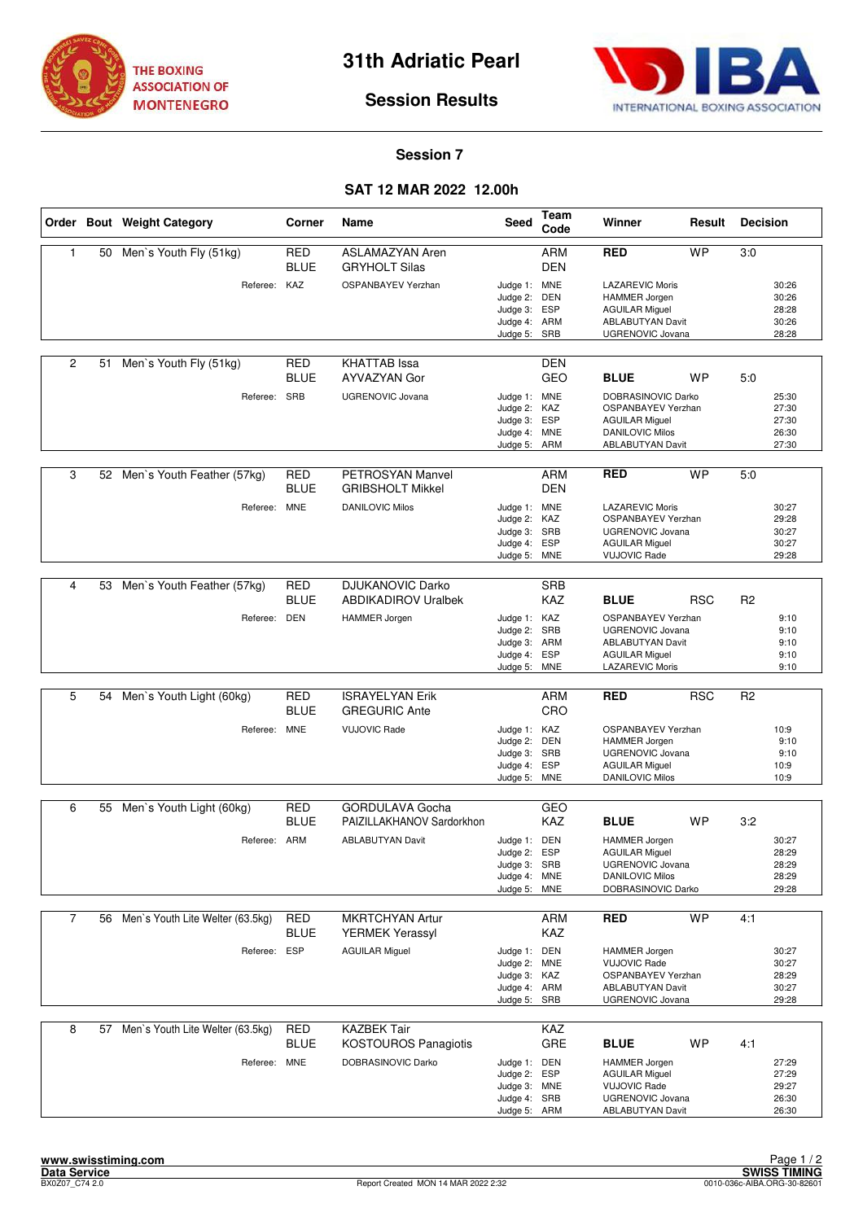# 31th Adriatic Pearl

## Session Results

THE BOXING ASSOCIATION OF MONTENEGRO

INTERNATIONAL BOXING ASSOCIATION

### Session 7

### SAT 12 MAR 2022 12.00h

| Order | Bout | Weight Category | Corner | Name | Seed | Team Code | Winner | Result | Decision |
|---|---|---|---|---|---|---|---|---|---|
| 1 | 50 | Men`s Youth Fly (51kg) | RED | ASLAMAZYAN Aren | | ARM | RED | WP | 3:0 |
| | | | BLUE | GRYHOLT Silas | | DEN | | | |
| | | Referee: | KAZ | OSPANBAYEV Yerzhan | Judge 1: | MNE | LAZAREVIC Moris | | 30:26 |
| | | | | | Judge 2: | DEN | HAMMER Jorgen | | 30:26 |
| | | | | | Judge 3: | ESP | AGUILAR Miguel | | 28:28 |
| | | | | | Judge 4: | ARM | ABLABUTYAN Davit | | 30:26 |
| | | | | | Judge 5: | SRB | UGRENOVIC Jovana | | 28:28 |
| 2 | 51 | Men`s Youth Fly (51kg) | RED | KHATTAB Issa | | DEN | | | |
| | | | BLUE | AYVAZYAN Gor | | GEO | BLUE | WP | 5:0 |
| | | Referee: | SRB | UGRENOVIC Jovana | Judge 1: | MNE | DOBRASINOVIC Darko | | 25:30 |
| | | | | | Judge 2: | KAZ | OSPANBAYEV Yerzhan | | 27:30 |
| | | | | | Judge 3: | ESP | AGUILAR Miguel | | 27:30 |
| | | | | | Judge 4: | MNE | DANILOVIC Milos | | 26:30 |
| | | | | | Judge 5: | ARM | ABLABUTYAN Davit | | 27:30 |
| 3 | 52 | Men`s Youth Feather (57kg) | RED | PETROSYAN Manvel | | ARM | RED | WP | 5:0 |
| | | | BLUE | GRIBSHOLT Mikkel | | DEN | | | |
| | | Referee: | MNE | DANILOVIC Milos | Judge 1: | MNE | LAZAREVIC Moris | | 30:27 |
| | | | | | Judge 2: | KAZ | OSPANBAYEV Yerzhan | | 29:28 |
| | | | | | Judge 3: | SRB | UGRENOVIC Jovana | | 30:27 |
| | | | | | Judge 4: | ESP | AGUILAR Miguel | | 30:27 |
| | | | | | Judge 5: | MNE | VUJOVIC Rade | | 29:28 |
| 4 | 53 | Men`s Youth Feather (57kg) | RED | DJUKANOVIC Darko | | SRB | | | |
| | | | BLUE | ABDIKADIROV Uralbek | | KAZ | BLUE | RSC | R2 |
| | | Referee: | DEN | HAMMER Jorgen | Judge 1: | KAZ | OSPANBAYEV Yerzhan | | 9:10 |
| | | | | | Judge 2: | SRB | UGRENOVIC Jovana | | 9:10 |
| | | | | | Judge 3: | ARM | ABLABUTYAN Davit | | 9:10 |
| | | | | | Judge 4: | ESP | AGUILAR Miguel | | 9:10 |
| | | | | | Judge 5: | MNE | LAZAREVIC Moris | | 9:10 |
| 5 | 54 | Men`s Youth Light (60kg) | RED | ISRAYELYAN Erik | | ARM | RED | RSC | R2 |
| | | | BLUE | GREGURIC Ante | | CRO | | | |
| | | Referee: | MNE | VUJOVIC Rade | Judge 1: | KAZ | OSPANBAYEV Yerzhan | | 10:9 |
| | | | | | Judge 2: | DEN | HAMMER Jorgen | | 9:10 |
| | | | | | Judge 3: | SRB | UGRENOVIC Jovana | | 9:10 |
| | | | | | Judge 4: | ESP | AGUILAR Miguel | | 10:9 |
| | | | | | Judge 5: | MNE | DANILOVIC Milos | | 10:9 |
| 6 | 55 | Men`s Youth Light (60kg) | RED | GORDULAVA Gocha | | GEO | | | |
| | | | BLUE | PAIZILLAKHANOV Sardorkhon | | KAZ | BLUE | WP | 3:2 |
| | | Referee: | ARM | ABLABUTYAN Davit | Judge 1: | DEN | HAMMER Jorgen | | 30:27 |
| | | | | | Judge 2: | ESP | AGUILAR Miguel | | 28:29 |
| | | | | | Judge 3: | SRB | UGRENOVIC Jovana | | 28:29 |
| | | | | | Judge 4: | MNE | DANILOVIC Milos | | 28:29 |
| | | | | | Judge 5: | MNE | DOBRASINOVIC Darko | | 29:28 |
| 7 | 56 | Men`s Youth Lite Welter (63.5kg) | RED | MKRTCHYAN Artur | | ARM | RED | WP | 4:1 |
| | | | BLUE | YERMEK Yerassyl | | KAZ | | | |
| | | Referee: | ESP | AGUILAR Miguel | Judge 1: | DEN | HAMMER Jorgen | | 30:27 |
| | | | | | Judge 2: | MNE | VUJOVIC Rade | | 30:27 |
| | | | | | Judge 3: | KAZ | OSPANBAYEV Yerzhan | | 28:29 |
| | | | | | Judge 4: | ARM | ABLABUTYAN Davit | | 30:27 |
| | | | | | Judge 5: | SRB | UGRENOVIC Jovana | | 29:28 |
| 8 | 57 | Men`s Youth Lite Welter (63.5kg) | RED | KAZBEK Tair | | KAZ | | | |
| | | | BLUE | KOSTOUROS Panagiotis | | GRE | BLUE | WP | 4:1 |
| | | Referee: | MNE | DOBRASINOVIC Darko | Judge 1: | DEN | HAMMER Jorgen | | 27:29 |
| | | | | | Judge 2: | ESP | AGUILAR Miguel | | 27:29 |
| | | | | | Judge 3: | MNE | VUJOVIC Rade | | 29:27 |
| | | | | | Judge 4: | SRB | UGRENOVIC Jovana | | 26:30 |
| | | | | | Judge 5: | ARM | ABLABUTYAN Davit | | 26:30 |

www.swisstiming.com
Data Service
BX0Z07_C74 2.0 — Report Created MON 14 MAR 2022 2:32 — SWISS TIMING — 0010-036c-AIBA.ORG-30-82601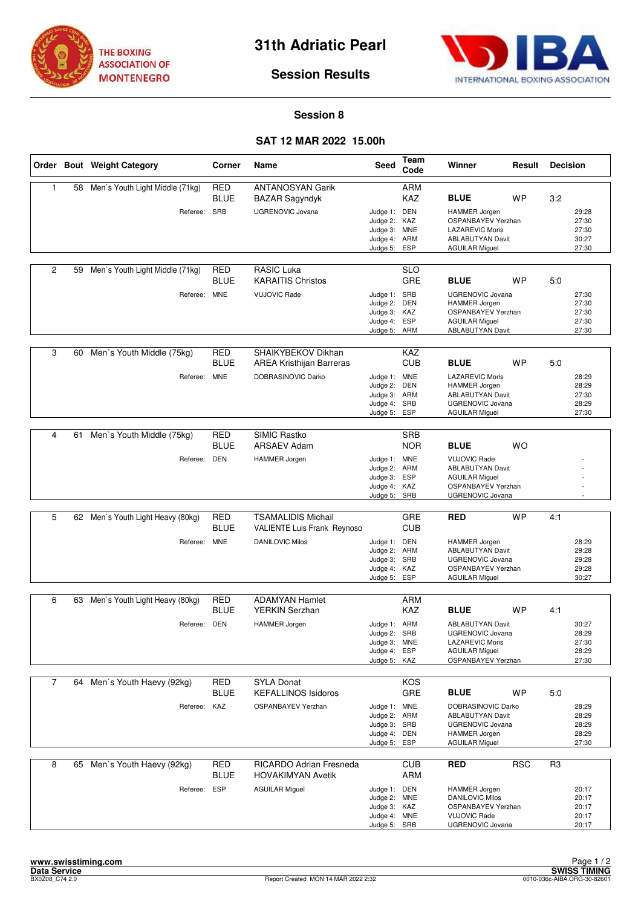THE BOXING ASSOCIATION OF MONTENEGRO

# 31th Adriatic Pearl

## Session Results

INTERNATIONAL BOXING ASSOCIATION

### Session 8

### SAT 12 MAR 2022 15.00h

| Order | Bout | Weight Category | Corner | Name | Seed | Team Code | Winner | Result | Decision |
|---|---|---|---|---|---|---|---|---|---|
| 1 | 58 | Men`s Youth Light Middle (71kg) | RED | ANTANOSYAN Garik | | ARM | | | |
| | | | BLUE | BAZAR Sagyndyk | | KAZ | **BLUE** | WP | 3:2 |
| | | Referee: | SRB | UGRENOVIC Jovana | Judge 1: | DEN | HAMMER Jorgen | | 29:28 |
| | | | | | Judge 2: | KAZ | OSPANBAYEV Yerzhan | | 27:30 |
| | | | | | Judge 3: | MNE | LAZAREVIC Moris | | 27:30 |
| | | | | | Judge 4: | ARM | ABLABUTYAN Davit | | 30:27 |
| | | | | | Judge 5: | ESP | AGUILAR Miguel | | 27:30 |
| 2 | 59 | Men`s Youth Light Middle (71kg) | RED | RASIC Luka | | SLO | | | |
| | | | BLUE | KARAITIS Christos | | GRE | **BLUE** | WP | 5:0 |
| | | Referee: | MNE | VUJOVIC Rade | Judge 1: | SRB | UGRENOVIC Jovana | | 27:30 |
| | | | | | Judge 2: | DEN | HAMMER Jorgen | | 27:30 |
| | | | | | Judge 3: | KAZ | OSPANBAYEV Yerzhan | | 27:30 |
| | | | | | Judge 4: | ESP | AGUILAR Miguel | | 27:30 |
| | | | | | Judge 5: | ARM | ABLABUTYAN Davit | | 27:30 |
| 3 | 60 | Men`s Youth Middle (75kg) | RED | SHAIKYBEKOV Dikhan | | KAZ | | | |
| | | | BLUE | AREA Kristhijan Barreras | | CUB | **BLUE** | WP | 5:0 |
| | | Referee: | MNE | DOBRASINOVIC Darko | Judge 1: | MNE | LAZAREVIC Moris | | 28:29 |
| | | | | | Judge 2: | DEN | HAMMER Jorgen | | 28:29 |
| | | | | | Judge 3: | ARM | ABLABUTYAN Davit | | 27:30 |
| | | | | | Judge 4: | SRB | UGRENOVIC Jovana | | 28:29 |
| | | | | | Judge 5: | ESP | AGUILAR Miguel | | 27:30 |
| 4 | 61 | Men`s Youth Middle (75kg) | RED | SIMIC Rastko | | SRB | | | |
| | | | BLUE | ARSAEV Adam | | NOR | **BLUE** | WO | |
| | | Referee: | DEN | HAMMER Jorgen | Judge 1: | MNE | VUJOVIC Rade | | - |
| | | | | | Judge 2: | ARM | ABLABUTYAN Davit | | - |
| | | | | | Judge 3: | ESP | AGUILAR Miguel | | - |
| | | | | | Judge 4: | KAZ | OSPANBAYEV Yerzhan | | - |
| | | | | | Judge 5: | SRB | UGRENOVIC Jovana | | - |
| 5 | 62 | Men`s Youth Light Heavy (80kg) | RED | TSAMALIDIS Michail | | GRE | **RED** | WP | 4:1 |
| | | | BLUE | VALIENTE Luis Frank Reynoso | | CUB | | | |
| | | Referee: | MNE | DANILOVIC Milos | Judge 1: | DEN | HAMMER Jorgen | | 28:29 |
| | | | | | Judge 2: | ARM | ABLABUTYAN Davit | | 29:28 |
| | | | | | Judge 3: | SRB | UGRENOVIC Jovana | | 29:28 |
| | | | | | Judge 4: | KAZ | OSPANBAYEV Yerzhan | | 29:28 |
| | | | | | Judge 5: | ESP | AGUILAR Miguel | | 30:27 |
| 6 | 63 | Men`s Youth Light Heavy (80kg) | RED | ADAMYAN Hamlet | | ARM | | | |
| | | | BLUE | YERKIN Serzhan | | KAZ | **BLUE** | WP | 4:1 |
| | | Referee: | DEN | HAMMER Jorgen | Judge 1: | ARM | ABLABUTYAN Davit | | 30:27 |
| | | | | | Judge 2: | SRB | UGRENOVIC Jovana | | 28:29 |
| | | | | | Judge 3: | MNE | LAZAREVIC Moris | | 27:30 |
| | | | | | Judge 4: | ESP | AGUILAR Miguel | | 28:29 |
| | | | | | Judge 5: | KAZ | OSPANBAYEV Yerzhan | | 27:30 |
| 7 | 64 | Men`s Youth Haevy (92kg) | RED | SYLA Donat | | KOS | | | |
| | | | BLUE | KEFALLINOS Isidoros | | GRE | **BLUE** | WP | 5:0 |
| | | Referee: | KAZ | OSPANBAYEV Yerzhan | Judge 1: | MNE | DOBRASINOVIC Darko | | 28:29 |
| | | | | | Judge 2: | ARM | ABLABUTYAN Davit | | 28:29 |
| | | | | | Judge 3: | SRB | UGRENOVIC Jovana | | 28:29 |
| | | | | | Judge 4: | DEN | HAMMER Jorgen | | 28:29 |
| | | | | | Judge 5: | ESP | AGUILAR Miguel | | 27:30 |
| 8 | 65 | Men`s Youth Haevy (92kg) | RED | RICARDO Adrian Fresneda | | CUB | **RED** | RSC | R3 |
| | | | BLUE | HOVAKIMYAN Avetik | | ARM | | | |
| | | Referee: | ESP | AGUILAR Miguel | Judge 1: | DEN | HAMMER Jorgen | | 20:17 |
| | | | | | Judge 2: | MNE | DANILOVIC Milos | | 20:17 |
| | | | | | Judge 3: | KAZ | OSPANBAYEV Yerzhan | | 20:17 |
| | | | | | Judge 4: | MNE | VUJOVIC Rade | | 20:17 |
| | | | | | Judge 5: | SRB | UGRENOVIC Jovana | | 20:17 |

www.swisstiming.com
Data Service
BX0Z08_C74 2.0 — Report Created MON 14 MAR 2022 2:32
SWISS TIMING
0010-036c-AIBA.ORG-30-82601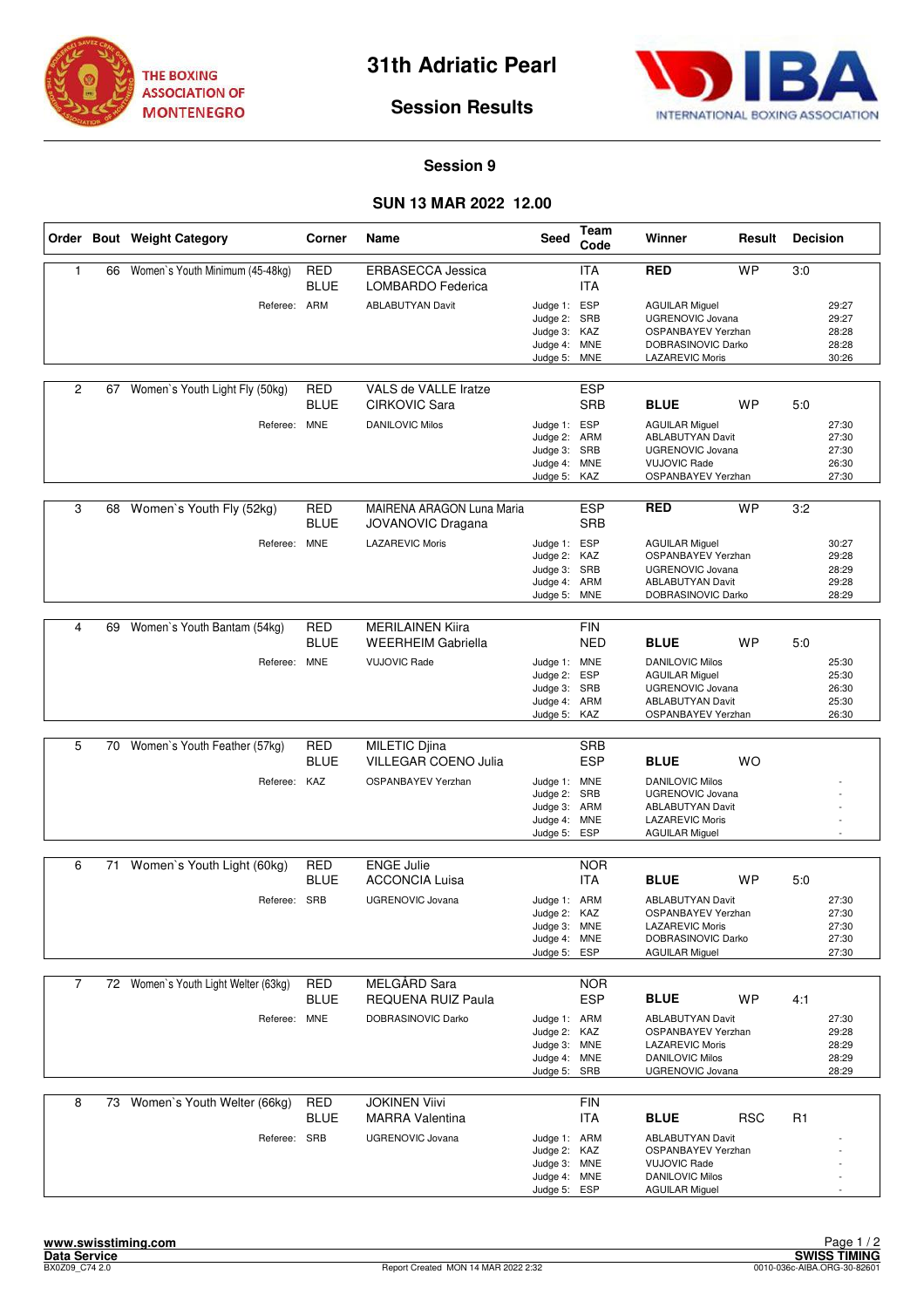# 31th Adriatic Pearl

## Session Results

### Session 9

### SUN 13 MAR 2022 12.00

| Order | Bout | Weight Category | Corner | Name | Seed | Team Code | Winner | Result | Decision |
|---|---|---|---|---|---|---|---|---|---|
| 1 | 66 | Women`s Youth Minimum (45-48kg) | RED | ERBASECCA Jessica | | ITA | **RED** | WP | 3:0 |
| | | | BLUE | LOMBARDO Federica | | ITA | | | |
| | | Referee: | ARM | ABLABUTYAN Davit | Judge 1: | ESP | AGUILAR Miguel | | 29:27 |
| | | | | | Judge 2: | SRB | UGRENOVIC Jovana | | 29:27 |
| | | | | | Judge 3: | KAZ | OSPANBAYEV Yerzhan | | 28:28 |
| | | | | | Judge 4: | MNE | DOBRASINOVIC Darko | | 28:28 |
| | | | | | Judge 5: | MNE | LAZAREVIC Moris | | 30:26 |
| 2 | 67 | Women`s Youth Light Fly (50kg) | RED | VALS de VALLE Iratze | | ESP | | | |
| | | | BLUE | CIRKOVIC Sara | | SRB | **BLUE** | WP | 5:0 |
| | | Referee: | MNE | DANILOVIC Milos | Judge 1: | ESP | AGUILAR Miguel | | 27:30 |
| | | | | | Judge 2: | ARM | ABLABUTYAN Davit | | 27:30 |
| | | | | | Judge 3: | SRB | UGRENOVIC Jovana | | 27:30 |
| | | | | | Judge 4: | MNE | VUJOVIC Rade | | 26:30 |
| | | | | | Judge 5: | KAZ | OSPANBAYEV Yerzhan | | 27:30 |
| 3 | 68 | Women`s Youth Fly (52kg) | RED | MAIRENA ARAGON Luna Maria | | ESP | **RED** | WP | 3:2 |
| | | | BLUE | JOVANOVIC Dragana | | SRB | | | |
| | | Referee: | MNE | LAZAREVIC Moris | Judge 1: | ESP | AGUILAR Miguel | | 30:27 |
| | | | | | Judge 2: | KAZ | OSPANBAYEV Yerzhan | | 29:28 |
| | | | | | Judge 3: | SRB | UGRENOVIC Jovana | | 28:29 |
| | | | | | Judge 4: | ARM | ABLABUTYAN Davit | | 29:28 |
| | | | | | Judge 5: | MNE | DOBRASINOVIC Darko | | 28:29 |
| 4 | 69 | Women`s Youth Bantam (54kg) | RED | MERILAINEN Kiira | | FIN | | | |
| | | | BLUE | WEERHEIM Gabriella | | NED | **BLUE** | WP | 5:0 |
| | | Referee: | MNE | VUJOVIC Rade | Judge 1: | MNE | DANILOVIC Milos | | 25:30 |
| | | | | | Judge 2: | ESP | AGUILAR Miguel | | 25:30 |
| | | | | | Judge 3: | SRB | UGRENOVIC Jovana | | 26:30 |
| | | | | | Judge 4: | ARM | ABLABUTYAN Davit | | 25:30 |
| | | | | | Judge 5: | KAZ | OSPANBAYEV Yerzhan | | 26:30 |
| 5 | 70 | Women`s Youth Feather (57kg) | RED | MILETIC Djina | | SRB | | | |
| | | | BLUE | VILLEGAR COENO Julia | | ESP | **BLUE** | WO | |
| | | Referee: | KAZ | OSPANBAYEV Yerzhan | Judge 1: | MNE | DANILOVIC Milos | | - |
| | | | | | Judge 2: | SRB | UGRENOVIC Jovana | | - |
| | | | | | Judge 3: | ARM | ABLABUTYAN Davit | | - |
| | | | | | Judge 4: | MNE | LAZAREVIC Moris | | - |
| | | | | | Judge 5: | ESP | AGUILAR Miguel | | - |
| 6 | 71 | Women`s Youth Light (60kg) | RED | ENGE Julie | | NOR | | | |
| | | | BLUE | ACCONCIA Luisa | | ITA | **BLUE** | WP | 5:0 |
| | | Referee: | SRB | UGRENOVIC Jovana | Judge 1: | ARM | ABLABUTYAN Davit | | 27:30 |
| | | | | | Judge 2: | KAZ | OSPANBAYEV Yerzhan | | 27:30 |
| | | | | | Judge 3: | MNE | LAZAREVIC Moris | | 27:30 |
| | | | | | Judge 4: | MNE | DOBRASINOVIC Darko | | 27:30 |
| | | | | | Judge 5: | ESP | AGUILAR Miguel | | 27:30 |
| 7 | 72 | Women`s Youth Light Welter (63kg) | RED | MELGÅRD Sara | | NOR | | | |
| | | | BLUE | REQUENA RUIZ Paula | | ESP | **BLUE** | WP | 4:1 |
| | | Referee: | MNE | DOBRASINOVIC Darko | Judge 1: | ARM | ABLABUTYAN Davit | | 27:30 |
| | | | | | Judge 2: | KAZ | OSPANBAYEV Yerzhan | | 29:28 |
| | | | | | Judge 3: | MNE | LAZAREVIC Moris | | 28:29 |
| | | | | | Judge 4: | MNE | DANILOVIC Milos | | 28:29 |
| | | | | | Judge 5: | SRB | UGRENOVIC Jovana | | 28:29 |
| 8 | 73 | Women`s Youth Welter (66kg) | RED | JOKINEN Viivi | | FIN | | | |
| | | | BLUE | MARRA Valentina | | ITA | **BLUE** | RSC | R1 |
| | | Referee: | SRB | UGRENOVIC Jovana | Judge 1: | ARM | ABLABUTYAN Davit | | - |
| | | | | | Judge 2: | KAZ | OSPANBAYEV Yerzhan | | - |
| | | | | | Judge 3: | MNE | VUJOVIC Rade | | - |
| | | | | | Judge 4: | MNE | DANILOVIC Milos | | - |
| | | | | | Judge 5: | ESP | AGUILAR Miguel | | - |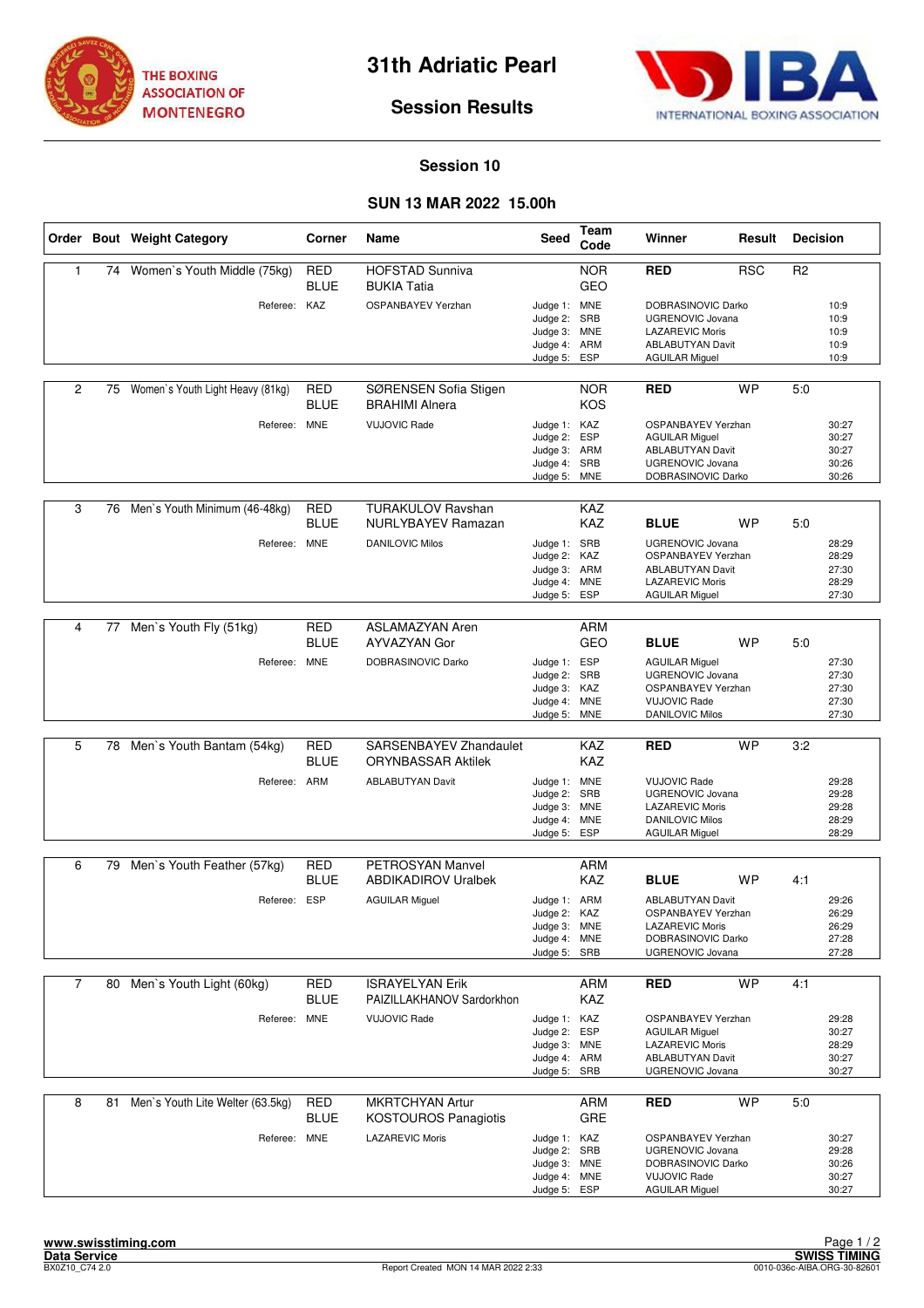# 31th Adriatic Pearl

## Session Results

THE BOXING ASSOCIATION OF MONTENEGRO

INTERNATIONAL BOXING ASSOCIATION

### Session 10

### SUN 13 MAR 2022 15.00h

| Order | Bout | Weight Category | Corner | Name | Seed | Team Code | Winner | Result | Decision |
|---|---|---|---|---|---|---|---|---|---|
| 1 | 74 | Women`s Youth Middle (75kg) | RED | HOFSTAD Sunniva | | NOR | RED | RSC | R2 |
| | | | BLUE | BUKIA Tatia | | GEO | | | |
| | | Referee: | KAZ | OSPANBAYEV Yerzhan | Judge 1: | MNE | DOBRASINOVIC Darko | | 10:9 |
| | | | | | Judge 2: | SRB | UGRENOVIC Jovana | | 10:9 |
| | | | | | Judge 3: | MNE | LAZAREVIC Moris | | 10:9 |
| | | | | | Judge 4: | ARM | ABLABUTYAN Davit | | 10:9 |
| | | | | | Judge 5: | ESP | AGUILAR Miguel | | 10:9 |
| 2 | 75 | Women`s Youth Light Heavy (81kg) | RED | SØRENSEN Sofia Stigen | | NOR | RED | WP | 5:0 |
| | | | BLUE | BRAHIMI Alnera | | KOS | | | |
| | | Referee: | MNE | VUJOVIC Rade | Judge 1: | KAZ | OSPANBAYEV Yerzhan | | 30:27 |
| | | | | | Judge 2: | ESP | AGUILAR Miguel | | 30:27 |
| | | | | | Judge 3: | ARM | ABLABUTYAN Davit | | 30:27 |
| | | | | | Judge 4: | SRB | UGRENOVIC Jovana | | 30:26 |
| | | | | | Judge 5: | MNE | DOBRASINOVIC Darko | | 30:26 |
| 3 | 76 | Men`s Youth Minimum (46-48kg) | RED | TURAKULOV Ravshan | | KAZ | | | |
| | | | BLUE | NURLYBAYEV Ramazan | | KAZ | BLUE | WP | 5:0 |
| | | Referee: | MNE | DANILOVIC Milos | Judge 1: | SRB | UGRENOVIC Jovana | | 28:29 |
| | | | | | Judge 2: | KAZ | OSPANBAYEV Yerzhan | | 28:29 |
| | | | | | Judge 3: | ARM | ABLABUTYAN Davit | | 27:30 |
| | | | | | Judge 4: | MNE | LAZAREVIC Moris | | 28:29 |
| | | | | | Judge 5: | ESP | AGUILAR Miguel | | 27:30 |
| 4 | 77 | Men`s Youth Fly (51kg) | RED | ASLAMAZYAN Aren | | ARM | | | |
| | | | BLUE | AYVAZYAN Gor | | GEO | BLUE | WP | 5:0 |
| | | Referee: | MNE | DOBRASINOVIC Darko | Judge 1: | ESP | AGUILAR Miguel | | 27:30 |
| | | | | | Judge 2: | SRB | UGRENOVIC Jovana | | 27:30 |
| | | | | | Judge 3: | KAZ | OSPANBAYEV Yerzhan | | 27:30 |
| | | | | | Judge 4: | MNE | VUJOVIC Rade | | 27:30 |
| | | | | | Judge 5: | MNE | DANILOVIC Milos | | 27:30 |
| 5 | 78 | Men`s Youth Bantam (54kg) | RED | SARSENBAYEV Zhandaulet | | KAZ | RED | WP | 3:2 |
| | | | BLUE | ORYNBASSAR Aktilek | | KAZ | | | |
| | | Referee: | ARM | ABLABUTYAN Davit | Judge 1: | MNE | VUJOVIC Rade | | 29:28 |
| | | | | | Judge 2: | SRB | UGRENOVIC Jovana | | 29:28 |
| | | | | | Judge 3: | MNE | LAZAREVIC Moris | | 29:28 |
| | | | | | Judge 4: | MNE | DANILOVIC Milos | | 28:29 |
| | | | | | Judge 5: | ESP | AGUILAR Miguel | | 28:29 |
| 6 | 79 | Men`s Youth Feather (57kg) | RED | PETROSYAN Manvel | | ARM | | | |
| | | | BLUE | ABDIKADIROV Uralbek | | KAZ | BLUE | WP | 4:1 |
| | | Referee: | ESP | AGUILAR Miguel | Judge 1: | ARM | ABLABUTYAN Davit | | 29:26 |
| | | | | | Judge 2: | KAZ | OSPANBAYEV Yerzhan | | 26:29 |
| | | | | | Judge 3: | MNE | LAZAREVIC Moris | | 26:29 |
| | | | | | Judge 4: | MNE | DOBRASINOVIC Darko | | 27:28 |
| | | | | | Judge 5: | SRB | UGRENOVIC Jovana | | 27:28 |
| 7 | 80 | Men`s Youth Light (60kg) | RED | ISRAYELYAN Erik | | ARM | RED | WP | 4:1 |
| | | | BLUE | PAIZILLAKHANOV Sardorkhon | | KAZ | | | |
| | | Referee: | MNE | VUJOVIC Rade | Judge 1: | KAZ | OSPANBAYEV Yerzhan | | 29:28 |
| | | | | | Judge 2: | ESP | AGUILAR Miguel | | 30:27 |
| | | | | | Judge 3: | MNE | LAZAREVIC Moris | | 28:29 |
| | | | | | Judge 4: | ARM | ABLABUTYAN Davit | | 30:27 |
| | | | | | Judge 5: | SRB | UGRENOVIC Jovana | | 30:27 |
| 8 | 81 | Men`s Youth Lite Welter (63.5kg) | RED | MKRTCHYAN Artur | | ARM | RED | WP | 5:0 |
| | | | BLUE | KOSTOUROS Panagiotis | | GRE | | | |
| | | Referee: | MNE | LAZAREVIC Moris | Judge 1: | KAZ | OSPANBAYEV Yerzhan | | 30:27 |
| | | | | | Judge 2: | SRB | UGRENOVIC Jovana | | 29:28 |
| | | | | | Judge 3: | MNE | DOBRASINOVIC Darko | | 30:26 |
| | | | | | Judge 4: | MNE | VUJOVIC Rade | | 30:27 |
| | | | | | Judge 5: | ESP | AGUILAR Miguel | | 30:27 |

www.swisstiming.com
Data Service
BX0Z10_C74 2.0
Report Created MON 14 MAR 2022 2:33
SWISS TIMING
0010-036c-AIBA.ORG-30-82601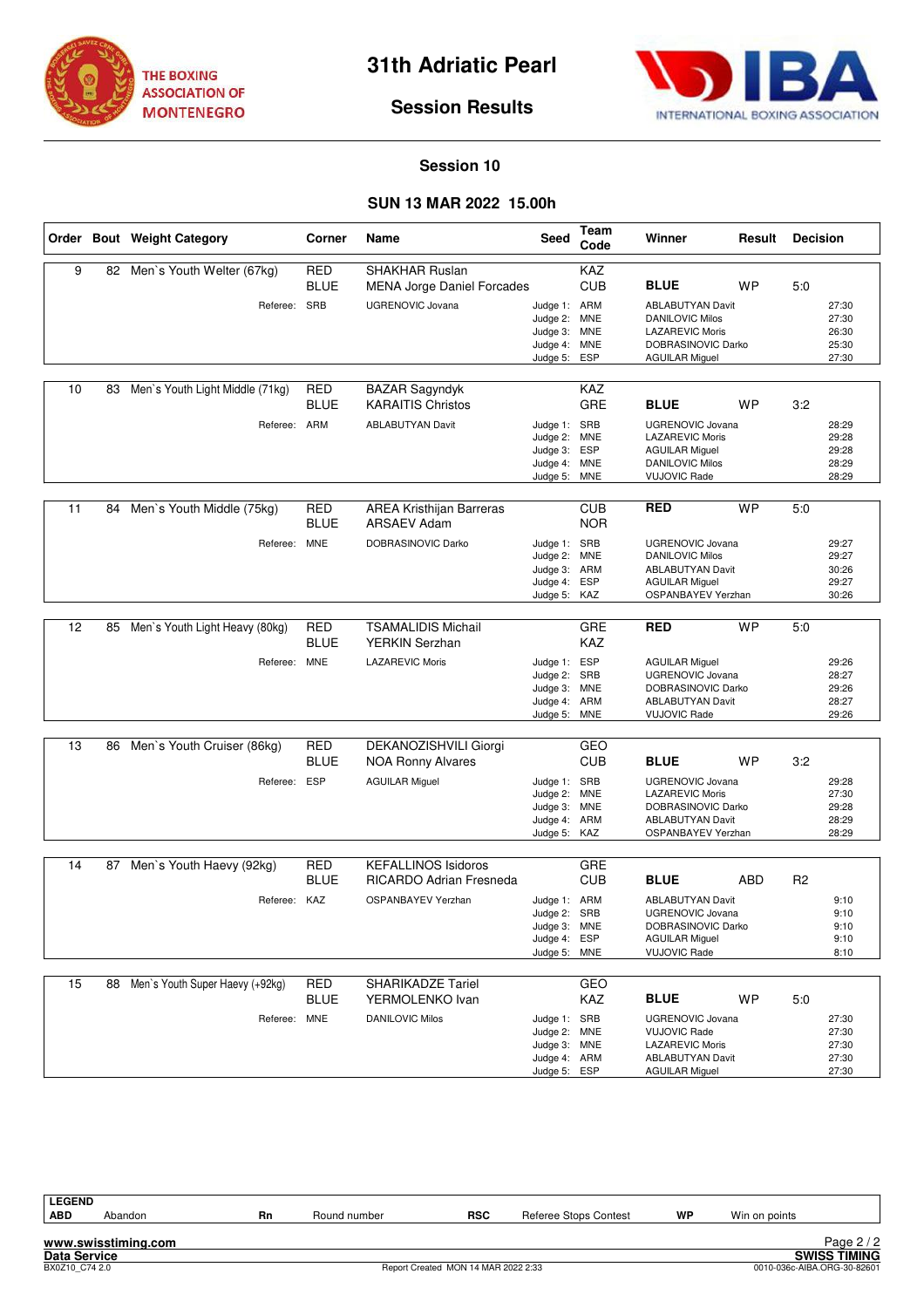THE BOXING ASSOCIATION OF MONTENEGRO

# 31th Adriatic Pearl

## Session Results

### Session 10

### SUN 13 MAR 2022 15.00h

| Order | Bout | Weight Category | Corner | Name | Seed | Team Code | Winner | Result | Decision |
|---|---|---|---|---|---|---|---|---|---|
| 9 | 82 | Men`s Youth Welter (67kg) | RED | SHAKHAR Ruslan | | KAZ | | | |
| | | | BLUE | MENA Jorge Daniel Forcades | | CUB | **BLUE** | WP | 5:0 |
| | | Referee: | SRB | UGRENOVIC Jovana | Judge 1: | ARM | ABLABUTYAN Davit | | 27:30 |
| | | | | | Judge 2: | MNE | DANILOVIC Milos | | 27:30 |
| | | | | | Judge 3: | MNE | LAZAREVIC Moris | | 26:30 |
| | | | | | Judge 4: | MNE | DOBRASINOVIC Darko | | 25:30 |
| | | | | | Judge 5: | ESP | AGUILAR Miguel | | 27:30 |
| 10 | 83 | Men`s Youth Light Middle (71kg) | RED | BAZAR Sagyndyk | | KAZ | | | |
| | | | BLUE | KARAITIS Christos | | GRE | **BLUE** | WP | 3:2 |
| | | Referee: | ARM | ABLABUTYAN Davit | Judge 1: | SRB | UGRENOVIC Jovana | | 28:29 |
| | | | | | Judge 2: | MNE | LAZAREVIC Moris | | 29:28 |
| | | | | | Judge 3: | ESP | AGUILAR Miguel | | 29:28 |
| | | | | | Judge 4: | MNE | DANILOVIC Milos | | 28:29 |
| | | | | | Judge 5: | MNE | VUJOVIC Rade | | 28:29 |
| 11 | 84 | Men`s Youth Middle (75kg) | RED | AREA Kristhijan Barreras | | CUB | **RED** | WP | 5:0 |
| | | | BLUE | ARSAEV Adam | | NOR | | | |
| | | Referee: | MNE | DOBRASINOVIC Darko | Judge 1: | SRB | UGRENOVIC Jovana | | 29:27 |
| | | | | | Judge 2: | MNE | DANILOVIC Milos | | 29:27 |
| | | | | | Judge 3: | ARM | ABLABUTYAN Davit | | 30:26 |
| | | | | | Judge 4: | ESP | AGUILAR Miguel | | 29:27 |
| | | | | | Judge 5: | KAZ | OSPANBAYEV Yerzhan | | 30:26 |
| 12 | 85 | Men`s Youth Light Heavy (80kg) | RED | TSAMALIDIS Michail | | GRE | **RED** | WP | 5:0 |
| | | | BLUE | YERKIN Serzhan | | KAZ | | | |
| | | Referee: | MNE | LAZAREVIC Moris | Judge 1: | ESP | AGUILAR Miguel | | 29:26 |
| | | | | | Judge 2: | SRB | UGRENOVIC Jovana | | 28:27 |
| | | | | | Judge 3: | MNE | DOBRASINOVIC Darko | | 29:26 |
| | | | | | Judge 4: | ARM | ABLABUTYAN Davit | | 28:27 |
| | | | | | Judge 5: | MNE | VUJOVIC Rade | | 29:26 |
| 13 | 86 | Men`s Youth Cruiser (86kg) | RED | DEKANOZISHVILI Giorgi | | GEO | | | |
| | | | BLUE | NOA Ronny Alvares | | CUB | **BLUE** | WP | 3:2 |
| | | Referee: | ESP | AGUILAR Miguel | Judge 1: | SRB | UGRENOVIC Jovana | | 29:28 |
| | | | | | Judge 2: | MNE | LAZAREVIC Moris | | 27:30 |
| | | | | | Judge 3: | MNE | DOBRASINOVIC Darko | | 29:28 |
| | | | | | Judge 4: | ARM | ABLABUTYAN Davit | | 28:29 |
| | | | | | Judge 5: | KAZ | OSPANBAYEV Yerzhan | | 28:29 |
| 14 | 87 | Men`s Youth Haevy (92kg) | RED | KEFALLINOS Isidoros | | GRE | | | |
| | | | BLUE | RICARDO Adrian Fresneda | | CUB | **BLUE** | ABD | R2 |
| | | Referee: | KAZ | OSPANBAYEV Yerzhan | Judge 1: | ARM | ABLABUTYAN Davit | | 9:10 |
| | | | | | Judge 2: | SRB | UGRENOVIC Jovana | | 9:10 |
| | | | | | Judge 3: | MNE | DOBRASINOVIC Darko | | 9:10 |
| | | | | | Judge 4: | ESP | AGUILAR Miguel | | 9:10 |
| | | | | | Judge 5: | MNE | VUJOVIC Rade | | 8:10 |
| 15 | 88 | Men`s Youth Super Haevy (+92kg) | RED | SHARIKADZE Tariel | | GEO | | | |
| | | | BLUE | YERMOLENKO Ivan | | KAZ | **BLUE** | WP | 5:0 |
| | | Referee: | MNE | DANILOVIC Milos | Judge 1: | SRB | UGRENOVIC Jovana | | 27:30 |
| | | | | | Judge 2: | MNE | VUJOVIC Rade | | 27:30 |
| | | | | | Judge 3: | MNE | LAZAREVIC Moris | | 27:30 |
| | | | | | Judge 4: | ARM | ABLABUTYAN Davit | | 27:30 |
| | | | | | Judge 5: | ESP | AGUILAR Miguel | | 27:30 |

**LEGEND**

| ABD | Abandon | Rn | Round number | RSC | Referee Stops Contest | WP | Win on points |
|---|---|---|---|---|---|---|---|

www.swisstiming.com
Data Service
SWISS TIMING
BX0Z10_C74 2.0
Report Created MON 14 MAR 2022 2:33
0010-036c-AIBA.ORG-30-82601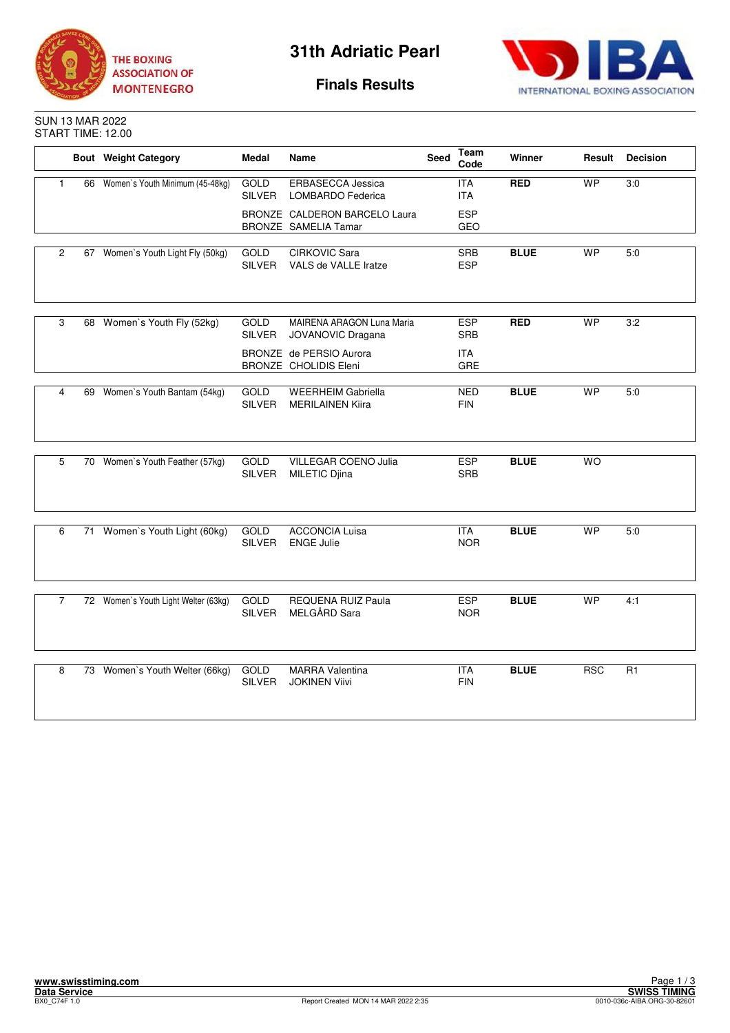# 31th Adriatic Pearl

## Finals Results

THE BOXING ASSOCIATION OF MONTENEGRO

INTERNATIONAL BOXING ASSOCIATION

SUN 13 MAR 2022
START TIME: 12.00

| | Bout | Weight Category | Medal | Name | Seed | Team Code | Winner | Result | Decision |
|---|---|---|---|---|---|---|---|---|---|
| 1 | 66 | Women`s Youth Minimum (45-48kg) | GOLD | ERBASECCA Jessica | | ITA | RED | WP | 3:0 |
| | | | SILVER | LOMBARDO Federica | | ITA | | | |
| | | | BRONZE | CALDERON BARCELO Laura | | ESP | | | |
| | | | BRONZE | SAMELIA Tamar | | GEO | | | |
| 2 | 67 | Women`s Youth Light Fly (50kg) | GOLD | CIRKOVIC Sara | | SRB | BLUE | WP | 5:0 |
| | | | SILVER | VALS de VALLE Iratze | | ESP | | | |
| 3 | 68 | Women`s Youth Fly (52kg) | GOLD | MAIRENA ARAGON Luna Maria | | ESP | RED | WP | 3:2 |
| | | | SILVER | JOVANOVIC Dragana | | SRB | | | |
| | | | BRONZE | de PERSIO Aurora | | ITA | | | |
| | | | BRONZE | CHOLIDIS Eleni | | GRE | | | |
| 4 | 69 | Women`s Youth Bantam (54kg) | GOLD | WEERHEIM Gabriella | | NED | BLUE | WP | 5:0 |
| | | | SILVER | MERILAINEN Kiira | | FIN | | | |
| 5 | 70 | Women`s Youth Feather (57kg) | GOLD | VILLEGAR COENO Julia | | ESP | BLUE | WO | |
| | | | SILVER | MILETIC Djina | | SRB | | | |
| 6 | 71 | Women`s Youth Light (60kg) | GOLD | ACCONCIA Luisa | | ITA | BLUE | WP | 5:0 |
| | | | SILVER | ENGE Julie | | NOR | | | |
| 7 | 72 | Women`s Youth Light Welter (63kg) | GOLD | REQUENA RUIZ Paula | | ESP | BLUE | WP | 4:1 |
| | | | SILVER | MELGÅRD Sara | | NOR | | | |
| 8 | 73 | Women`s Youth Welter (66kg) | GOLD | MARRA Valentina | | ITA | BLUE | RSC | R1 |
| | | | SILVER | JOKINEN Viivi | | FIN | | | |

www.swisstiming.com
Data Service
BX0_C74F 1.0
Report Created MON 14 MAR 2022 2:35
SWISS TIMING
0010-036c-AIBA.ORG-30-82601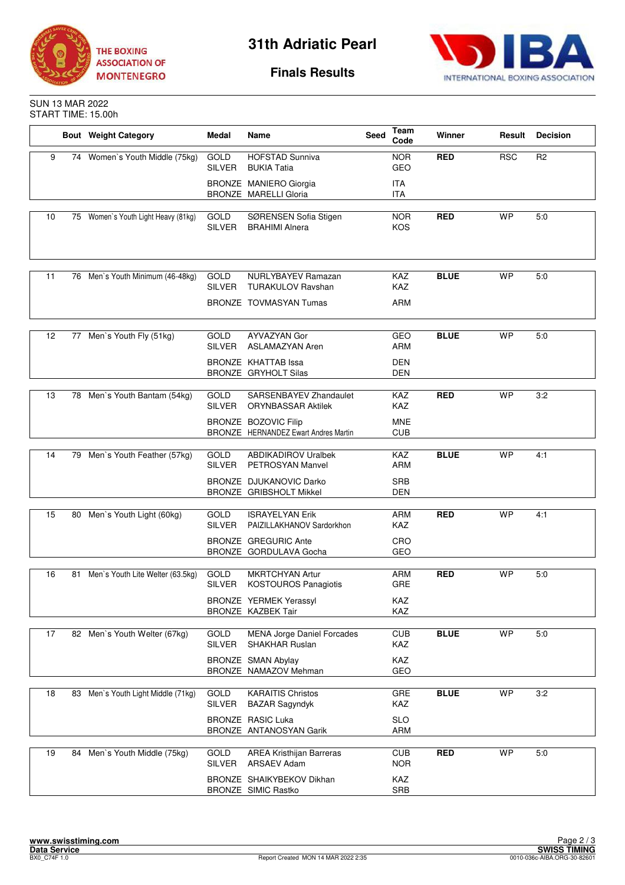# 31th Adriatic Pearl

## Finals Results

THE BOXING ASSOCIATION OF MONTENEGRO

IBA INTERNATIONAL BOXING ASSOCIATION

SUN 13 MAR 2022
START TIME: 15.00h

| | Bout | Weight Category | Medal | Name | Seed | Team Code | Winner | Result | Decision |
|---|---|---|---|---|---|---|---|---|---|
| 9 | 74 | Women`s Youth Middle (75kg) | GOLD | HOFSTAD Sunniva | | NOR | RED | RSC | R2 |
| | | | SILVER | BUKIA Tatia | | GEO | | | |
| | | | BRONZE | MANIERO Giorgia | | ITA | | | |
| | | | BRONZE | MARELLI Gloria | | ITA | | | |
| 10 | 75 | Women`s Youth Light Heavy (81kg) | GOLD | SØRENSEN Sofia Stigen | | NOR | RED | WP | 5:0 |
| | | | SILVER | BRAHIMI Alnera | | KOS | | | |
| 11 | 76 | Men`s Youth Minimum (46-48kg) | GOLD | NURLYBAYEV Ramazan | | KAZ | BLUE | WP | 5:0 |
| | | | SILVER | TURAKULOV Ravshan | | KAZ | | | |
| | | | BRONZE | TOVMASYAN Tumas | | ARM | | | |
| 12 | 77 | Men`s Youth Fly (51kg) | GOLD | AYVAZYAN Gor | | GEO | BLUE | WP | 5:0 |
| | | | SILVER | ASLAMAZYAN Aren | | ARM | | | |
| | | | BRONZE | KHATTAB Issa | | DEN | | | |
| | | | BRONZE | GRYHOLT Silas | | DEN | | | |
| 13 | 78 | Men`s Youth Bantam (54kg) | GOLD | SARSENBAYEV Zhandaulet | | KAZ | RED | WP | 3:2 |
| | | | SILVER | ORYNBASSAR Aktilek | | KAZ | | | |
| | | | BRONZE | BOZOVIC Filip | | MNE | | | |
| | | | BRONZE | HERNANDEZ Ewart Andres Martin | | CUB | | | |
| 14 | 79 | Men`s Youth Feather (57kg) | GOLD | ABDIKADIROV Uralbek | | KAZ | BLUE | WP | 4:1 |
| | | | SILVER | PETROSYAN Manvel | | ARM | | | |
| | | | BRONZE | DJUKANOVIC Darko | | SRB | | | |
| | | | BRONZE | GRIBSHOLT Mikkel | | DEN | | | |
| 15 | 80 | Men`s Youth Light (60kg) | GOLD | ISRAYELYAN Erik | | ARM | RED | WP | 4:1 |
| | | | SILVER | PAIZILLAKHANOV Sardorkhon | | KAZ | | | |
| | | | BRONZE | GREGURIC Ante | | CRO | | | |
| | | | BRONZE | GORDULAVA Gocha | | GEO | | | |
| 16 | 81 | Men`s Youth Lite Welter (63.5kg) | GOLD | MKRTCHYAN Artur | | ARM | RED | WP | 5:0 |
| | | | SILVER | KOSTOUROS Panagiotis | | GRE | | | |
| | | | BRONZE | YERMEK Yerassyl | | KAZ | | | |
| | | | BRONZE | KAZBEK Tair | | KAZ | | | |
| 17 | 82 | Men`s Youth Welter (67kg) | GOLD | MENA Jorge Daniel Forcades | | CUB | BLUE | WP | 5:0 |
| | | | SILVER | SHAKHAR Ruslan | | KAZ | | | |
| | | | BRONZE | SMAN Abylay | | KAZ | | | |
| | | | BRONZE | NAMAZOV Mehman | | GEO | | | |
| 18 | 83 | Men`s Youth Light Middle (71kg) | GOLD | KARAITIS Christos | | GRE | BLUE | WP | 3:2 |
| | | | SILVER | BAZAR Sagyndyk | | KAZ | | | |
| | | | BRONZE | RASIC Luka | | SLO | | | |
| | | | BRONZE | ANTANOSYAN Garik | | ARM | | | |
| 19 | 84 | Men`s Youth Middle (75kg) | GOLD | AREA Kristhijan Barreras | | CUB | RED | WP | 5:0 |
| | | | SILVER | ARSAEV Adam | | NOR | | | |
| | | | BRONZE | SHAIKYBEKOV Dikhan | | KAZ | | | |
| | | | BRONZE | SIMIC Rastko | | SRB | | | |

www.swisstiming.com
Data Service
BX0_C74F 1.0
Report Created MON 14 MAR 2022 2:35
SWISS TIMING
0010-036c-AIBA.ORG-30-82601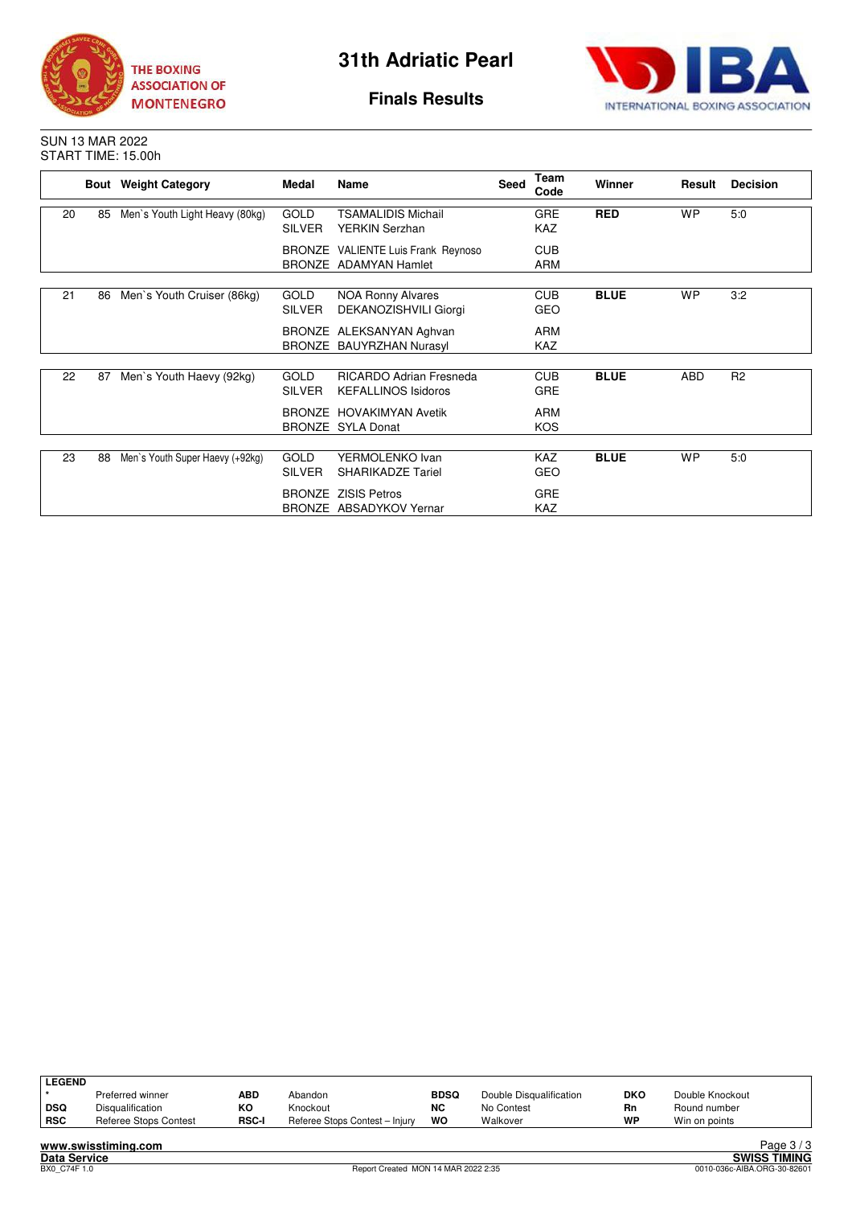# 31th Adriatic Pearl

## Finals Results

SUN 13 MAR 2022
START TIME: 15.00h

| | Bout | Weight Category | Medal | Name | Seed | Team Code | Winner | Result | Decision |
|---|---|---|---|---|---|---|---|---|---|
| 20 | 85 | Men`s Youth Light Heavy (80kg) | GOLD | TSAMALIDIS Michail | | GRE | **RED** | WP | 5:0 |
| | | | SILVER | YERKIN Serzhan | | KAZ | | | |
| | | | BRONZE | VALIENTE Luis Frank Reynoso | | CUB | | | |
| | | | BRONZE | ADAMYAN Hamlet | | ARM | | | |
| 21 | 86 | Men`s Youth Cruiser (86kg) | GOLD | NOA Ronny Alvares | | CUB | **BLUE** | WP | 3:2 |
| | | | SILVER | DEKANOZISHVILI Giorgi | | GEO | | | |
| | | | BRONZE | ALEKSANYAN Aghvan | | ARM | | | |
| | | | BRONZE | BAUYRZHAN Nurasyl | | KAZ | | | |
| 22 | 87 | Men`s Youth Haevy (92kg) | GOLD | RICARDO Adrian Fresneda | | CUB | **BLUE** | ABD | R2 |
| | | | SILVER | KEFALLINOS Isidoros | | GRE | | | |
| | | | BRONZE | HOVAKIMYAN Avetik | | ARM | | | |
| | | | BRONZE | SYLA Donat | | KOS | | | |
| 23 | 88 | Men`s Youth Super Haevy (+92kg) | GOLD | YERMOLENKO Ivan | | KAZ | **BLUE** | WP | 5:0 |
| | | | SILVER | SHARIKADZE Tariel | | GEO | | | |
| | | | BRONZE | ZISIS Petros | | GRE | | | |
| | | | BRONZE | ABSADYKOV Yernar | | KAZ | | | |

**LEGEND**

| | | | | | | | |
|---|---|---|---|---|---|---|---|
| * | Preferred winner | ABD | Abandon | BDSQ | Double Disqualification | DKO | Double Knockout |
| DSQ | Disqualification | KO | Knockout | NC | No Contest | Rn | Round number |
| RSC | Referee Stops Contest | RSC-I | Referee Stops Contest – Injury | WO | Walkover | WP | Win on points |

Report Created MON 14 MAR 2022 2:35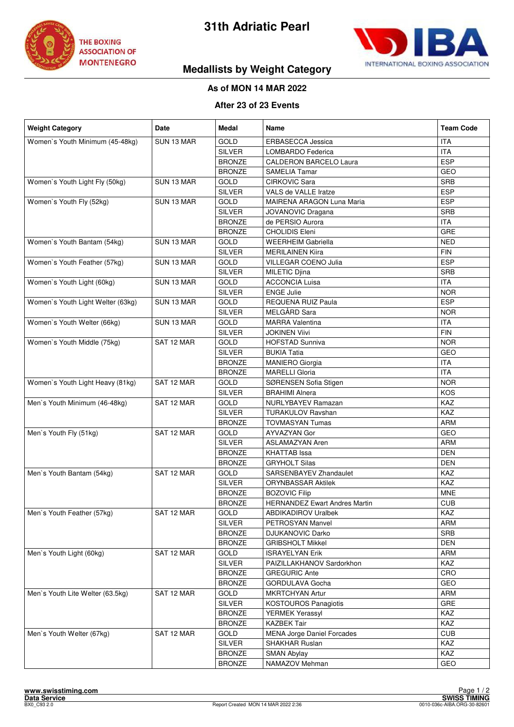THE BOXING ASSOCIATION OF MONTENEGRO

# 31th Adriatic Pearl

## Medallists by Weight Category

INTERNATIONAL BOXING ASSOCIATION

**As of MON 14 MAR 2022**

**After 23 of 23 Events**

| Weight Category | Date | Medal | Name | Team Code |
|---|---|---|---|---|
| Women`s Youth Minimum (45-48kg) | SUN 13 MAR | GOLD | ERBASECCA Jessica | ITA |
| | | SILVER | LOMBARDO Federica | ITA |
| | | BRONZE | CALDERON BARCELO Laura | ESP |
| | | BRONZE | SAMELIA Tamar | GEO |
| Women`s Youth Light Fly (50kg) | SUN 13 MAR | GOLD | CIRKOVIC Sara | SRB |
| | | SILVER | VALS de VALLE Iratze | ESP |
| Women`s Youth Fly (52kg) | SUN 13 MAR | GOLD | MAIRENA ARAGON Luna Maria | ESP |
| | | SILVER | JOVANOVIC Dragana | SRB |
| | | BRONZE | de PERSIO Aurora | ITA |
| | | BRONZE | CHOLIDIS Eleni | GRE |
| Women`s Youth Bantam (54kg) | SUN 13 MAR | GOLD | WEERHEIM Gabriella | NED |
| | | SILVER | MERILAINEN Kiira | FIN |
| Women`s Youth Feather (57kg) | SUN 13 MAR | GOLD | VILLEGAR COENO Julia | ESP |
| | | SILVER | MILETIC Djina | SRB |
| Women`s Youth Light (60kg) | SUN 13 MAR | GOLD | ACCONCIA Luisa | ITA |
| | | SILVER | ENGE Julie | NOR |
| Women`s Youth Light Welter (63kg) | SUN 13 MAR | GOLD | REQUENA RUIZ Paula | ESP |
| | | SILVER | MELGÅRD Sara | NOR |
| Women`s Youth Welter (66kg) | SUN 13 MAR | GOLD | MARRA Valentina | ITA |
| | | SILVER | JOKINEN Viivi | FIN |
| Women`s Youth Middle (75kg) | SAT 12 MAR | GOLD | HOFSTAD Sunniva | NOR |
| | | SILVER | BUKIA Tatia | GEO |
| | | BRONZE | MANIERO Giorgia | ITA |
| | | BRONZE | MARELLI Gloria | ITA |
| Women`s Youth Light Heavy (81kg) | SAT 12 MAR | GOLD | SØRENSEN Sofia Stigen | NOR |
| | | SILVER | BRAHIMI Alnera | KOS |
| Men`s Youth Minimum (46-48kg) | SAT 12 MAR | GOLD | NURLYBAYEV Ramazan | KAZ |
| | | SILVER | TURAKULOV Ravshan | KAZ |
| | | BRONZE | TOVMASYAN Tumas | ARM |
| Men`s Youth Fly (51kg) | SAT 12 MAR | GOLD | AYVAZYAN Gor | GEO |
| | | SILVER | ASLAMAZYAN Aren | ARM |
| | | BRONZE | KHATTAB Issa | DEN |
| | | BRONZE | GRYHOLT Silas | DEN |
| Men`s Youth Bantam (54kg) | SAT 12 MAR | GOLD | SARSENBAYEV Zhandaulet | KAZ |
| | | SILVER | ORYNBASSAR Aktilek | KAZ |
| | | BRONZE | BOZOVIC Filip | MNE |
| | | BRONZE | HERNANDEZ Ewart Andres Martin | CUB |
| Men`s Youth Feather (57kg) | SAT 12 MAR | GOLD | ABDIKADIROV Uralbek | KAZ |
| | | SILVER | PETROSYAN Manvel | ARM |
| | | BRONZE | DJUKANOVIC Darko | SRB |
| | | BRONZE | GRIBSHOLT Mikkel | DEN |
| Men`s Youth Light (60kg) | SAT 12 MAR | GOLD | ISRAYELYAN Erik | ARM |
| | | SILVER | PAIZILLAKHANOV Sardorkhon | KAZ |
| | | BRONZE | GREGURIC Ante | CRO |
| | | BRONZE | GORDULAVA Gocha | GEO |
| Men`s Youth Lite Welter (63.5kg) | SAT 12 MAR | GOLD | MKRTCHYAN Artur | ARM |
| | | SILVER | KOSTOUROS Panagiotis | GRE |
| | | BRONZE | YERMEK Yerassyl | KAZ |
| | | BRONZE | KAZBEK Tair | KAZ |
| Men`s Youth Welter (67kg) | SAT 12 MAR | GOLD | MENA Jorge Daniel Forcades | CUB |
| | | SILVER | SHAKHAR Ruslan | KAZ |
| | | BRONZE | SMAN Abylay | KAZ |
| | | BRONZE | NAMAZOV Mehman | GEO |

www.swisstiming.com
Data Service
BX0_C93 2.0
Report Created MON 14 MAR 2022 2:36
SWISS TIMING
0010-036c-AIBA.ORG-30-82601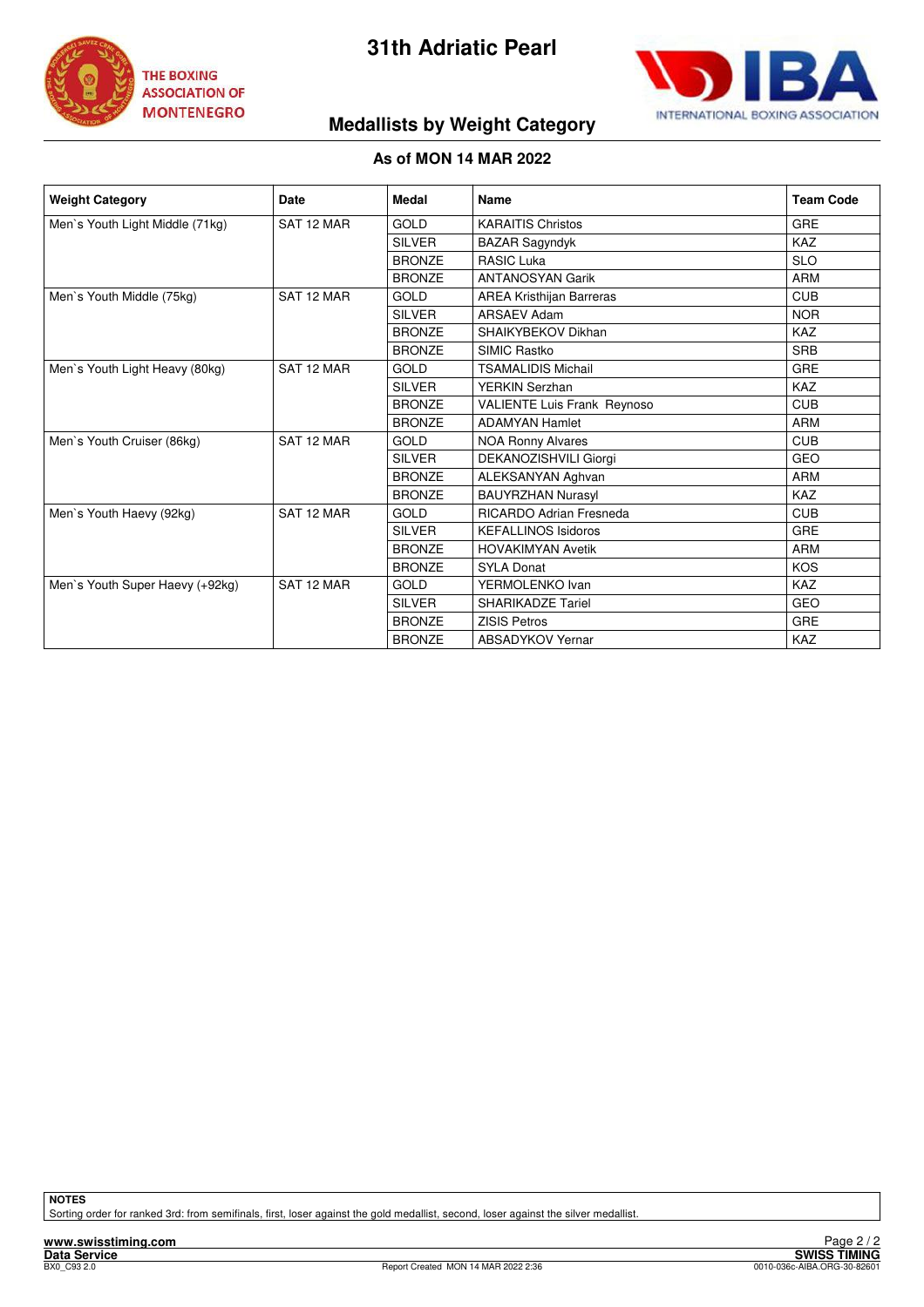# 31th Adriatic Pearl

THE BOXING ASSOCIATION OF MONTENEGRO

INTERNATIONAL BOXING ASSOCIATION

## Medallists by Weight Category

**As of MON 14 MAR 2022**

| Weight Category | Date | Medal | Name | Team Code |
|---|---|---|---|---|
| Men`s Youth Light Middle (71kg) | SAT 12 MAR | GOLD | KARAITIS Christos | GRE |
| | | SILVER | BAZAR Sagyndyk | KAZ |
| | | BRONZE | RASIC Luka | SLO |
| | | BRONZE | ANTANOSYAN Garik | ARM |
| Men`s Youth Middle (75kg) | SAT 12 MAR | GOLD | AREA Kristhijan Barreras | CUB |
| | | SILVER | ARSAEV Adam | NOR |
| | | BRONZE | SHAIKYBEKOV Dikhan | KAZ |
| | | BRONZE | SIMIC Rastko | SRB |
| Men`s Youth Light Heavy (80kg) | SAT 12 MAR | GOLD | TSAMALIDIS Michail | GRE |
| | | SILVER | YERKIN Serzhan | KAZ |
| | | BRONZE | VALIENTE Luis Frank Reynoso | CUB |
| | | BRONZE | ADAMYAN Hamlet | ARM |
| Men`s Youth Cruiser (86kg) | SAT 12 MAR | GOLD | NOA Ronny Alvares | CUB |
| | | SILVER | DEKANOZISHVILI Giorgi | GEO |
| | | BRONZE | ALEKSANYAN Aghvan | ARM |
| | | BRONZE | BAUYRZHAN Nurasyl | KAZ |
| Men`s Youth Haevy (92kg) | SAT 12 MAR | GOLD | RICARDO Adrian Fresneda | CUB |
| | | SILVER | KEFALLINOS Isidoros | GRE |
| | | BRONZE | HOVAKIMYAN Avetik | ARM |
| | | BRONZE | SYLA Donat | KOS |
| Men`s Youth Super Haevy (+92kg) | SAT 12 MAR | GOLD | YERMOLENKO Ivan | KAZ |
| | | SILVER | SHARIKADZE Tariel | GEO |
| | | BRONZE | ZISIS Petros | GRE |
| | | BRONZE | ABSADYKOV Yernar | KAZ |

**NOTES**

Sorting order for ranked 3rd: from semifinals, first, loser against the gold medallist, second, loser against the silver medallist.

www.swisstiming.com
Data Service
BX0_C93 2.0 Report Created MON 14 MAR 2022 2:36
SWISS TIMING
0010-036c-AIBA.ORG-30-82601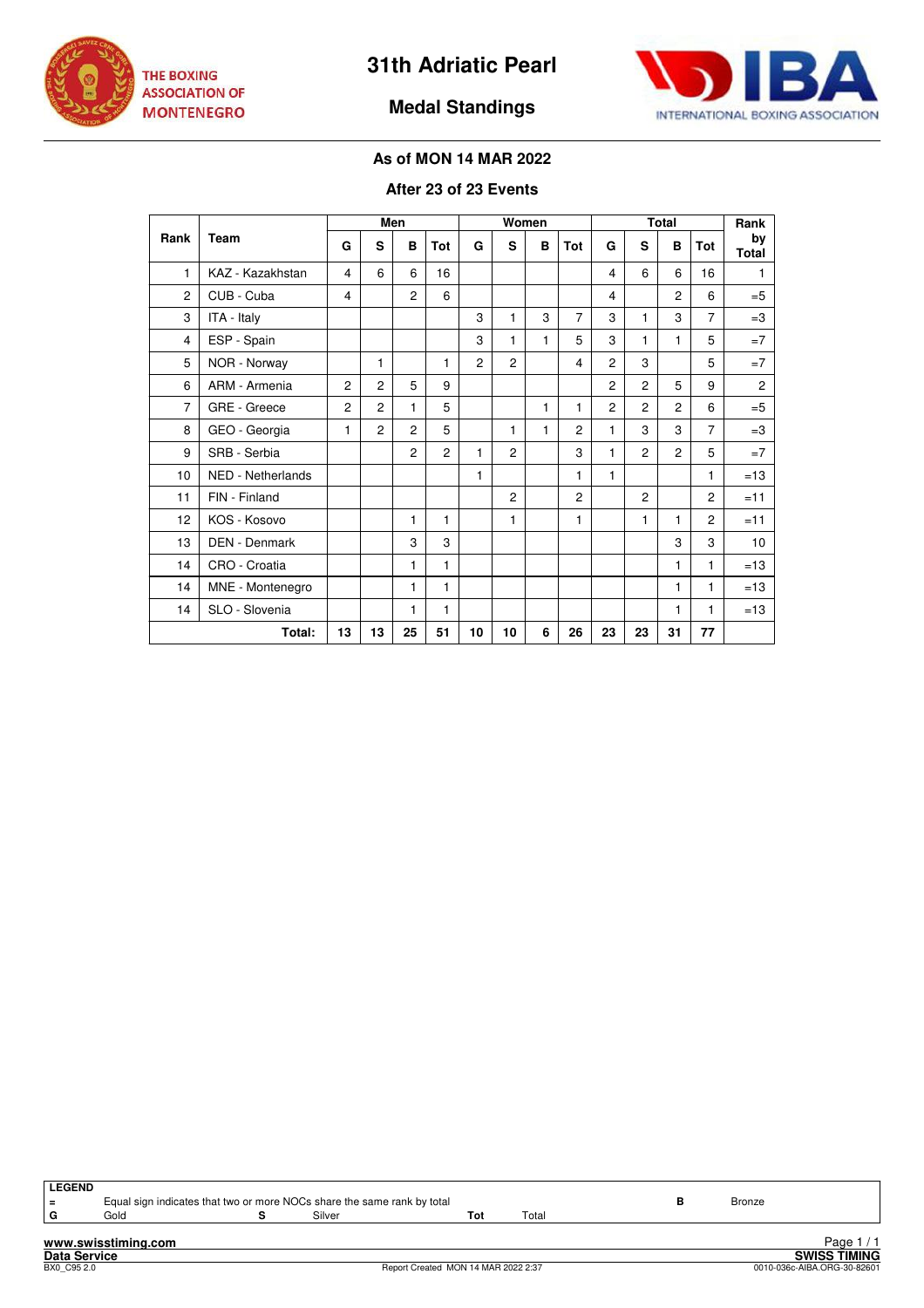THE BOXING ASSOCIATION OF MONTENEGRO

# 31th Adriatic Pearl

## Medal Standings

INTERNATIONAL BOXING ASSOCIATION

**As of MON 14 MAR 2022**

**After 23 of 23 Events**

| Rank | Team | Men | | | | Women | | | | Total | | | | Rank by Total |
|---|---|---|---|---|---|---|---|---|---|---|---|---|---|---|
| | | G | S | B | Tot | G | S | B | Tot | G | S | B | Tot | |
| 1 | KAZ - Kazakhstan | 4 | 6 | 6 | 16 | | | | | 4 | 6 | 6 | 16 | 1 |
| 2 | CUB - Cuba | 4 | | 2 | 6 | | | | | 4 | | 2 | 6 | =5 |
| 3 | ITA - Italy | | | | | 3 | 1 | 3 | 7 | 3 | 1 | 3 | 7 | =3 |
| 4 | ESP - Spain | | | | | 3 | 1 | 1 | 5 | 3 | 1 | 1 | 5 | =7 |
| 5 | NOR - Norway | | 1 | | 1 | 2 | 2 | | 4 | 2 | 3 | | 5 | =7 |
| 6 | ARM - Armenia | 2 | 2 | 5 | 9 | | | | | 2 | 2 | 5 | 9 | 2 |
| 7 | GRE - Greece | 2 | 2 | 1 | 5 | | | 1 | 1 | 2 | 2 | 2 | 6 | =5 |
| 8 | GEO - Georgia | 1 | 2 | 2 | 5 | | 1 | 1 | 2 | 1 | 3 | 3 | 7 | =3 |
| 9 | SRB - Serbia | | | 2 | 2 | 1 | 2 | | 3 | 1 | 2 | 2 | 5 | =7 |
| 10 | NED - Netherlands | | | | | 1 | | | 1 | 1 | | | 1 | =13 |
| 11 | FIN - Finland | | | | | | 2 | | 2 | | 2 | | 2 | =11 |
| 12 | KOS - Kosovo | | | 1 | 1 | | 1 | | 1 | | 1 | 1 | 2 | =11 |
| 13 | DEN - Denmark | | | 3 | 3 | | | | | | | 3 | 3 | 10 |
| 14 | CRO - Croatia | | | 1 | 1 | | | | | | | 1 | 1 | =13 |
| 14 | MNE - Montenegro | | | 1 | 1 | | | | | | | 1 | 1 | =13 |
| 14 | SLO - Slovenia | | | 1 | 1 | | | | | | | 1 | 1 | =13 |
| | **Total:** | **13** | **13** | **25** | **51** | **10** | **10** | **6** | **26** | **23** | **23** | **31** | **77** | |

**LEGEND**

| | | | | | | | |
|---|---|---|---|---|---|---|---|
| = | Equal sign indicates that two or more NOCs share the same rank by total | | | | | B | Bronze |
| G | Gold | S | Silver | Tot | Total | | |

www.swisstiming.com
Data Service
BX0_C95 2.0

Report Created MON 14 MAR 2022 2:37

SWISS TIMING
0010-036c-AIBA.ORG-30-82601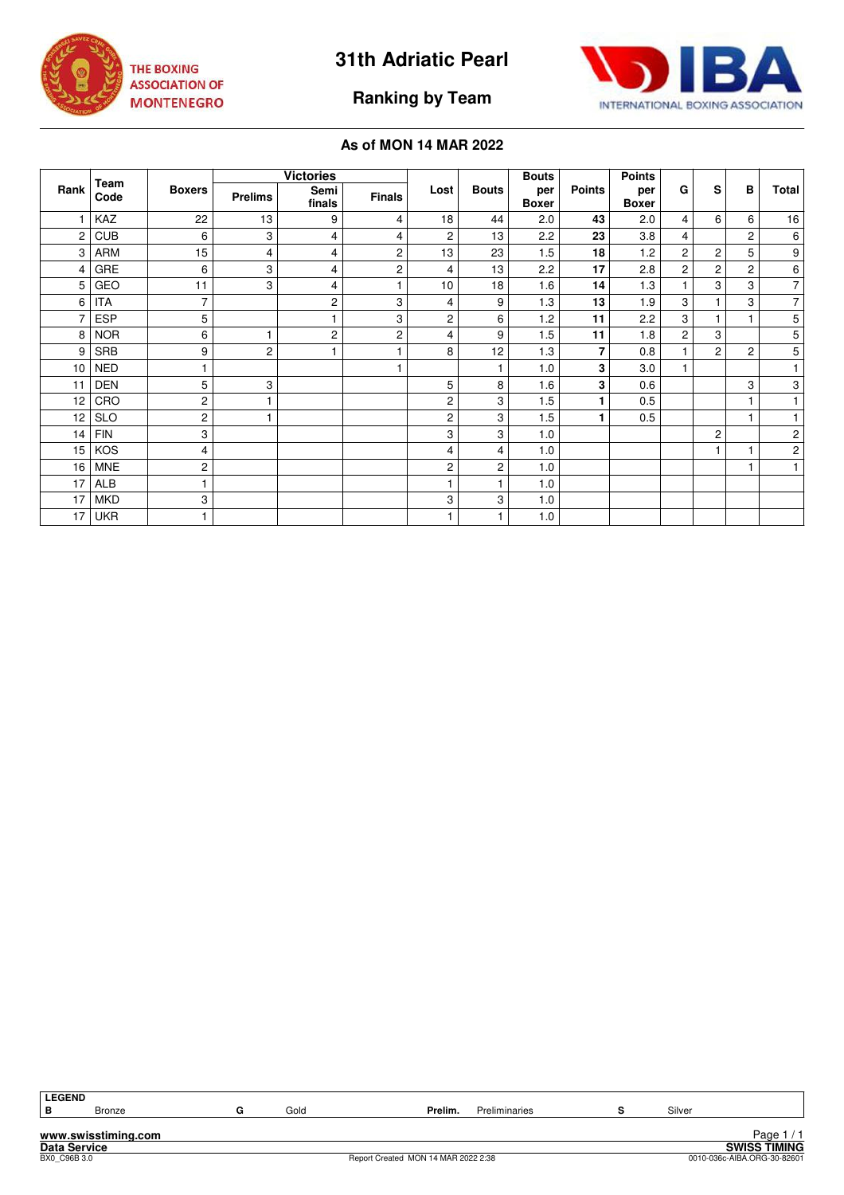# 31th Adriatic Pearl

## Ranking by Team

### As of MON 14 MAR 2022

| Rank | Team Code | Boxers | Victories | | | Lost | Bouts | Bouts per Boxer | Points | Points per Boxer | G | S | B | Total |
|---|---|---|---|---|---|---|---|---|---|---|---|---|---|---|
| | | | Prelims | Semi finals | Finals | | | | | | | | | |
| 1 | KAZ | 22 | 13 | 9 | 4 | 18 | 44 | 2.0 | **43** | 2.0 | 4 | 6 | 6 | 16 |
| 2 | CUB | 6 | 3 | 4 | 4 | 2 | 13 | 2.2 | **23** | 3.8 | 4 | | 2 | 6 |
| 3 | ARM | 15 | 4 | 4 | 2 | 13 | 23 | 1.5 | **18** | 1.2 | 2 | 2 | 5 | 9 |
| 4 | GRE | 6 | 3 | 4 | 2 | 4 | 13 | 2.2 | **17** | 2.8 | 2 | 2 | 2 | 6 |
| 5 | GEO | 11 | 3 | 4 | 1 | 10 | 18 | 1.6 | **14** | 1.3 | 1 | 3 | 3 | 7 |
| 6 | ITA | 7 | | 2 | 3 | 4 | 9 | 1.3 | **13** | 1.9 | 3 | 1 | 3 | 7 |
| 7 | ESP | 5 | | 1 | 3 | 2 | 6 | 1.2 | **11** | 2.2 | 3 | 1 | 1 | 5 |
| 8 | NOR | 6 | 1 | 2 | 2 | 4 | 9 | 1.5 | **11** | 1.8 | 2 | 3 | | 5 |
| 9 | SRB | 9 | 2 | 1 | 1 | 8 | 12 | 1.3 | **7** | 0.8 | 1 | 2 | 2 | 5 |
| 10 | NED | 1 | | | 1 | | 1 | 1.0 | **3** | 3.0 | 1 | | | 1 |
| 11 | DEN | 5 | 3 | | | 5 | 8 | 1.6 | **3** | 0.6 | | | 3 | 3 |
| 12 | CRO | 2 | 1 | | | 2 | 3 | 1.5 | **1** | 0.5 | | | 1 | 1 |
| 12 | SLO | 2 | 1 | | | 2 | 3 | 1.5 | **1** | 0.5 | | | 1 | 1 |
| 14 | FIN | 3 | | | | 3 | 3 | 1.0 | | | | 2 | | 2 |
| 15 | KOS | 4 | | | | 4 | 4 | 1.0 | | | | 1 | 1 | 2 |
| 16 | MNE | 2 | | | | 2 | 2 | 1.0 | | | | | 1 | 1 |
| 17 | ALB | 1 | | | | 1 | 1 | 1.0 | | | | | | |
| 17 | MKD | 3 | | | | 3 | 3 | 1.0 | | | | | | |
| 17 | UKR | 1 | | | | 1 | 1 | 1.0 | | | | | | |

**LEGEND**

| B | Bronze | G | Gold | Prelim. | Preliminaries | S | Silver |
|---|---|---|---|---|---|---|---|

www.swisstiming.com
Data Service
BX0_C96B 3.0
Report Created MON 14 MAR 2022 2:38
SWISS TIMING
0010-036c-AIBA.ORG-30-82601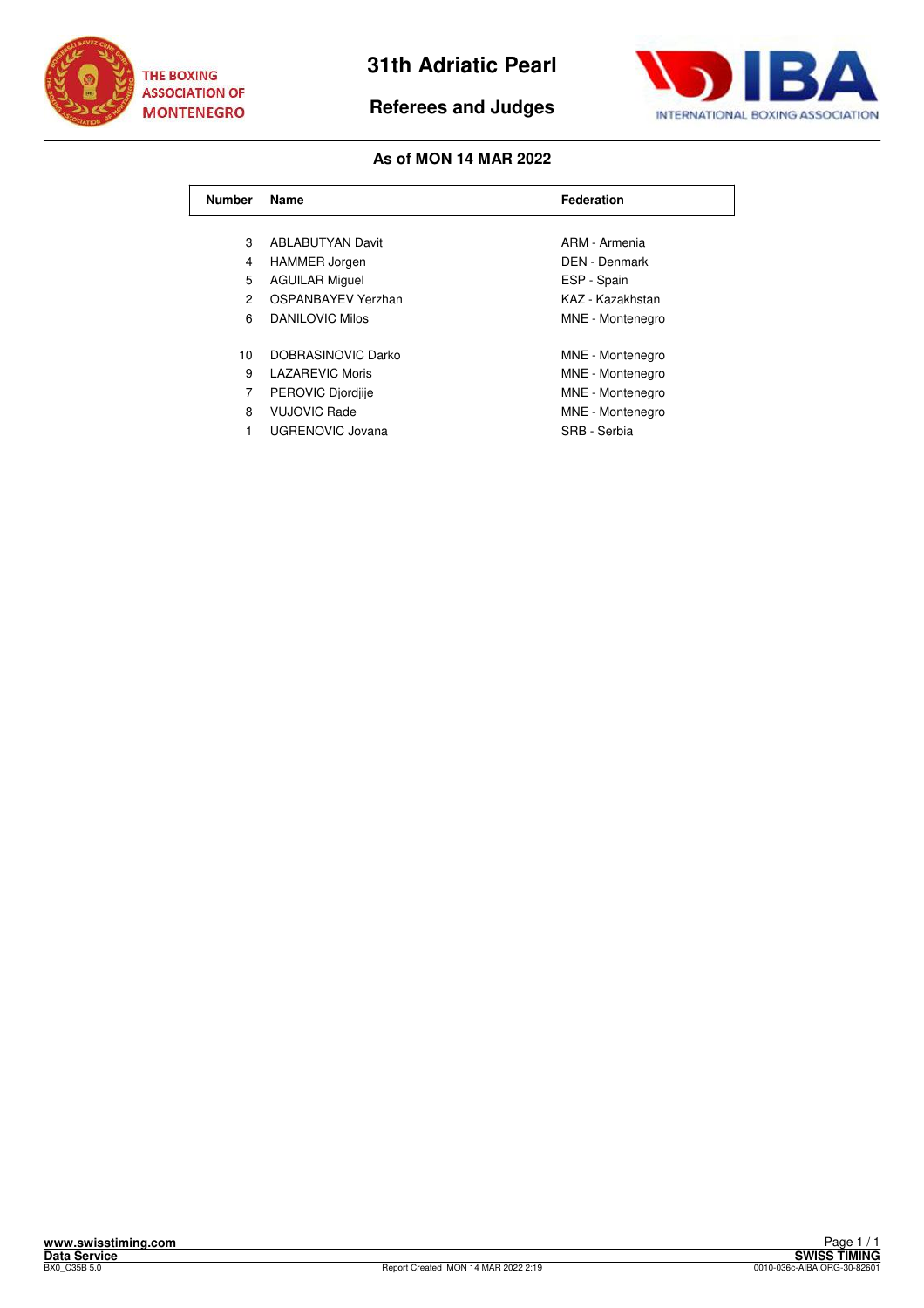# 31th Adriatic Pearl

## Referees and Judges

### As of MON 14 MAR 2022

| Number | Name | Federation |
|---|---|---|
| 3 | ABLABUTYAN Davit | ARM - Armenia |
| 4 | HAMMER Jorgen | DEN - Denmark |
| 5 | AGUILAR Miguel | ESP - Spain |
| 2 | OSPANBAYEV Yerzhan | KAZ - Kazakhstan |
| 6 | DANILOVIC Milos | MNE - Montenegro |
| 10 | DOBRASINOVIC Darko | MNE - Montenegro |
| 9 | LAZAREVIC Moris | MNE - Montenegro |
| 7 | PEROVIC Djordjije | MNE - Montenegro |
| 8 | VUJOVIC Rade | MNE - Montenegro |
| 1 | UGRENOVIC Jovana | SRB - Serbia |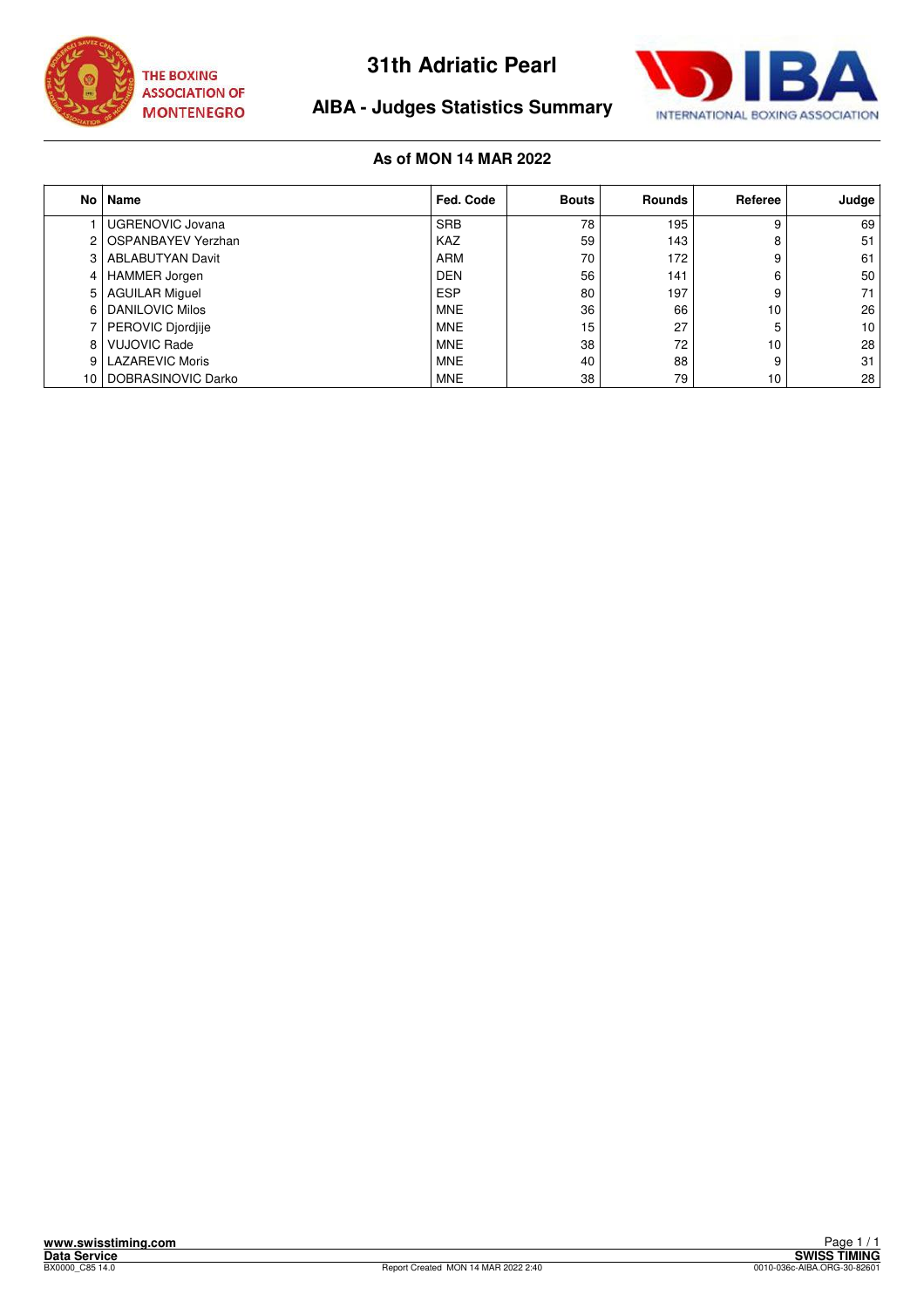THE BOXING ASSOCIATION OF MONTENEGRO

# 31th Adriatic Pearl

## AIBA - Judges Statistics Summary

INTERNATIONAL BOXING ASSOCIATION

**As of MON 14 MAR 2022**

| No | Name | Fed. Code | Bouts | Rounds | Referee | Judge |
|---|---|---|---|---|---|---|
| 1 | UGRENOVIC Jovana | SRB | 78 | 195 | 9 | 69 |
| 2 | OSPANBAYEV Yerzhan | KAZ | 59 | 143 | 8 | 51 |
| 3 | ABLABUTYAN Davit | ARM | 70 | 172 | 9 | 61 |
| 4 | HAMMER Jorgen | DEN | 56 | 141 | 6 | 50 |
| 5 | AGUILAR Miguel | ESP | 80 | 197 | 9 | 71 |
| 6 | DANILOVIC Milos | MNE | 36 | 66 | 10 | 26 |
| 7 | PEROVIC Djordjije | MNE | 15 | 27 | 5 | 10 |
| 8 | VUJOVIC Rade | MNE | 38 | 72 | 10 | 28 |
| 9 | LAZAREVIC Moris | MNE | 40 | 88 | 9 | 31 |
| 10 | DOBRASINOVIC Darko | MNE | 38 | 79 | 10 | 28 |

**www.swisstiming.com**
**Data Service**
BX0000_C85 14.0

Report Created MON 14 MAR 2022 2:40

**SWISS TIMING**
0010-036c-AIBA.ORG-30-82601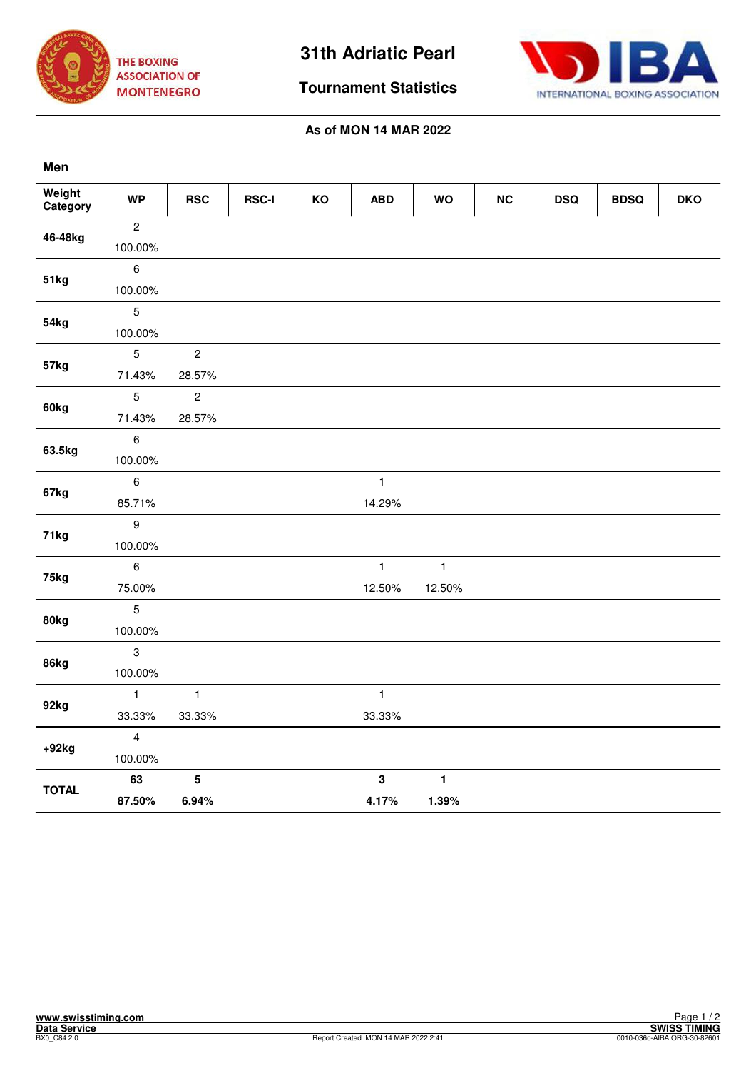# 31th Adriatic Pearl

## Tournament Statistics

**As of MON 14 MAR 2022**

### Men

| Weight Category | WP | RSC | RSC-I | KO | ABD | WO | NC | DSQ | BDSQ | DKO |
|---|---|---|---|---|---|---|---|---|---|---|
| 46-48kg | 2<br>100.00% | | | | | | | | | |
| 51kg | 6<br>100.00% | | | | | | | | | |
| 54kg | 5<br>100.00% | | | | | | | | | |
| 57kg | 5<br>71.43% | 2<br>28.57% | | | | | | | | |
| 60kg | 5<br>71.43% | 2<br>28.57% | | | | | | | | |
| 63.5kg | 6<br>100.00% | | | | | | | | | |
| 67kg | 6<br>85.71% | | | | 1<br>14.29% | | | | | |
| 71kg | 9<br>100.00% | | | | | | | | | |
| 75kg | 6<br>75.00% | | | | 1<br>12.50% | 1<br>12.50% | | | | |
| 80kg | 5<br>100.00% | | | | | | | | | |
| 86kg | 3<br>100.00% | | | | | | | | | |
| 92kg | 1<br>33.33% | 1<br>33.33% | | | 1<br>33.33% | | | | | |
| +92kg | 4<br>100.00% | | | | | | | | | |
| **TOTAL** | **63**<br>**87.50%** | **5**<br>**6.94%** | | | **3**<br>**4.17%** | **1**<br>**1.39%** | | | | |

www.swisstiming.com
Data Service
BX0_C84 2.0
Report Created MON 14 MAR 2022 2:41
SWISS TIMING
0010-036c-AIBA.ORG-30-82601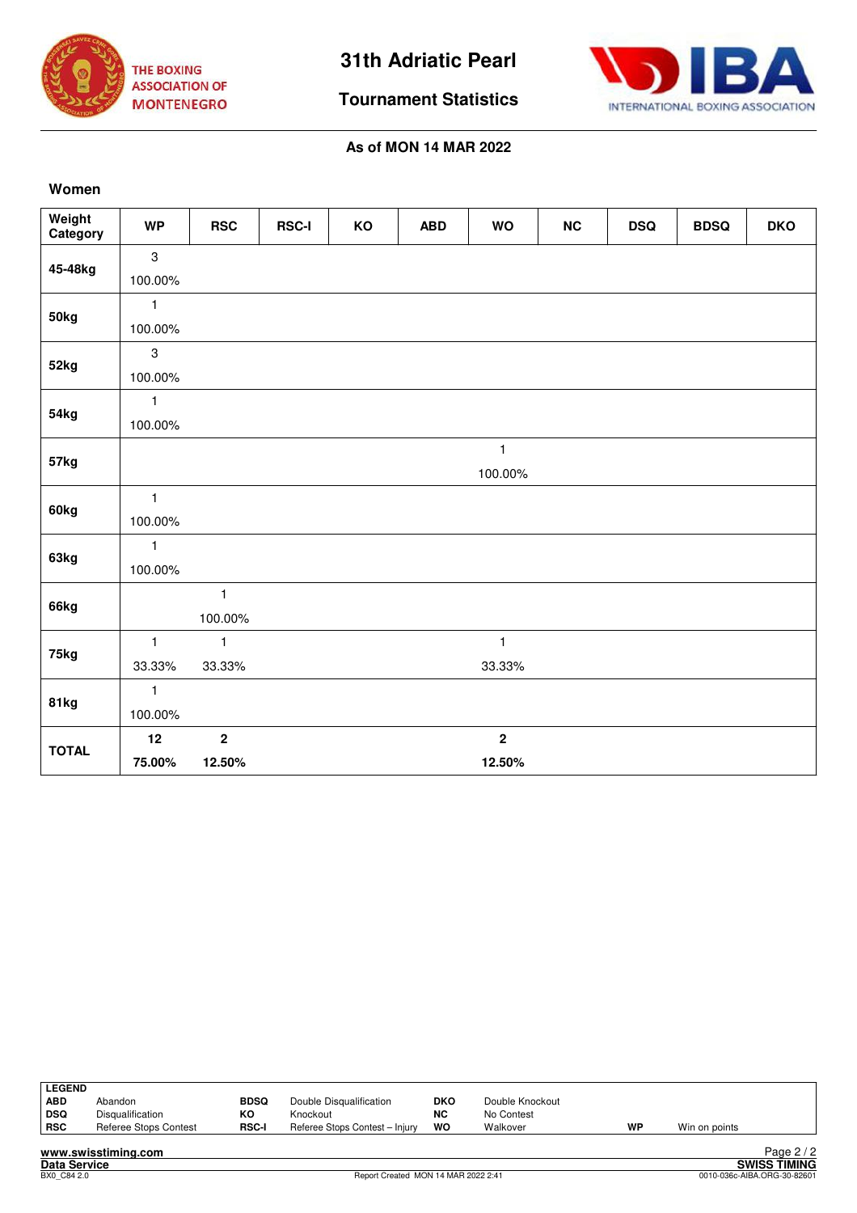# 31th Adriatic Pearl

## Tournament Statistics

**As of MON 14 MAR 2022**

### Women

| Weight Category | WP | RSC | RSC-I | KO | ABD | WO | NC | DSQ | BDSQ | DKO |
|---|---|---|---|---|---|---|---|---|---|---|
| 45-48kg | 3<br>100.00% | | | | | | | | | |
| 50kg | 1<br>100.00% | | | | | | | | | |
| 52kg | 3<br>100.00% | | | | | | | | | |
| 54kg | 1<br>100.00% | | | | | | | | | |
| 57kg | | | | | | 1<br>100.00% | | | | |
| 60kg | 1<br>100.00% | | | | | | | | | |
| 63kg | 1<br>100.00% | | | | | | | | | |
| 66kg | | 1<br>100.00% | | | | | | | | |
| 75kg | 1<br>33.33% | 1<br>33.33% | | | | 1<br>33.33% | | | | |
| 81kg | 1<br>100.00% | | | | | | | | | |
| **TOTAL** | **12**<br>**75.00%** | **2**<br>**12.50%** | | | | **2**<br>**12.50%** | | | | |

| LEGEND | | | | | | | |
|---|---|---|---|---|---|---|---|
| ABD | Abandon | BDSQ | Double Disqualification | DKO | Double Knockout | | |
| DSQ | Disqualification | KO | Knockout | NC | No Contest | | |
| RSC | Referee Stops Contest | RSC-I | Referee Stops Contest – Injury | WO | Walkover | WP | Win on points |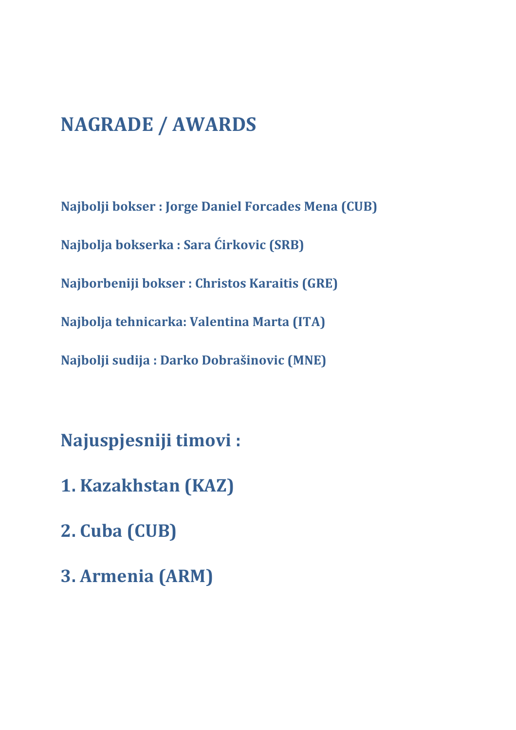# NAGRADE / AWARDS

**Najbolji bokser : Jorge Daniel Forcades Mena (CUB)**

**Najbolja bokserka : Sara Ćirkovic (SRB)**

**Najborbeniji bokser : Christos Karaitis (GRE)**

**Najbolja tehnicarka: Valentina Marta (ITA)**

**Najbolji sudija : Darko Dobrašinovic (MNE)**

## Najuspjesniji timovi :

## 1. Kazakhstan (KAZ)

## 2. Cuba (CUB)

## 3. Armenia (ARM)